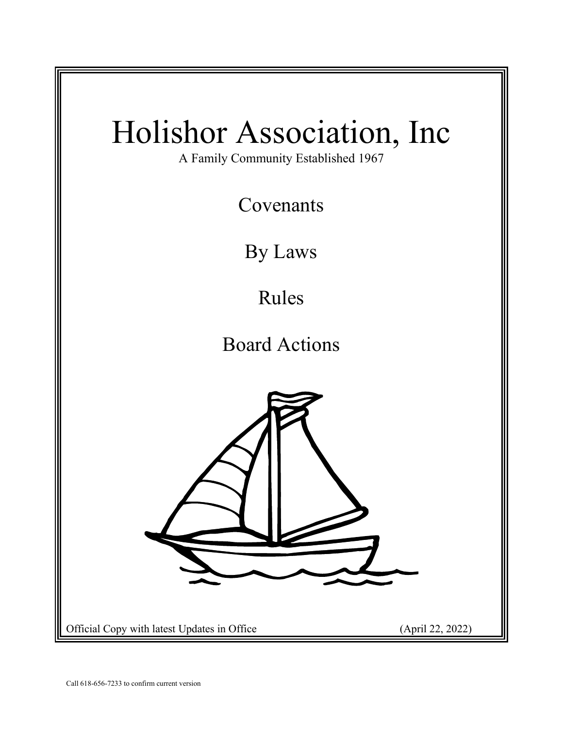# Holishor Association, Inc

A Family Community Established 1967

## Covenants

## By Laws

## Rules

## Board Actions

Official Copy with latest Updates in Office (April 22, 2022)

Call 618-656-7233 to confirm current version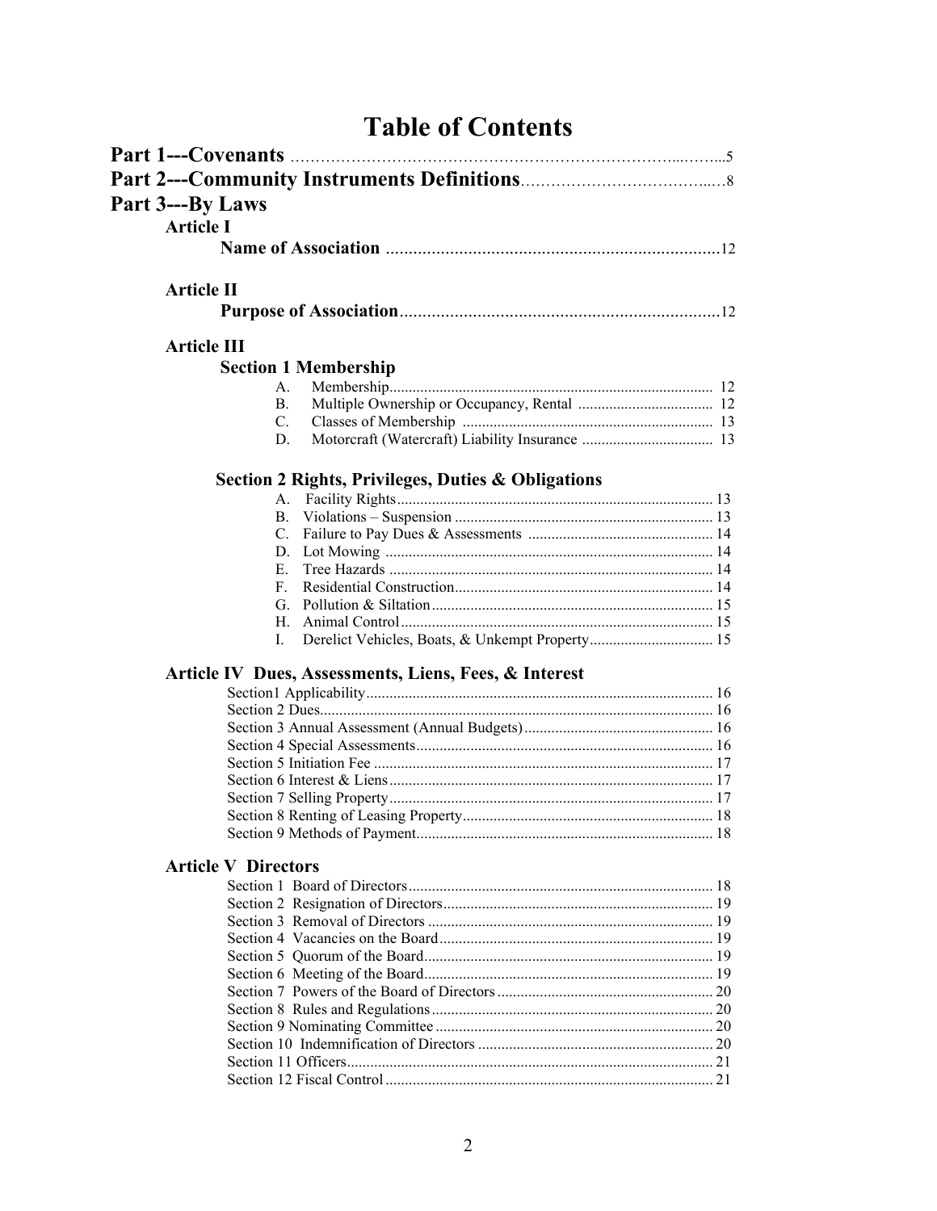# Table of Contents

**Part 1---Covenants** ……………………………………………………………………...……...5

**Part 2---Community Instruments Definitions**……………………………….…...8

**Part 3---By Laws**

**Article I**

**Name of Association** .........................................................................12

**Article II**

**Purpose of Association**......................................................................12

**Article III**

**Section 1 Membership**

- A. Membership.................................................................................. 12
- B. Multiple Ownership or Occupancy, Rental .................................. 12
- C. Classes of Membership ................................................................ 13
- D. Motorcraft (Watercraft) Liability Insurance ................................. 13

**Section 2 Rights, Privileges, Duties & Obligations**

- A. Facility Rights................................................................................ 13
- B. Violations – Suspension .................................................................. 13
- C. Failure to Pay Dues & Assessments ............................................... 14
- D. Lot Mowing .................................................................................... 14
- E. Tree Hazards ................................................................................... 14
- F. Residential Construction.................................................................. 14
- G. Pollution & Siltation........................................................................ 15
- H. Animal Control ................................................................................ 15
- I. Derelict Vehicles, Boats, & Unkempt Property................................ 15

**Article IV Dues, Assessments, Liens, Fees, & Interest**

- Section1 Applicability.......................................................................................... 16
- Section 2 Dues...................................................................................................... 16
- Section 3 Annual Assessment (Annual Budgets)................................................. 16
- Section 4 Special Assessments............................................................................. 16
- Section 5 Initiation Fee ........................................................................................ 17
- Section 6 Interest & Liens.................................................................................... 17
- Section 7 Selling Property.................................................................................... 17
- Section 8 Renting of Leasing Property................................................................. 18
- Section 9 Methods of Payment............................................................................. 18

**Article V Directors**

- Section 1 Board of Directors............................................................................... 18
- Section 2 Resignation of Directors...................................................................... 19
- Section 3 Removal of Directors .......................................................................... 19
- Section 4 Vacancies on the Board....................................................................... 19
- Section 5 Quorum of the Board........................................................................... 19
- Section 6 Meeting of the Board........................................................................... 19
- Section 7 Powers of the Board of Directors ........................................................ 20
- Section 8 Rules and Regulations......................................................................... 20
- Section 9 Nominating Committee ........................................................................ 20
- Section 10 Indemnification of Directors ............................................................. 20
- Section 11 Officers.............................................................................................. 21
- Section 12 Fiscal Control ..................................................................................... 21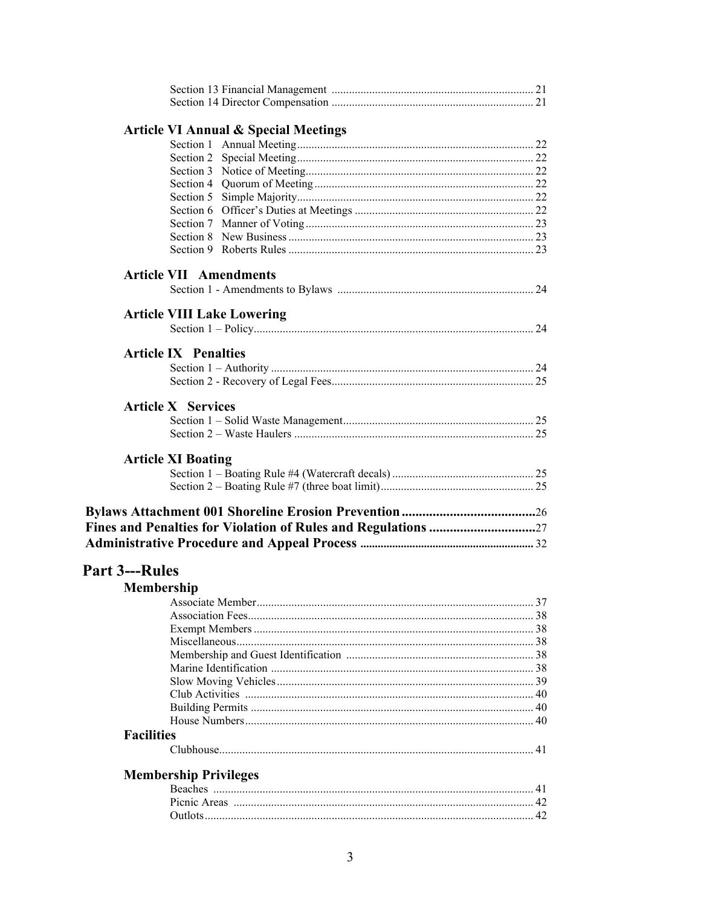Section 13 Financial Management ..... 21
Section 14 Director Compensation ..... 21

### Article VI Annual & Special Meetings

Section 1 Annual Meeting ..... 22
Section 2 Special Meeting ..... 22
Section 3 Notice of Meeting ..... 22
Section 4 Quorum of Meeting ..... 22
Section 5 Simple Majority ..... 22
Section 6 Officer's Duties at Meetings ..... 22
Section 7 Manner of Voting ..... 23
Section 8 New Business ..... 23
Section 9 Roberts Rules ..... 23

### Article VII Amendments

Section 1 - Amendments to Bylaws ..... 24

### Article VIII Lake Lowering

Section 1 – Policy ..... 24

### Article IX Penalties

Section 1 – Authority ..... 24
Section 2 - Recovery of Legal Fees ..... 25

### Article X Services

Section 1 – Solid Waste Management ..... 25
Section 2 – Waste Haulers ..... 25

### Article XI Boating

Section 1 – Boating Rule #4 (Watercraft decals) ..... 25
Section 2 – Boating Rule #7 (three boat limit) ..... 25

**Bylaws Attachment 001 Shoreline Erosion Prevention ..... 26**
**Fines and Penalties for Violation of Rules and Regulations ..... 27**
**Administrative Procedure and Appeal Process ..... 32**

## Part 3---Rules

### Membership

Associate Member ..... 37
Association Fees ..... 38
Exempt Members ..... 38
Miscellaneous ..... 38
Membership and Guest Identification ..... 38
Marine Identification ..... 38
Slow Moving Vehicles ..... 39
Club Activities ..... 40
Building Permits ..... 40
House Numbers ..... 40

### Facilities

Clubhouse ..... 41

### Membership Privileges

Beaches ..... 41
Picnic Areas ..... 42
Outlots ..... 42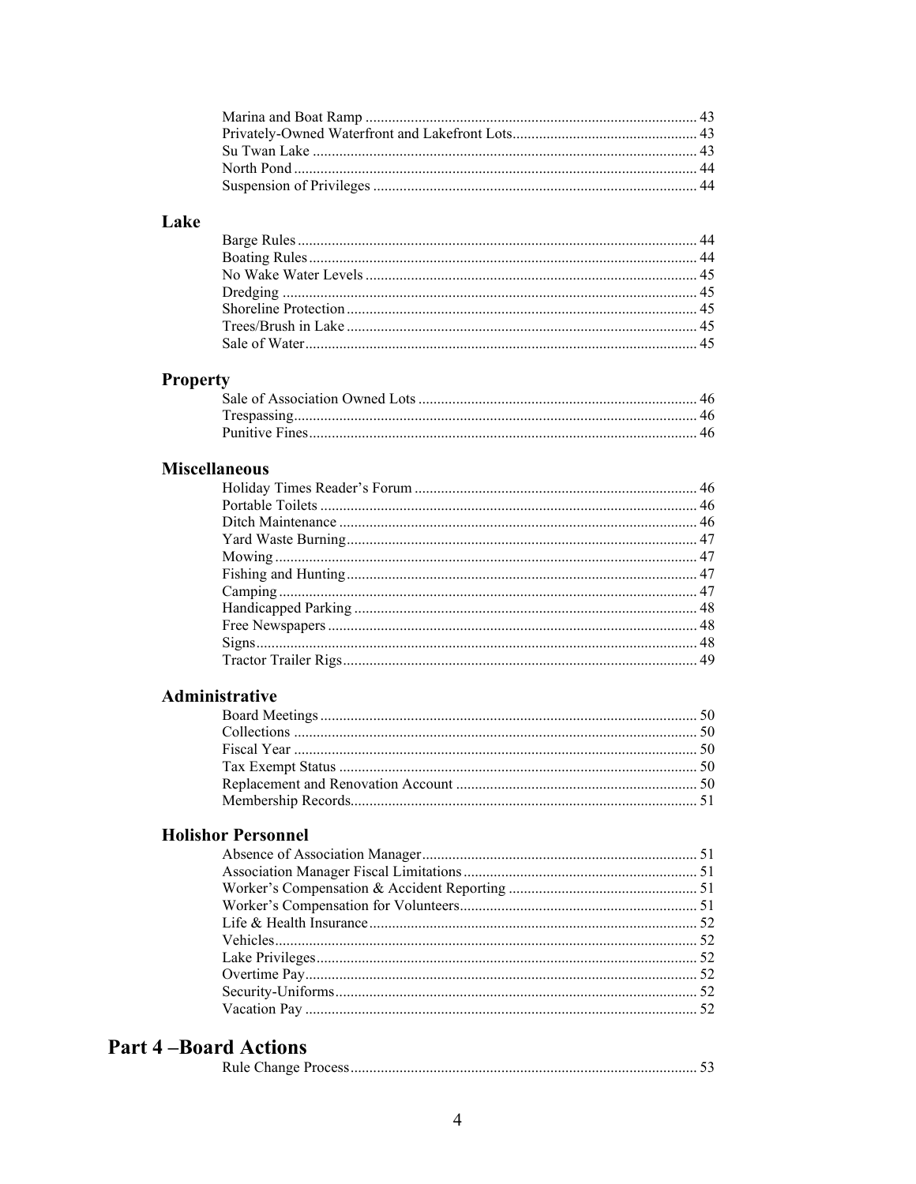Marina and Boat Ramp ........................................................................................ 43
Privately-Owned Waterfront and Lakefront Lots................................................. 43
Su Twan Lake ..................................................................................................... 43
North Pond .......................................................................................................... 44
Suspension of Privileges ..................................................................................... 44

## Lake

Barge Rules ......................................................................................................... 44
Boating Rules ...................................................................................................... 44
No Wake Water Levels ....................................................................................... 45
Dredging ............................................................................................................. 45
Shoreline Protection ............................................................................................ 45
Trees/Brush in Lake ............................................................................................ 45
Sale of Water ....................................................................................................... 45

## Property

Sale of Association Owned Lots ......................................................................... 46
Trespassing .......................................................................................................... 46
Punitive Fines ...................................................................................................... 46

## Miscellaneous

Holiday Times Reader's Forum .......................................................................... 46
Portable Toilets ................................................................................................... 46
Ditch Maintenance .............................................................................................. 46
Yard Waste Burning ............................................................................................ 47
Mowing ............................................................................................................... 47
Fishing and Hunting ............................................................................................ 47
Camping .............................................................................................................. 47
Handicapped Parking .......................................................................................... 48
Free Newspapers ................................................................................................. 48
Signs .................................................................................................................... 48
Tractor Trailer Rigs ............................................................................................. 49

## Administrative

Board Meetings ................................................................................................... 50
Collections .......................................................................................................... 50
Fiscal Year .......................................................................................................... 50
Tax Exempt Status .............................................................................................. 50
Replacement and Renovation Account ............................................................... 50
Membership Records ........................................................................................... 51

## Holishor Personnel

Absence of Association Manager ........................................................................ 51
Association Manager Fiscal Limitations ............................................................. 51
Worker's Compensation & Accident Reporting .................................................. 51
Worker's Compensation for Volunteers ............................................................... 51
Life & Health Insurance ...................................................................................... 52
Vehicles ............................................................................................................... 52
Lake Privileges .................................................................................................... 52
Overtime Pay ....................................................................................................... 52
Security-Uniforms ............................................................................................... 52
Vacation Pay ....................................................................................................... 52

# Part 4 –Board Actions

Rule Change Process ........................................................................................... 53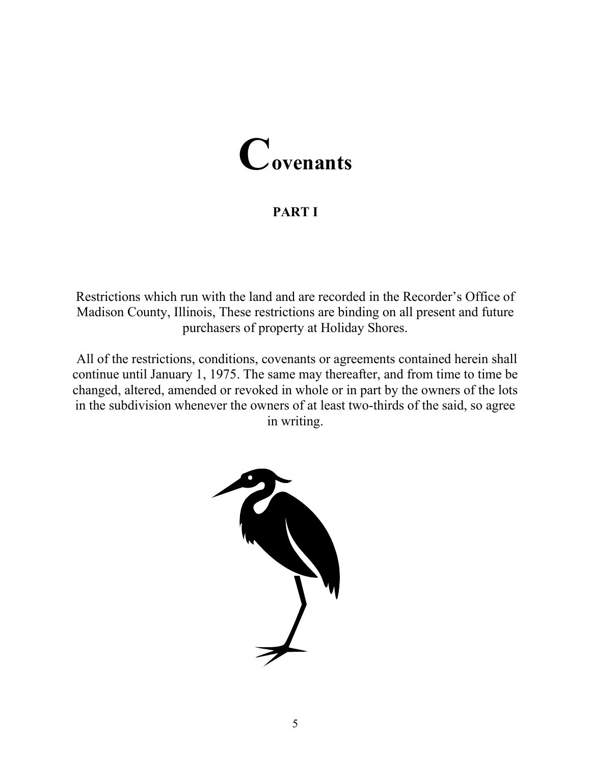# Covenants

## PART I

Restrictions which run with the land and are recorded in the Recorder's Office of Madison County, Illinois, These restrictions are binding on all present and future purchasers of property at Holiday Shores.

All of the restrictions, conditions, covenants or agreements contained herein shall continue until January 1, 1975. The same may thereafter, and from time to time be changed, altered, amended or revoked in whole or in part by the owners of the lots in the subdivision whenever the owners of at least two-thirds of the said, so agree in writing.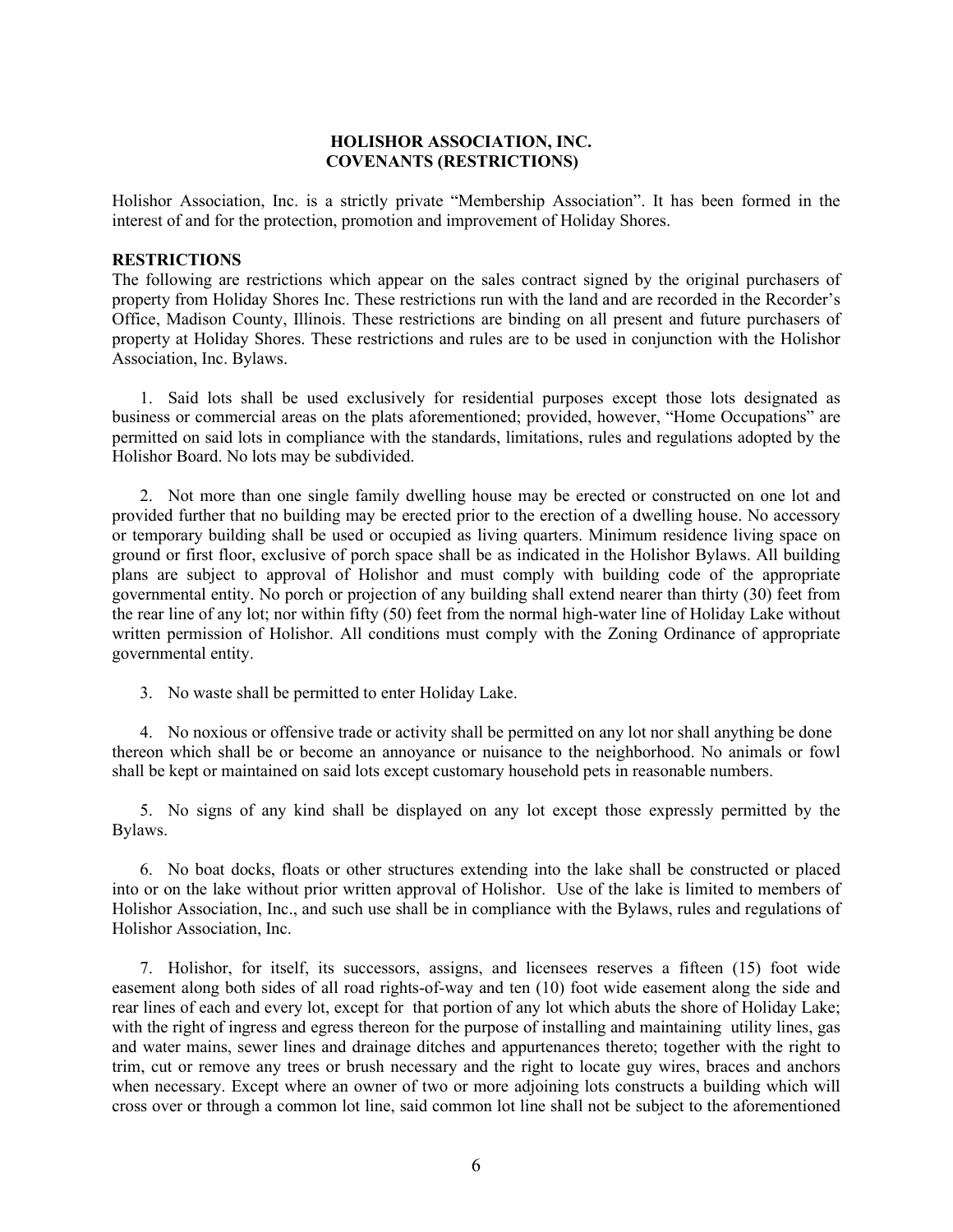# HOLISHOR ASSOCIATION, INC.
# COVENANTS (RESTRICTIONS)

Holishor Association, Inc. is a strictly private "Membership Association". It has been formed in the interest of and for the protection, promotion and improvement of Holiday Shores.

**RESTRICTIONS**

The following are restrictions which appear on the sales contract signed by the original purchasers of property from Holiday Shores Inc. These restrictions run with the land and are recorded in the Recorder's Office, Madison County, Illinois. These restrictions are binding on all present and future purchasers of property at Holiday Shores. These restrictions and rules are to be used in conjunction with the Holishor Association, Inc. Bylaws.

1. Said lots shall be used exclusively for residential purposes except those lots designated as business or commercial areas on the plats aforementioned; provided, however, "Home Occupations" are permitted on said lots in compliance with the standards, limitations, rules and regulations adopted by the Holishor Board. No lots may be subdivided.

2. Not more than one single family dwelling house may be erected or constructed on one lot and provided further that no building may be erected prior to the erection of a dwelling house. No accessory or temporary building shall be used or occupied as living quarters. Minimum residence living space on ground or first floor, exclusive of porch space shall be as indicated in the Holishor Bylaws. All building plans are subject to approval of Holishor and must comply with building code of the appropriate governmental entity. No porch or projection of any building shall extend nearer than thirty (30) feet from the rear line of any lot; nor within fifty (50) feet from the normal high-water line of Holiday Lake without written permission of Holishor. All conditions must comply with the Zoning Ordinance of appropriate governmental entity.

3. No waste shall be permitted to enter Holiday Lake.

4. No noxious or offensive trade or activity shall be permitted on any lot nor shall anything be done thereon which shall be or become an annoyance or nuisance to the neighborhood. No animals or fowl shall be kept or maintained on said lots except customary household pets in reasonable numbers.

5. No signs of any kind shall be displayed on any lot except those expressly permitted by the Bylaws.

6. No boat docks, floats or other structures extending into the lake shall be constructed or placed into or on the lake without prior written approval of Holishor. Use of the lake is limited to members of Holishor Association, Inc., and such use shall be in compliance with the Bylaws, rules and regulations of Holishor Association, Inc.

7. Holishor, for itself, its successors, assigns, and licensees reserves a fifteen (15) foot wide easement along both sides of all road rights-of-way and ten (10) foot wide easement along the side and rear lines of each and every lot, except for that portion of any lot which abuts the shore of Holiday Lake; with the right of ingress and egress thereon for the purpose of installing and maintaining utility lines, gas and water mains, sewer lines and drainage ditches and appurtenances thereto; together with the right to trim, cut or remove any trees or brush necessary and the right to locate guy wires, braces and anchors when necessary. Except where an owner of two or more adjoining lots constructs a building which will cross over or through a common lot line, said common lot line shall not be subject to the aforementioned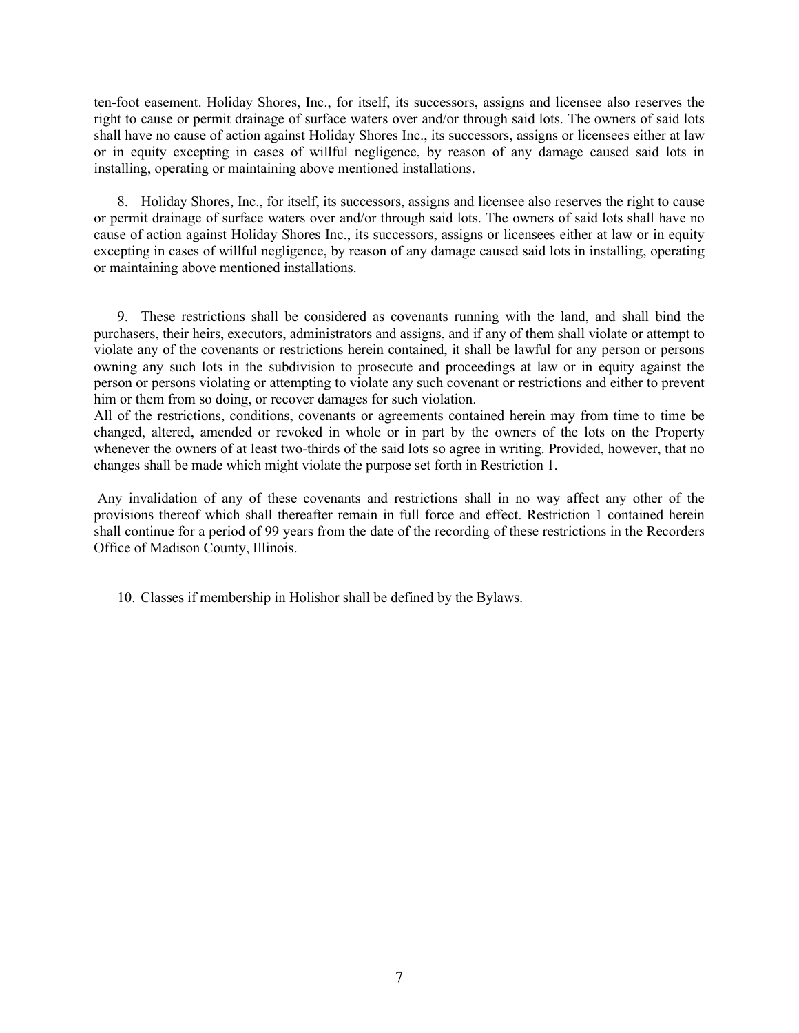ten-foot easement. Holiday Shores, Inc., for itself, its successors, assigns and licensee also reserves the right to cause or permit drainage of surface waters over and/or through said lots. The owners of said lots shall have no cause of action against Holiday Shores Inc., its successors, assigns or licensees either at law or in equity excepting in cases of willful negligence, by reason of any damage caused said lots in installing, operating or maintaining above mentioned installations.

8. Holiday Shores, Inc., for itself, its successors, assigns and licensee also reserves the right to cause or permit drainage of surface waters over and/or through said lots. The owners of said lots shall have no cause of action against Holiday Shores Inc., its successors, assigns or licensees either at law or in equity excepting in cases of willful negligence, by reason of any damage caused said lots in installing, operating or maintaining above mentioned installations.

9. These restrictions shall be considered as covenants running with the land, and shall bind the purchasers, their heirs, executors, administrators and assigns, and if any of them shall violate or attempt to violate any of the covenants or restrictions herein contained, it shall be lawful for any person or persons owning any such lots in the subdivision to prosecute and proceedings at law or in equity against the person or persons violating or attempting to violate any such covenant or restrictions and either to prevent him or them from so doing, or recover damages for such violation.
All of the restrictions, conditions, covenants or agreements contained herein may from time to time be changed, altered, amended or revoked in whole or in part by the owners of the lots on the Property whenever the owners of at least two-thirds of the said lots so agree in writing. Provided, however, that no changes shall be made which might violate the purpose set forth in Restriction 1.

Any invalidation of any of these covenants and restrictions shall in no way affect any other of the provisions thereof which shall thereafter remain in full force and effect. Restriction 1 contained herein shall continue for a period of 99 years from the date of the recording of these restrictions in the Recorders Office of Madison County, Illinois.

10. Classes if membership in Holishor shall be defined by the Bylaws.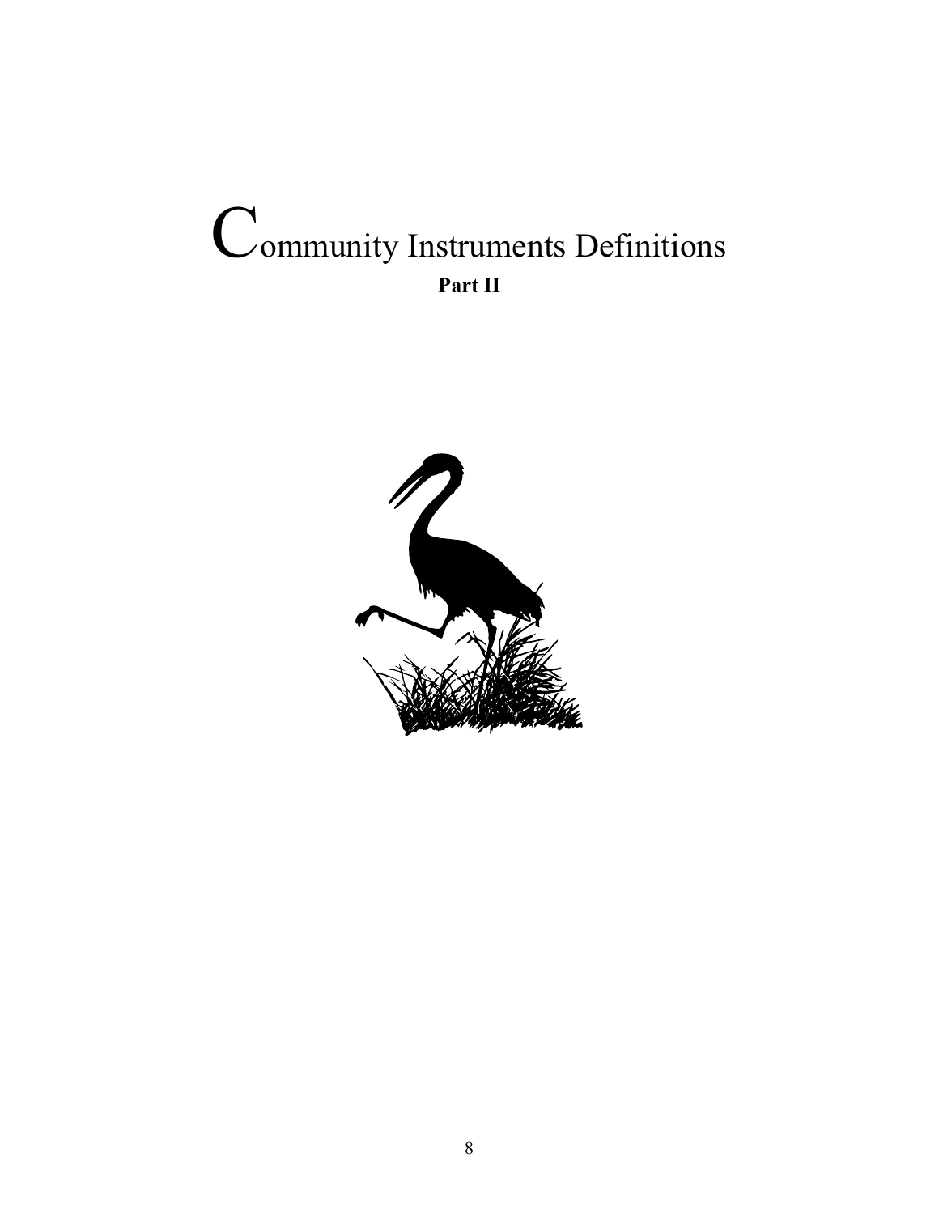# Community Instruments Definitions

**Part II**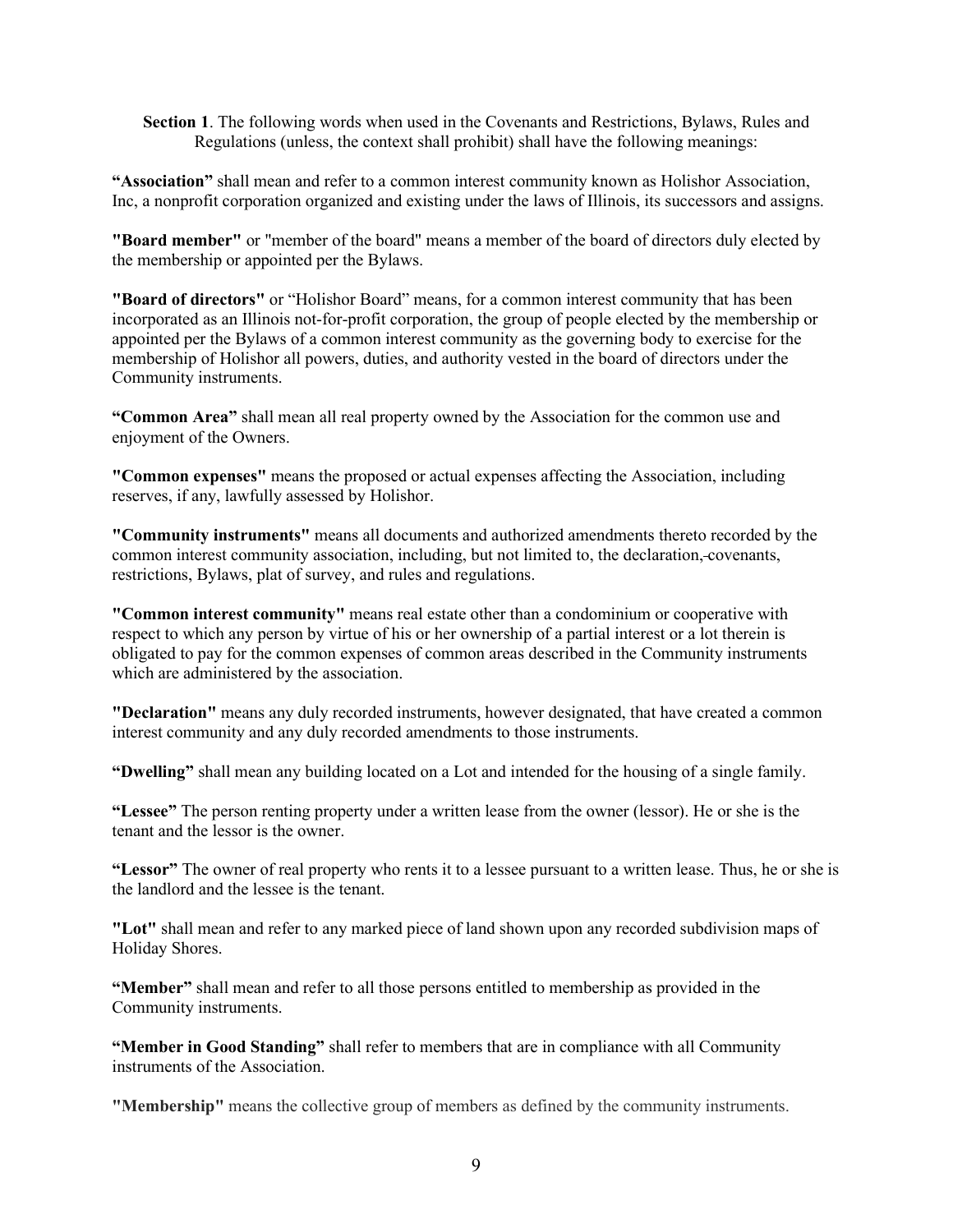**Section 1**. The following words when used in the Covenants and Restrictions, Bylaws, Rules and Regulations (unless, the context shall prohibit) shall have the following meanings:

**"Association"** shall mean and refer to a common interest community known as Holishor Association, Inc, a nonprofit corporation organized and existing under the laws of Illinois, its successors and assigns.

**"Board member"** or "member of the board" means a member of the board of directors duly elected by the membership or appointed per the Bylaws.

**"Board of directors"** or "Holishor Board" means, for a common interest community that has been incorporated as an Illinois not-for-profit corporation, the group of people elected by the membership or appointed per the Bylaws of a common interest community as the governing body to exercise for the membership of Holishor all powers, duties, and authority vested in the board of directors under the Community instruments.

**"Common Area"** shall mean all real property owned by the Association for the common use and enjoyment of the Owners.

**"Common expenses"** means the proposed or actual expenses affecting the Association, including reserves, if any, lawfully assessed by Holishor.

**"Community instruments"** means all documents and authorized amendments thereto recorded by the common interest community association, including, but not limited to, the declaration, covenants, restrictions, Bylaws, plat of survey, and rules and regulations.

**"Common interest community"** means real estate other than a condominium or cooperative with respect to which any person by virtue of his or her ownership of a partial interest or a lot therein is obligated to pay for the common expenses of common areas described in the Community instruments which are administered by the association.

**"Declaration"** means any duly recorded instruments, however designated, that have created a common interest community and any duly recorded amendments to those instruments.

**"Dwelling"** shall mean any building located on a Lot and intended for the housing of a single family.

**"Lessee"** The person renting property under a written lease from the owner (lessor). He or she is the tenant and the lessor is the owner.

**"Lessor"** The owner of real property who rents it to a lessee pursuant to a written lease. Thus, he or she is the landlord and the lessee is the tenant.

**"Lot"** shall mean and refer to any marked piece of land shown upon any recorded subdivision maps of Holiday Shores.

**"Member"** shall mean and refer to all those persons entitled to membership as provided in the Community instruments.

**"Member in Good Standing"** shall refer to members that are in compliance with all Community instruments of the Association.

**"Membership"** means the collective group of members as defined by the community instruments.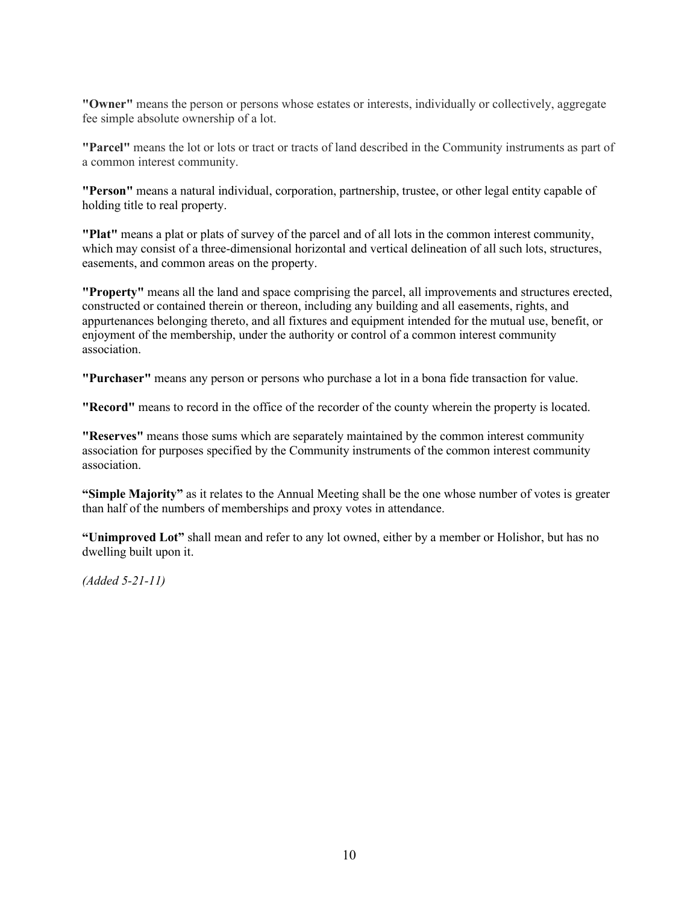**"Owner"** means the person or persons whose estates or interests, individually or collectively, aggregate fee simple absolute ownership of a lot.

**"Parcel"** means the lot or lots or tract or tracts of land described in the Community instruments as part of a common interest community.

**"Person"** means a natural individual, corporation, partnership, trustee, or other legal entity capable of holding title to real property.

**"Plat"** means a plat or plats of survey of the parcel and of all lots in the common interest community, which may consist of a three-dimensional horizontal and vertical delineation of all such lots, structures, easements, and common areas on the property.

**"Property"** means all the land and space comprising the parcel, all improvements and structures erected, constructed or contained therein or thereon, including any building and all easements, rights, and appurtenances belonging thereto, and all fixtures and equipment intended for the mutual use, benefit, or enjoyment of the membership, under the authority or control of a common interest community association.

**"Purchaser"** means any person or persons who purchase a lot in a bona fide transaction for value.

**"Record"** means to record in the office of the recorder of the county wherein the property is located.

**"Reserves"** means those sums which are separately maintained by the common interest community association for purposes specified by the Community instruments of the common interest community association.

**"Simple Majority"** as it relates to the Annual Meeting shall be the one whose number of votes is greater than half of the numbers of memberships and proxy votes in attendance.

**"Unimproved Lot"** shall mean and refer to any lot owned, either by a member or Holishor, but has no dwelling built upon it.

*(Added 5-21-11)*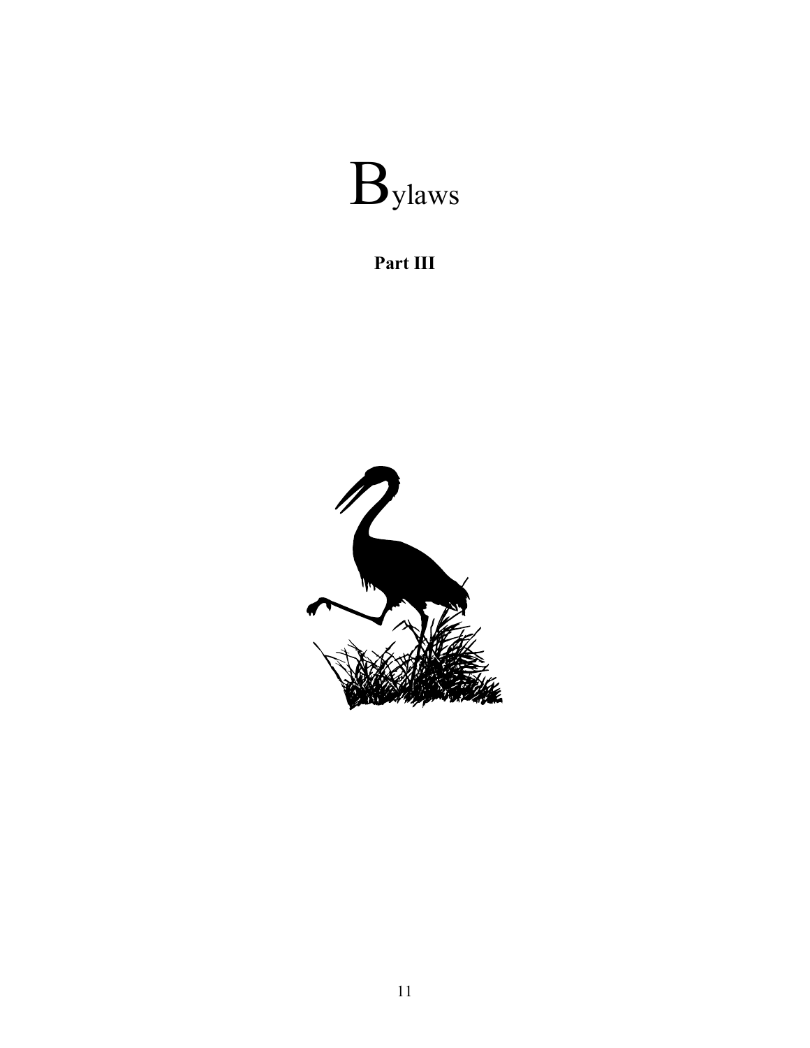# Bylaws

**Part III**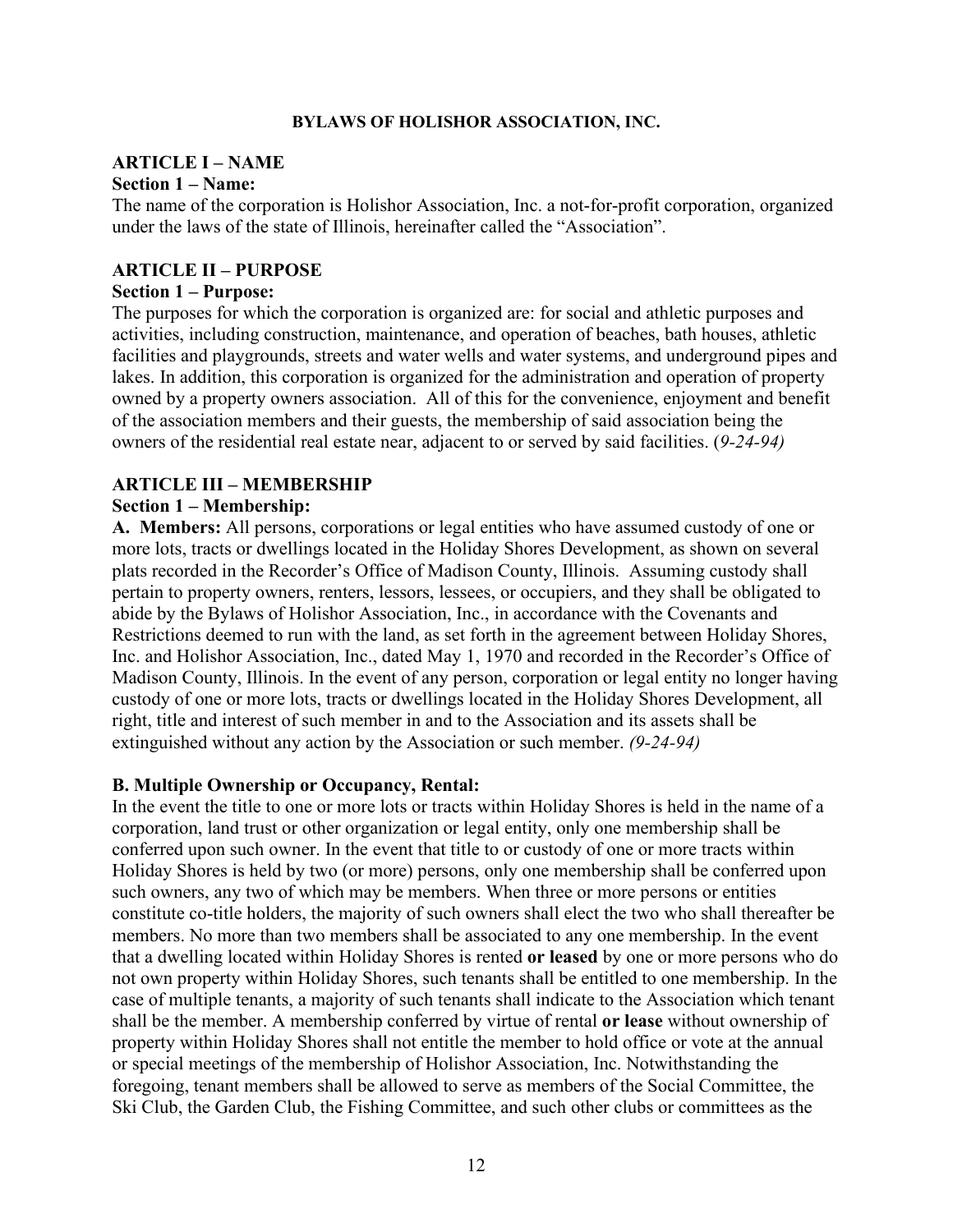**BYLAWS OF HOLISHOR ASSOCIATION, INC.**

## ARTICLE I – NAME

### Section 1 – Name:

The name of the corporation is Holishor Association, Inc. a not-for-profit corporation, organized under the laws of the state of Illinois, hereinafter called the "Association".

## ARTICLE II – PURPOSE

### Section 1 – Purpose:

The purposes for which the corporation is organized are: for social and athletic purposes and activities, including construction, maintenance, and operation of beaches, bath houses, athletic facilities and playgrounds, streets and water wells and water systems, and underground pipes and lakes. In addition, this corporation is organized for the administration and operation of property owned by a property owners association. All of this for the convenience, enjoyment and benefit of the association members and their guests, the membership of said association being the owners of the residential real estate near, adjacent to or served by said facilities. (*9-24-94)*

## ARTICLE III – MEMBERSHIP

### Section 1 – Membership:

**A. Members:** All persons, corporations or legal entities who have assumed custody of one or more lots, tracts or dwellings located in the Holiday Shores Development, as shown on several plats recorded in the Recorder's Office of Madison County, Illinois. Assuming custody shall pertain to property owners, renters, lessors, lessees, or occupiers, and they shall be obligated to abide by the Bylaws of Holishor Association, Inc., in accordance with the Covenants and Restrictions deemed to run with the land, as set forth in the agreement between Holiday Shores, Inc. and Holishor Association, Inc., dated May 1, 1970 and recorded in the Recorder's Office of Madison County, Illinois. In the event of any person, corporation or legal entity no longer having custody of one or more lots, tracts or dwellings located in the Holiday Shores Development, all right, title and interest of such member in and to the Association and its assets shall be extinguished without any action by the Association or such member. *(9-24-94)*

**B. Multiple Ownership or Occupancy, Rental:**

In the event the title to one or more lots or tracts within Holiday Shores is held in the name of a corporation, land trust or other organization or legal entity, only one membership shall be conferred upon such owner. In the event that title to or custody of one or more tracts within Holiday Shores is held by two (or more) persons, only one membership shall be conferred upon such owners, any two of which may be members. When three or more persons or entities constitute co-title holders, the majority of such owners shall elect the two who shall thereafter be members. No more than two members shall be associated to any one membership. In the event that a dwelling located within Holiday Shores is rented **or leased** by one or more persons who do not own property within Holiday Shores, such tenants shall be entitled to one membership. In the case of multiple tenants, a majority of such tenants shall indicate to the Association which tenant shall be the member. A membership conferred by virtue of rental **or lease** without ownership of property within Holiday Shores shall not entitle the member to hold office or vote at the annual or special meetings of the membership of Holishor Association, Inc. Notwithstanding the foregoing, tenant members shall be allowed to serve as members of the Social Committee, the Ski Club, the Garden Club, the Fishing Committee, and such other clubs or committees as the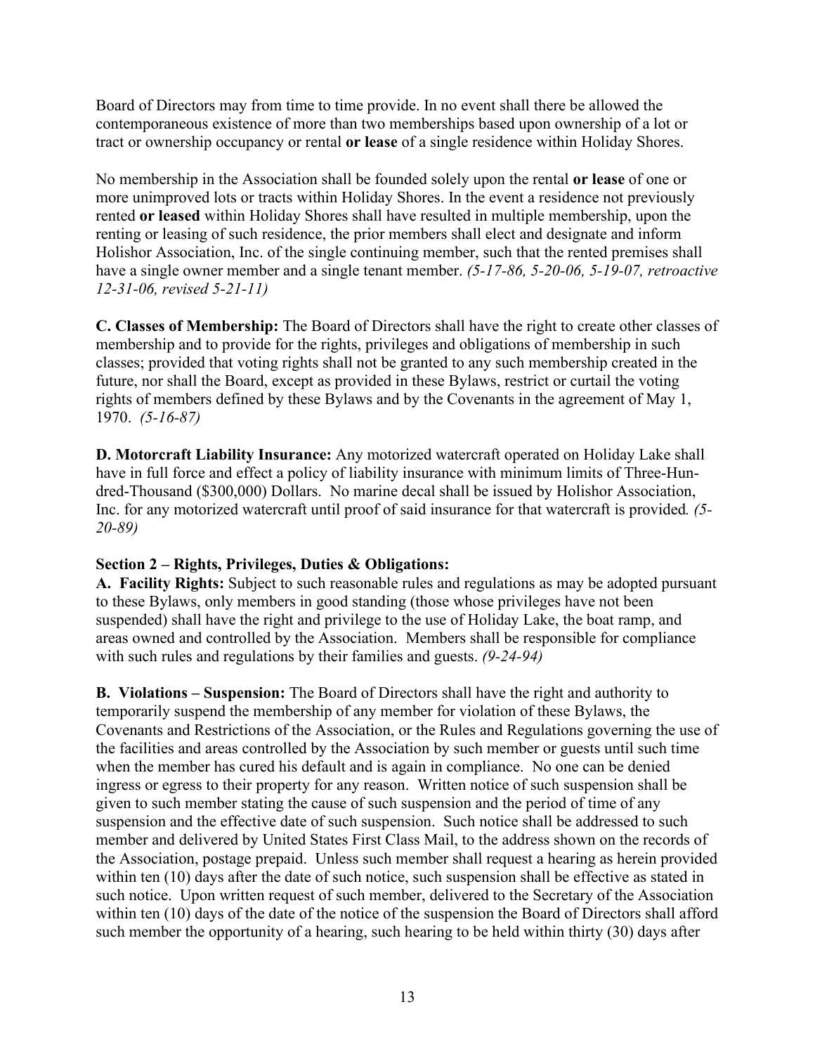Board of Directors may from time to time provide. In no event shall there be allowed the contemporaneous existence of more than two memberships based upon ownership of a lot or tract or ownership occupancy or rental **or lease** of a single residence within Holiday Shores.

No membership in the Association shall be founded solely upon the rental **or lease** of one or more unimproved lots or tracts within Holiday Shores. In the event a residence not previously rented **or leased** within Holiday Shores shall have resulted in multiple membership, upon the renting or leasing of such residence, the prior members shall elect and designate and inform Holishor Association, Inc. of the single continuing member, such that the rented premises shall have a single owner member and a single tenant member. *(5-17-86, 5-20-06, 5-19-07, retroactive 12-31-06, revised 5-21-11)*

**C. Classes of Membership:** The Board of Directors shall have the right to create other classes of membership and to provide for the rights, privileges and obligations of membership in such classes; provided that voting rights shall not be granted to any such membership created in the future, nor shall the Board, except as provided in these Bylaws, restrict or curtail the voting rights of members defined by these Bylaws and by the Covenants in the agreement of May 1, 1970. *(5-16-87)*

**D. Motorcraft Liability Insurance:** Any motorized watercraft operated on Holiday Lake shall have in full force and effect a policy of liability insurance with minimum limits of Three-Hundred-Thousand ($300,000) Dollars. No marine decal shall be issued by Holishor Association, Inc. for any motorized watercraft until proof of said insurance for that watercraft is provided. *(5-20-89)*

**Section 2 – Rights, Privileges, Duties & Obligations:**

**A. Facility Rights:** Subject to such reasonable rules and regulations as may be adopted pursuant to these Bylaws, only members in good standing (those whose privileges have not been suspended) shall have the right and privilege to the use of Holiday Lake, the boat ramp, and areas owned and controlled by the Association. Members shall be responsible for compliance with such rules and regulations by their families and guests. *(9-24-94)*

**B. Violations – Suspension:** The Board of Directors shall have the right and authority to temporarily suspend the membership of any member for violation of these Bylaws, the Covenants and Restrictions of the Association, or the Rules and Regulations governing the use of the facilities and areas controlled by the Association by such member or guests until such time when the member has cured his default and is again in compliance. No one can be denied ingress or egress to their property for any reason. Written notice of such suspension shall be given to such member stating the cause of such suspension and the period of time of any suspension and the effective date of such suspension. Such notice shall be addressed to such member and delivered by United States First Class Mail, to the address shown on the records of the Association, postage prepaid. Unless such member shall request a hearing as herein provided within ten (10) days after the date of such notice, such suspension shall be effective as stated in such notice. Upon written request of such member, delivered to the Secretary of the Association within ten (10) days of the date of the notice of the suspension the Board of Directors shall afford such member the opportunity of a hearing, such hearing to be held within thirty (30) days after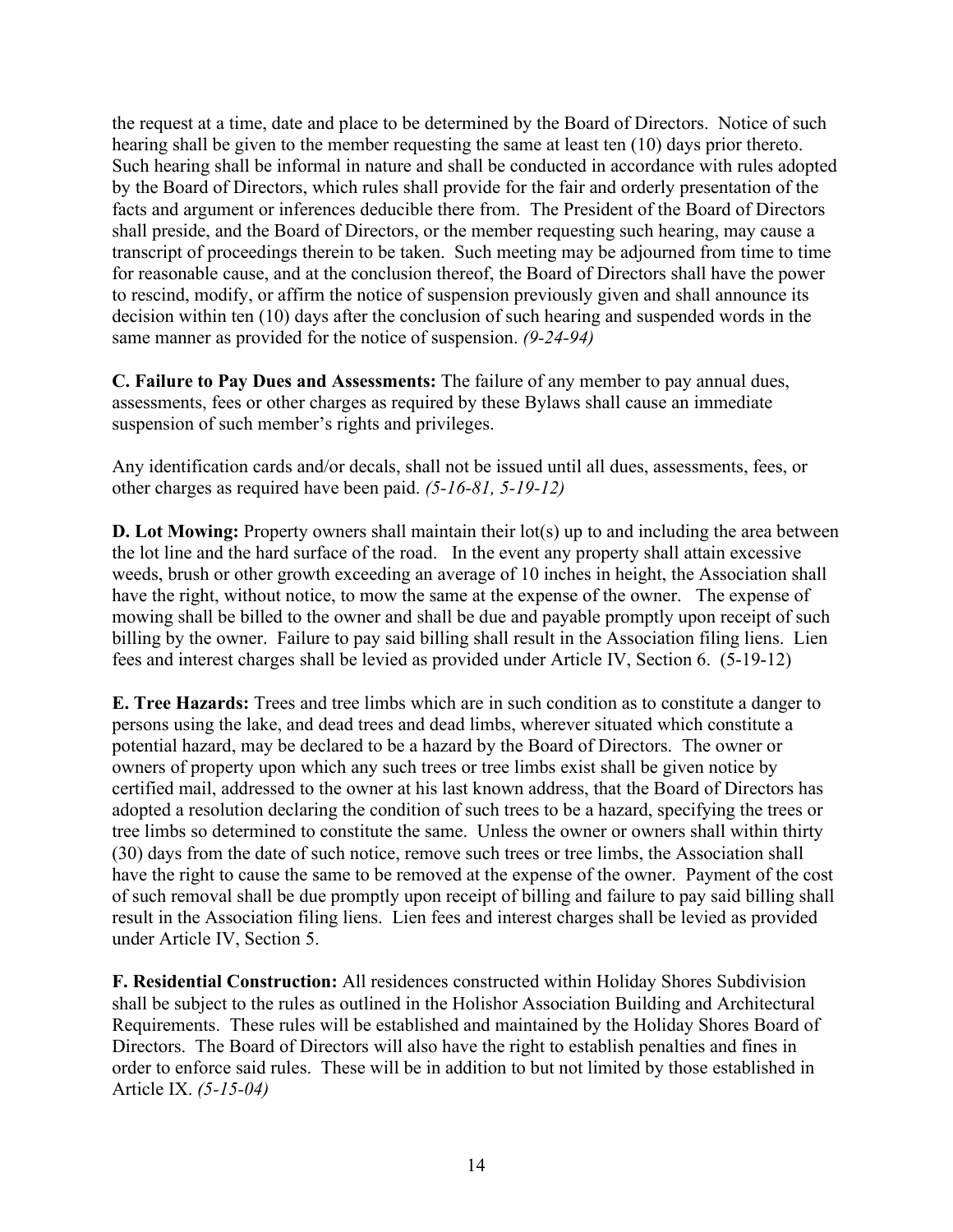the request at a time, date and place to be determined by the Board of Directors. Notice of such hearing shall be given to the member requesting the same at least ten (10) days prior thereto. Such hearing shall be informal in nature and shall be conducted in accordance with rules adopted by the Board of Directors, which rules shall provide for the fair and orderly presentation of the facts and argument or inferences deducible there from. The President of the Board of Directors shall preside, and the Board of Directors, or the member requesting such hearing, may cause a transcript of proceedings therein to be taken. Such meeting may be adjourned from time to time for reasonable cause, and at the conclusion thereof, the Board of Directors shall have the power to rescind, modify, or affirm the notice of suspension previously given and shall announce its decision within ten (10) days after the conclusion of such hearing and suspended words in the same manner as provided for the notice of suspension. *(9-24-94)*

**C. Failure to Pay Dues and Assessments:** The failure of any member to pay annual dues, assessments, fees or other charges as required by these Bylaws shall cause an immediate suspension of such member's rights and privileges.

Any identification cards and/or decals, shall not be issued until all dues, assessments, fees, or other charges as required have been paid. *(5-16-81, 5-19-12)*

**D. Lot Mowing:** Property owners shall maintain their lot(s) up to and including the area between the lot line and the hard surface of the road. In the event any property shall attain excessive weeds, brush or other growth exceeding an average of 10 inches in height, the Association shall have the right, without notice, to mow the same at the expense of the owner. The expense of mowing shall be billed to the owner and shall be due and payable promptly upon receipt of such billing by the owner. Failure to pay said billing shall result in the Association filing liens. Lien fees and interest charges shall be levied as provided under Article IV, Section 6. (5-19-12)

**E. Tree Hazards:** Trees and tree limbs which are in such condition as to constitute a danger to persons using the lake, and dead trees and dead limbs, wherever situated which constitute a potential hazard, may be declared to be a hazard by the Board of Directors. The owner or owners of property upon which any such trees or tree limbs exist shall be given notice by certified mail, addressed to the owner at his last known address, that the Board of Directors has adopted a resolution declaring the condition of such trees to be a hazard, specifying the trees or tree limbs so determined to constitute the same. Unless the owner or owners shall within thirty (30) days from the date of such notice, remove such trees or tree limbs, the Association shall have the right to cause the same to be removed at the expense of the owner. Payment of the cost of such removal shall be due promptly upon receipt of billing and failure to pay said billing shall result in the Association filing liens. Lien fees and interest charges shall be levied as provided under Article IV, Section 5.

**F. Residential Construction:** All residences constructed within Holiday Shores Subdivision shall be subject to the rules as outlined in the Holishor Association Building and Architectural Requirements. These rules will be established and maintained by the Holiday Shores Board of Directors. The Board of Directors will also have the right to establish penalties and fines in order to enforce said rules. These will be in addition to but not limited by those established in Article IX. *(5-15-04)*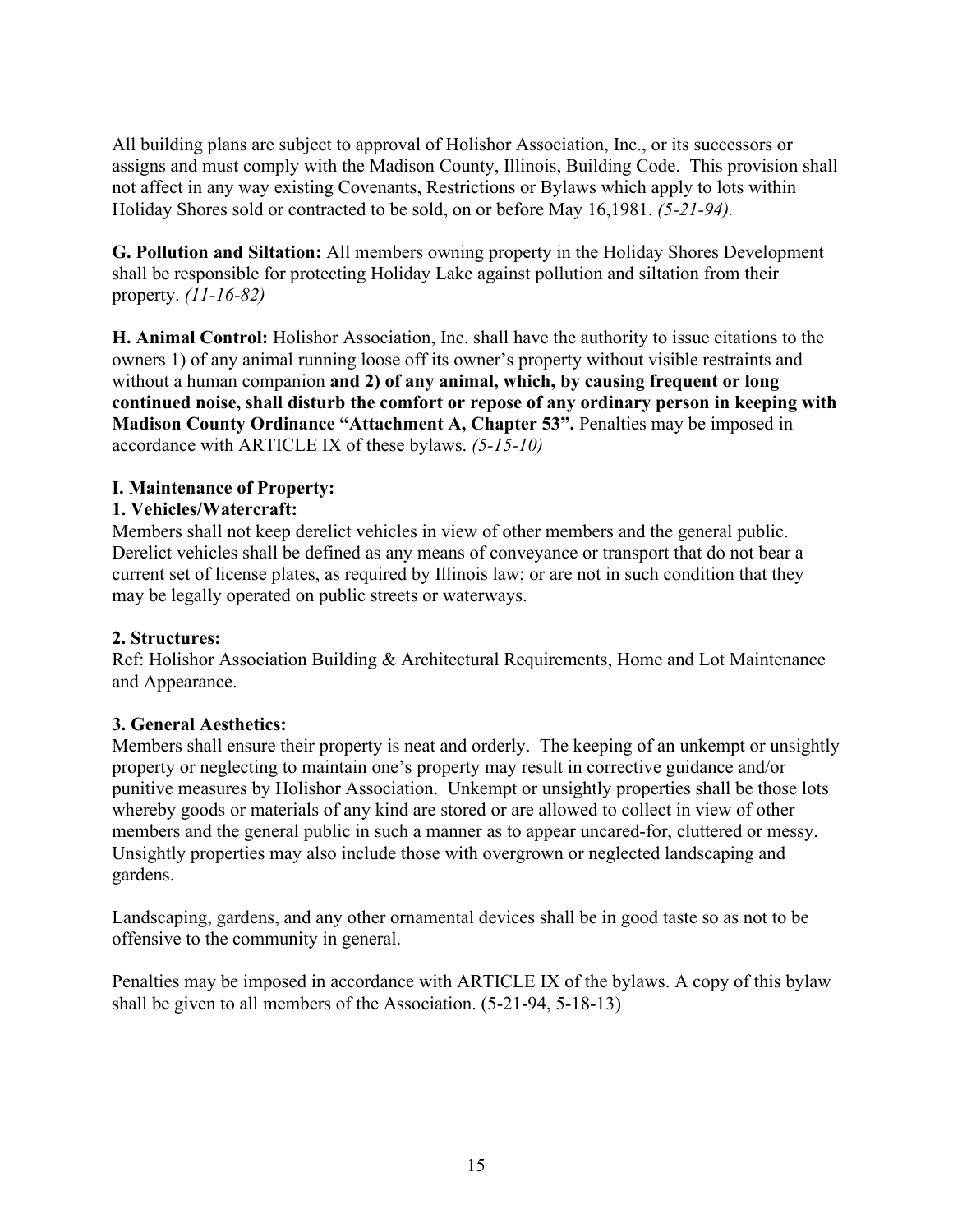All building plans are subject to approval of Holishor Association, Inc., or its successors or assigns and must comply with the Madison County, Illinois, Building Code. This provision shall not affect in any way existing Covenants, Restrictions or Bylaws which apply to lots within Holiday Shores sold or contracted to be sold, on or before May 16,1981. *(5-21-94).*

**G. Pollution and Siltation:** All members owning property in the Holiday Shores Development shall be responsible for protecting Holiday Lake against pollution and siltation from their property. *(11-16-82)*

**H. Animal Control:** Holishor Association, Inc. shall have the authority to issue citations to the owners 1) of any animal running loose off its owner's property without visible restraints and without a human companion **and 2) of any animal, which, by causing frequent or long continued noise, shall disturb the comfort or repose of any ordinary person in keeping with Madison County Ordinance "Attachment A, Chapter 53".** Penalties may be imposed in accordance with ARTICLE IX of these bylaws. *(5-15-10)*

**I. Maintenance of Property:**

**1. Vehicles/Watercraft:**

Members shall not keep derelict vehicles in view of other members and the general public. Derelict vehicles shall be defined as any means of conveyance or transport that do not bear a current set of license plates, as required by Illinois law; or are not in such condition that they may be legally operated on public streets or waterways.

**2. Structures:**

Ref: Holishor Association Building & Architectural Requirements, Home and Lot Maintenance and Appearance.

**3. General Aesthetics:**

Members shall ensure their property is neat and orderly. The keeping of an unkempt or unsightly property or neglecting to maintain one's property may result in corrective guidance and/or punitive measures by Holishor Association. Unkempt or unsightly properties shall be those lots whereby goods or materials of any kind are stored or are allowed to collect in view of other members and the general public in such a manner as to appear uncared-for, cluttered or messy. Unsightly properties may also include those with overgrown or neglected landscaping and gardens.

Landscaping, gardens, and any other ornamental devices shall be in good taste so as not to be offensive to the community in general.

Penalties may be imposed in accordance with ARTICLE IX of the bylaws. A copy of this bylaw shall be given to all members of the Association. (5-21-94, 5-18-13)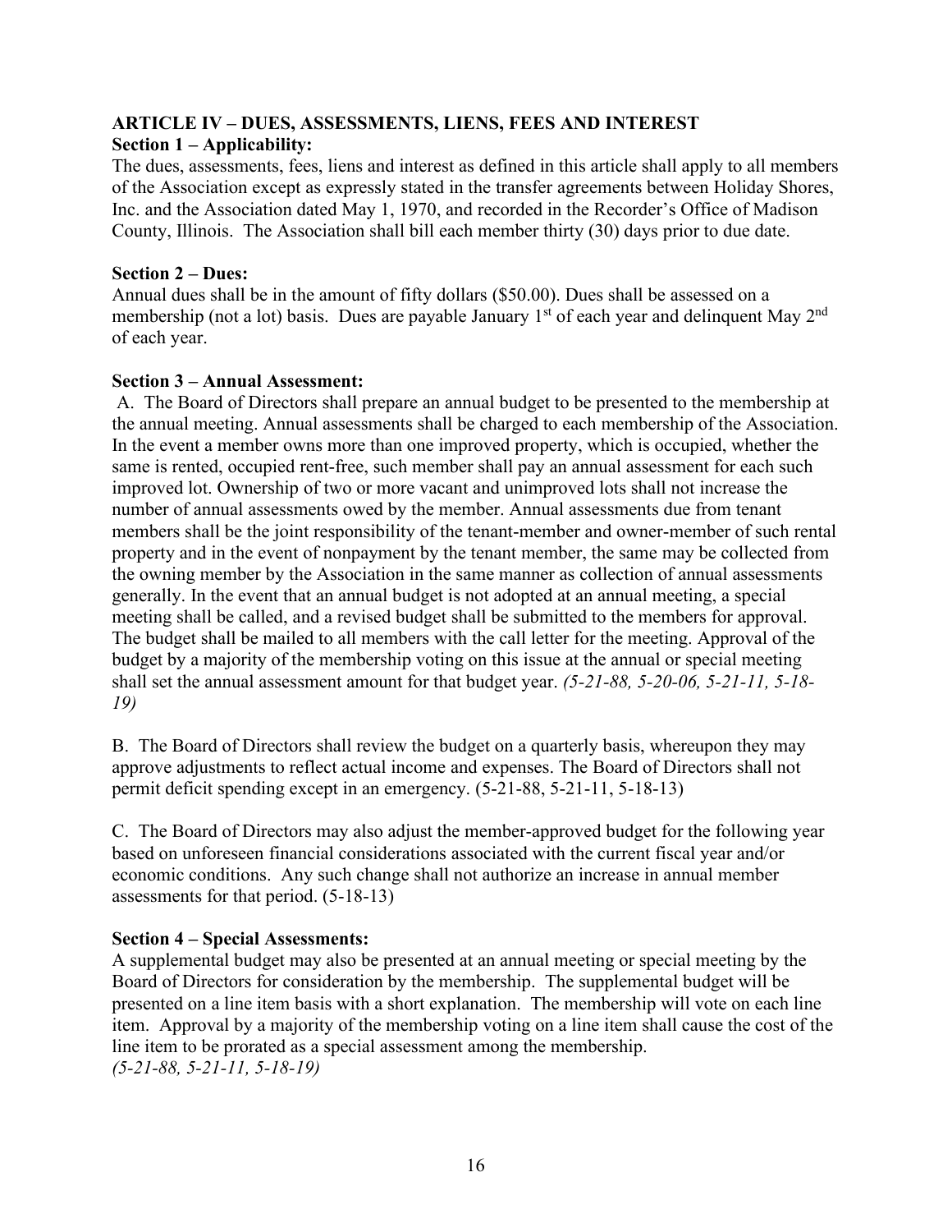**ARTICLE IV – DUES, ASSESSMENTS, LIENS, FEES AND INTEREST**

**Section 1 – Applicability:**

The dues, assessments, fees, liens and interest as defined in this article shall apply to all members of the Association except as expressly stated in the transfer agreements between Holiday Shores, Inc. and the Association dated May 1, 1970, and recorded in the Recorder's Office of Madison County, Illinois. The Association shall bill each member thirty (30) days prior to due date.

**Section 2 – Dues:**

Annual dues shall be in the amount of fifty dollars ($50.00). Dues shall be assessed on a membership (not a lot) basis. Dues are payable January 1st of each year and delinquent May 2nd of each year.

**Section 3 – Annual Assessment:**

A. The Board of Directors shall prepare an annual budget to be presented to the membership at the annual meeting. Annual assessments shall be charged to each membership of the Association. In the event a member owns more than one improved property, which is occupied, whether the same is rented, occupied rent-free, such member shall pay an annual assessment for each such improved lot. Ownership of two or more vacant and unimproved lots shall not increase the number of annual assessments owed by the member. Annual assessments due from tenant members shall be the joint responsibility of the tenant-member and owner-member of such rental property and in the event of nonpayment by the tenant member, the same may be collected from the owning member by the Association in the same manner as collection of annual assessments generally. In the event that an annual budget is not adopted at an annual meeting, a special meeting shall be called, and a revised budget shall be submitted to the members for approval. The budget shall be mailed to all members with the call letter for the meeting. Approval of the budget by a majority of the membership voting on this issue at the annual or special meeting shall set the annual assessment amount for that budget year. *(5-21-88, 5-20-06, 5-21-11, 5-18-19)*

B. The Board of Directors shall review the budget on a quarterly basis, whereupon they may approve adjustments to reflect actual income and expenses. The Board of Directors shall not permit deficit spending except in an emergency. (5-21-88, 5-21-11, 5-18-13)

C. The Board of Directors may also adjust the member-approved budget for the following year based on unforeseen financial considerations associated with the current fiscal year and/or economic conditions. Any such change shall not authorize an increase in annual member assessments for that period. (5-18-13)

**Section 4 – Special Assessments:**

A supplemental budget may also be presented at an annual meeting or special meeting by the Board of Directors for consideration by the membership. The supplemental budget will be presented on a line item basis with a short explanation. The membership will vote on each line item. Approval by a majority of the membership voting on a line item shall cause the cost of the line item to be prorated as a special assessment among the membership. *(5-21-88, 5-21-11, 5-18-19)*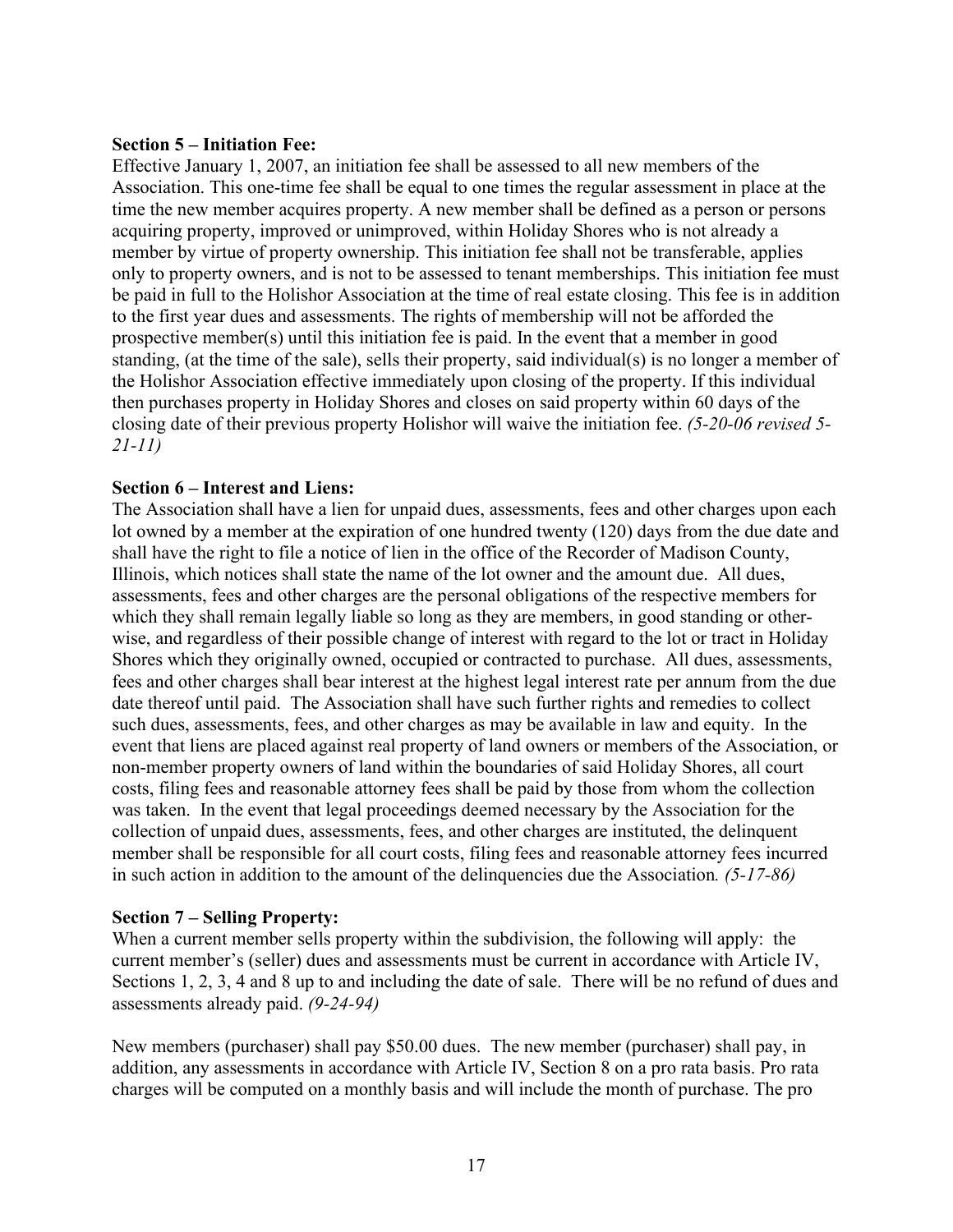**Section 5 – Initiation Fee:**
Effective January 1, 2007, an initiation fee shall be assessed to all new members of the Association. This one-time fee shall be equal to one times the regular assessment in place at the time the new member acquires property. A new member shall be defined as a person or persons acquiring property, improved or unimproved, within Holiday Shores who is not already a member by virtue of property ownership. This initiation fee shall not be transferable, applies only to property owners, and is not to be assessed to tenant memberships. This initiation fee must be paid in full to the Holishor Association at the time of real estate closing. This fee is in addition to the first year dues and assessments. The rights of membership will not be afforded the prospective member(s) until this initiation fee is paid. In the event that a member in good standing, (at the time of the sale), sells their property, said individual(s) is no longer a member of the Holishor Association effective immediately upon closing of the property. If this individual then purchases property in Holiday Shores and closes on said property within 60 days of the closing date of their previous property Holishor will waive the initiation fee. *(5-20-06 revised 5-21-11)*

**Section 6 – Interest and Liens:**
The Association shall have a lien for unpaid dues, assessments, fees and other charges upon each lot owned by a member at the expiration of one hundred twenty (120) days from the due date and shall have the right to file a notice of lien in the office of the Recorder of Madison County, Illinois, which notices shall state the name of the lot owner and the amount due. All dues, assessments, fees and other charges are the personal obligations of the respective members for which they shall remain legally liable so long as they are members, in good standing or otherwise, and regardless of their possible change of interest with regard to the lot or tract in Holiday Shores which they originally owned, occupied or contracted to purchase. All dues, assessments, fees and other charges shall bear interest at the highest legal interest rate per annum from the due date thereof until paid. The Association shall have such further rights and remedies to collect such dues, assessments, fees, and other charges as may be available in law and equity. In the event that liens are placed against real property of land owners or members of the Association, or non-member property owners of land within the boundaries of said Holiday Shores, all court costs, filing fees and reasonable attorney fees shall be paid by those from whom the collection was taken. In the event that legal proceedings deemed necessary by the Association for the collection of unpaid dues, assessments, fees, and other charges are instituted, the delinquent member shall be responsible for all court costs, filing fees and reasonable attorney fees incurred in such action in addition to the amount of the delinquencies due the Association. *(5-17-86)*

**Section 7 – Selling Property:**
When a current member sells property within the subdivision, the following will apply: the current member's (seller) dues and assessments must be current in accordance with Article IV, Sections 1, 2, 3, 4 and 8 up to and including the date of sale. There will be no refund of dues and assessments already paid. *(9-24-94)*

New members (purchaser) shall pay $50.00 dues. The new member (purchaser) shall pay, in addition, any assessments in accordance with Article IV, Section 8 on a pro rata basis. Pro rata charges will be computed on a monthly basis and will include the month of purchase. The pro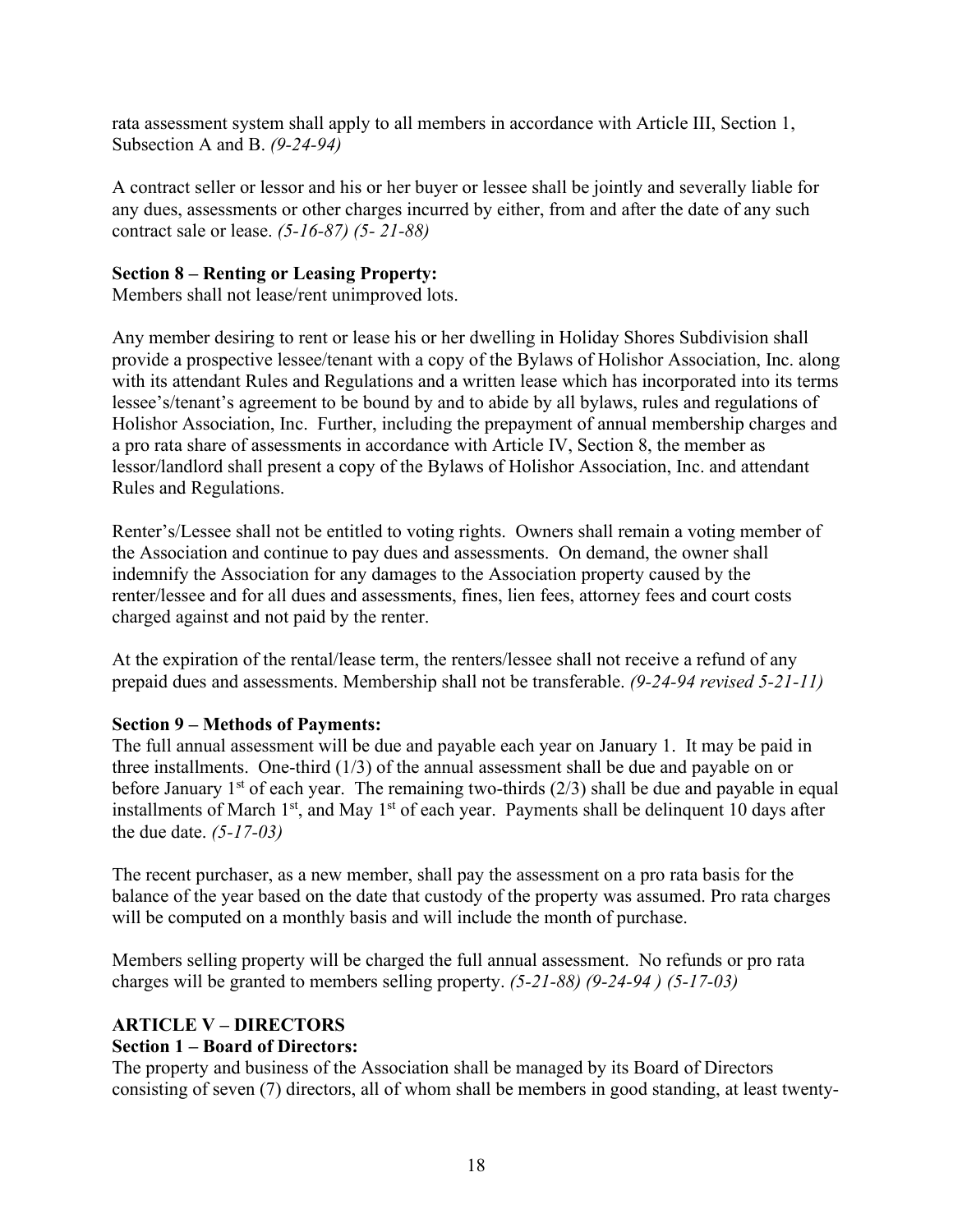rata assessment system shall apply to all members in accordance with Article III, Section 1, Subsection A and B. *(9-24-94)*

A contract seller or lessor and his or her buyer or lessee shall be jointly and severally liable for any dues, assessments or other charges incurred by either, from and after the date of any such contract sale or lease. *(5-16-87) (5- 21-88)*

**Section 8 – Renting or Leasing Property:**
Members shall not lease/rent unimproved lots.

Any member desiring to rent or lease his or her dwelling in Holiday Shores Subdivision shall provide a prospective lessee/tenant with a copy of the Bylaws of Holishor Association, Inc. along with its attendant Rules and Regulations and a written lease which has incorporated into its terms lessee's/tenant's agreement to be bound by and to abide by all bylaws, rules and regulations of Holishor Association, Inc. Further, including the prepayment of annual membership charges and a pro rata share of assessments in accordance with Article IV, Section 8, the member as lessor/landlord shall present a copy of the Bylaws of Holishor Association, Inc. and attendant Rules and Regulations.

Renter's/Lessee shall not be entitled to voting rights. Owners shall remain a voting member of the Association and continue to pay dues and assessments. On demand, the owner shall indemnify the Association for any damages to the Association property caused by the renter/lessee and for all dues and assessments, fines, lien fees, attorney fees and court costs charged against and not paid by the renter.

At the expiration of the rental/lease term, the renters/lessee shall not receive a refund of any prepaid dues and assessments. Membership shall not be transferable. *(9-24-94 revised 5-21-11)*

**Section 9 – Methods of Payments:**
The full annual assessment will be due and payable each year on January 1. It may be paid in three installments. One-third (1/3) of the annual assessment shall be due and payable on or before January 1st of each year. The remaining two-thirds (2/3) shall be due and payable in equal installments of March 1st, and May 1st of each year. Payments shall be delinquent 10 days after the due date. *(5-17-03)*

The recent purchaser, as a new member, shall pay the assessment on a pro rata basis for the balance of the year based on the date that custody of the property was assumed. Pro rata charges will be computed on a monthly basis and will include the month of purchase.

Members selling property will be charged the full annual assessment. No refunds or pro rata charges will be granted to members selling property. *(5-21-88) (9-24-94 ) (5-17-03)*

## ARTICLE V – DIRECTORS

**Section 1 – Board of Directors:**
The property and business of the Association shall be managed by its Board of Directors consisting of seven (7) directors, all of whom shall be members in good standing, at least twenty-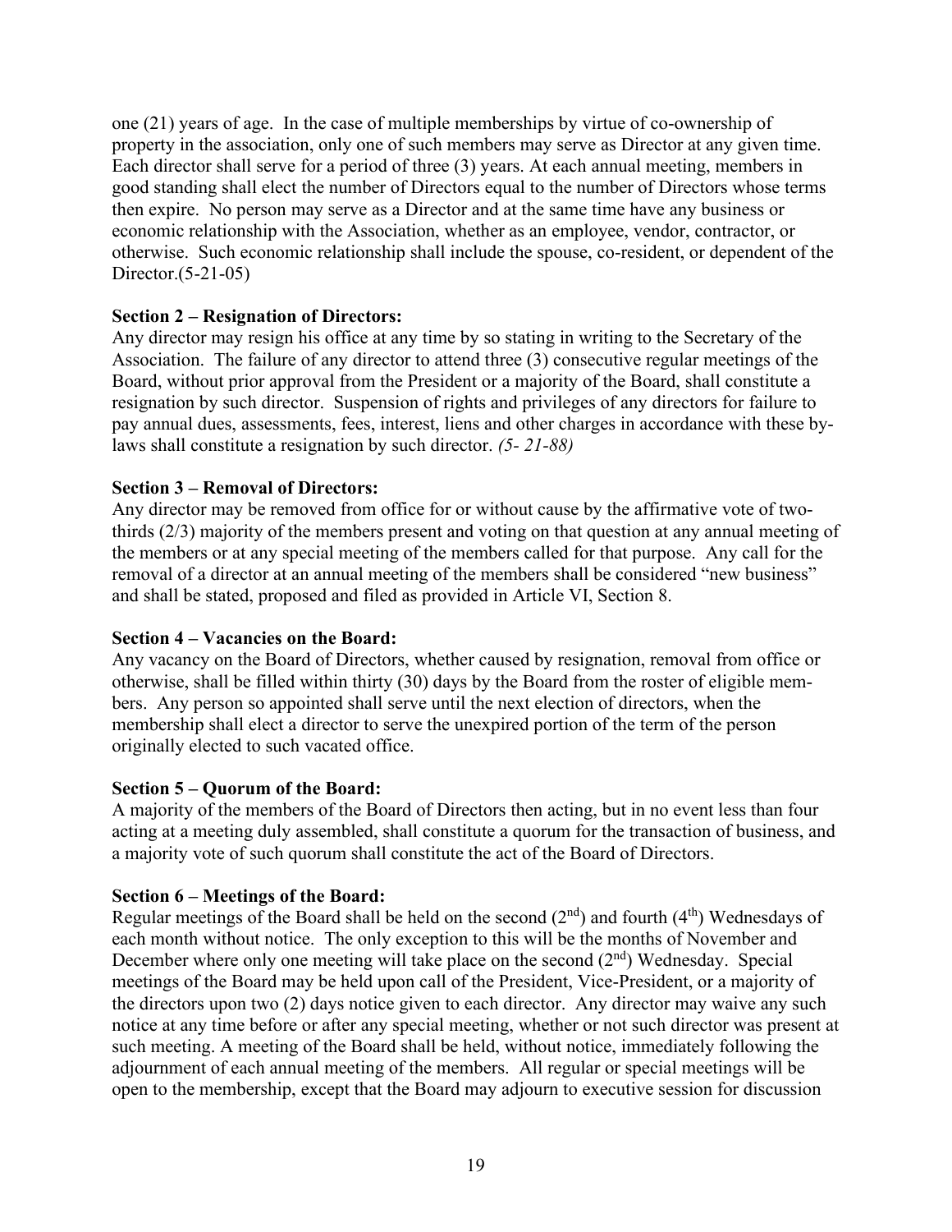one (21) years of age. In the case of multiple memberships by virtue of co-ownership of property in the association, only one of such members may serve as Director at any given time. Each director shall serve for a period of three (3) years. At each annual meeting, members in good standing shall elect the number of Directors equal to the number of Directors whose terms then expire. No person may serve as a Director and at the same time have any business or economic relationship with the Association, whether as an employee, vendor, contractor, or otherwise. Such economic relationship shall include the spouse, co-resident, or dependent of the Director.(5-21-05)

**Section 2 – Resignation of Directors:**
Any director may resign his office at any time by so stating in writing to the Secretary of the Association. The failure of any director to attend three (3) consecutive regular meetings of the Board, without prior approval from the President or a majority of the Board, shall constitute a resignation by such director. Suspension of rights and privileges of any directors for failure to pay annual dues, assessments, fees, interest, liens and other charges in accordance with these by-laws shall constitute a resignation by such director. *(5- 21-88)*

**Section 3 – Removal of Directors:**
Any director may be removed from office for or without cause by the affirmative vote of two-thirds (2/3) majority of the members present and voting on that question at any annual meeting of the members or at any special meeting of the members called for that purpose. Any call for the removal of a director at an annual meeting of the members shall be considered "new business" and shall be stated, proposed and filed as provided in Article VI, Section 8.

**Section 4 – Vacancies on the Board:**
Any vacancy on the Board of Directors, whether caused by resignation, removal from office or otherwise, shall be filled within thirty (30) days by the Board from the roster of eligible members. Any person so appointed shall serve until the next election of directors, when the membership shall elect a director to serve the unexpired portion of the term of the person originally elected to such vacated office.

**Section 5 – Quorum of the Board:**
A majority of the members of the Board of Directors then acting, but in no event less than four acting at a meeting duly assembled, shall constitute a quorum for the transaction of business, and a majority vote of such quorum shall constitute the act of the Board of Directors.

**Section 6 – Meetings of the Board:**
Regular meetings of the Board shall be held on the second (2nd) and fourth (4th) Wednesdays of each month without notice. The only exception to this will be the months of November and December where only one meeting will take place on the second (2nd) Wednesday. Special meetings of the Board may be held upon call of the President, Vice-President, or a majority of the directors upon two (2) days notice given to each director. Any director may waive any such notice at any time before or after any special meeting, whether or not such director was present at such meeting. A meeting of the Board shall be held, without notice, immediately following the adjournment of each annual meeting of the members. All regular or special meetings will be open to the membership, except that the Board may adjourn to executive session for discussion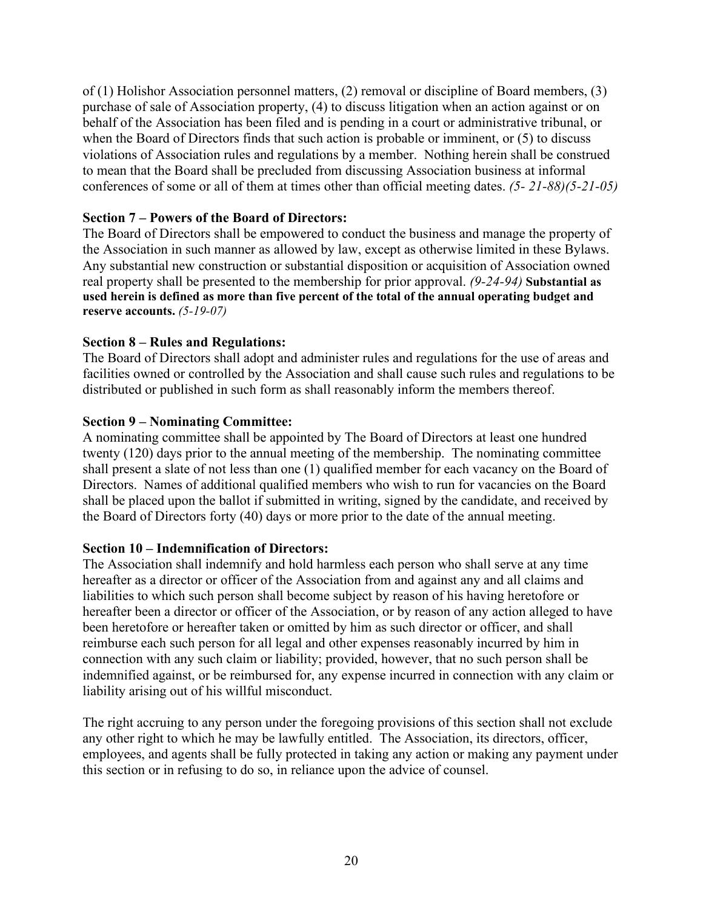of (1) Holishor Association personnel matters, (2) removal or discipline of Board members, (3) purchase of sale of Association property, (4) to discuss litigation when an action against or on behalf of the Association has been filed and is pending in a court or administrative tribunal, or when the Board of Directors finds that such action is probable or imminent, or (5) to discuss violations of Association rules and regulations by a member. Nothing herein shall be construed to mean that the Board shall be precluded from discussing Association business at informal conferences of some or all of them at times other than official meeting dates. *(5- 21-88)(5-21-05)*

**Section 7 – Powers of the Board of Directors:**
The Board of Directors shall be empowered to conduct the business and manage the property of the Association in such manner as allowed by law, except as otherwise limited in these Bylaws. Any substantial new construction or substantial disposition or acquisition of Association owned real property shall be presented to the membership for prior approval. *(9-24-94)* **Substantial as used herein is defined as more than five percent of the total of the annual operating budget and reserve accounts.** *(5-19-07)*

**Section 8 – Rules and Regulations:**
The Board of Directors shall adopt and administer rules and regulations for the use of areas and facilities owned or controlled by the Association and shall cause such rules and regulations to be distributed or published in such form as shall reasonably inform the members thereof.

**Section 9 – Nominating Committee:**
A nominating committee shall be appointed by The Board of Directors at least one hundred twenty (120) days prior to the annual meeting of the membership. The nominating committee shall present a slate of not less than one (1) qualified member for each vacancy on the Board of Directors. Names of additional qualified members who wish to run for vacancies on the Board shall be placed upon the ballot if submitted in writing, signed by the candidate, and received by the Board of Directors forty (40) days or more prior to the date of the annual meeting.

**Section 10 – Indemnification of Directors:**
The Association shall indemnify and hold harmless each person who shall serve at any time hereafter as a director or officer of the Association from and against any and all claims and liabilities to which such person shall become subject by reason of his having heretofore or hereafter been a director or officer of the Association, or by reason of any action alleged to have been heretofore or hereafter taken or omitted by him as such director or officer, and shall reimburse each such person for all legal and other expenses reasonably incurred by him in connection with any such claim or liability; provided, however, that no such person shall be indemnified against, or be reimbursed for, any expense incurred in connection with any claim or liability arising out of his willful misconduct.

The right accruing to any person under the foregoing provisions of this section shall not exclude any other right to which he may be lawfully entitled. The Association, its directors, officer, employees, and agents shall be fully protected in taking any action or making any payment under this section or in refusing to do so, in reliance upon the advice of counsel.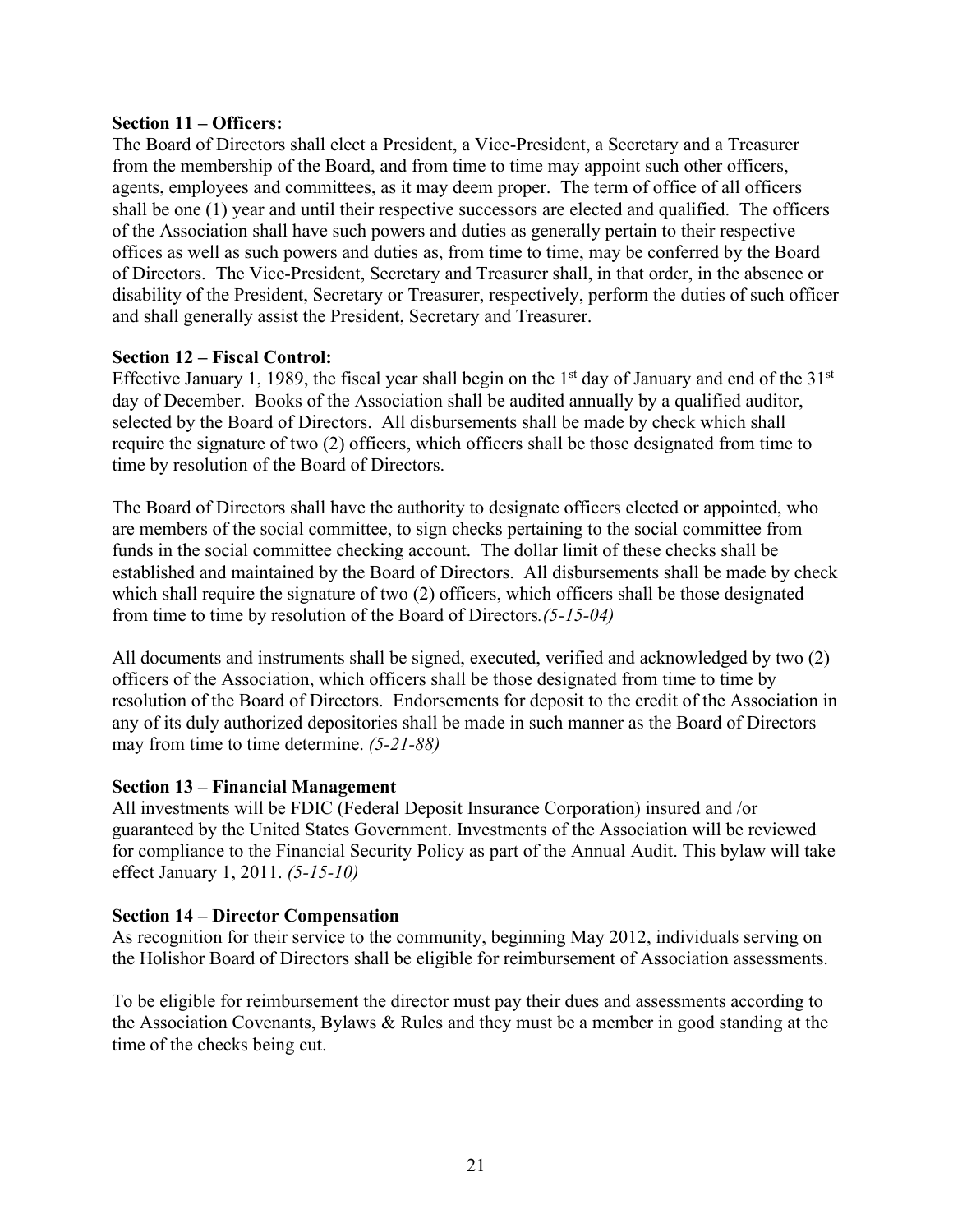**Section 11 – Officers:**
The Board of Directors shall elect a President, a Vice-President, a Secretary and a Treasurer from the membership of the Board, and from time to time may appoint such other officers, agents, employees and committees, as it may deem proper. The term of office of all officers shall be one (1) year and until their respective successors are elected and qualified. The officers of the Association shall have such powers and duties as generally pertain to their respective offices as well as such powers and duties as, from time to time, may be conferred by the Board of Directors. The Vice-President, Secretary and Treasurer shall, in that order, in the absence or disability of the President, Secretary or Treasurer, respectively, perform the duties of such officer and shall generally assist the President, Secretary and Treasurer.

**Section 12 – Fiscal Control:**
Effective January 1, 1989, the fiscal year shall begin on the 1st day of January and end of the 31st day of December. Books of the Association shall be audited annually by a qualified auditor, selected by the Board of Directors. All disbursements shall be made by check which shall require the signature of two (2) officers, which officers shall be those designated from time to time by resolution of the Board of Directors.

The Board of Directors shall have the authority to designate officers elected or appointed, who are members of the social committee, to sign checks pertaining to the social committee from funds in the social committee checking account. The dollar limit of these checks shall be established and maintained by the Board of Directors. All disbursements shall be made by check which shall require the signature of two (2) officers, which officers shall be those designated from time to time by resolution of the Board of Directors*.(5-15-04)*

All documents and instruments shall be signed, executed, verified and acknowledged by two (2) officers of the Association, which officers shall be those designated from time to time by resolution of the Board of Directors. Endorsements for deposit to the credit of the Association in any of its duly authorized depositories shall be made in such manner as the Board of Directors may from time to time determine. *(5-21-88)*

**Section 13 – Financial Management**
All investments will be FDIC (Federal Deposit Insurance Corporation) insured and /or guaranteed by the United States Government. Investments of the Association will be reviewed for compliance to the Financial Security Policy as part of the Annual Audit. This bylaw will take effect January 1, 2011. *(5-15-10)*

**Section 14 – Director Compensation**
As recognition for their service to the community, beginning May 2012, individuals serving on the Holishor Board of Directors shall be eligible for reimbursement of Association assessments.

To be eligible for reimbursement the director must pay their dues and assessments according to the Association Covenants, Bylaws & Rules and they must be a member in good standing at the time of the checks being cut.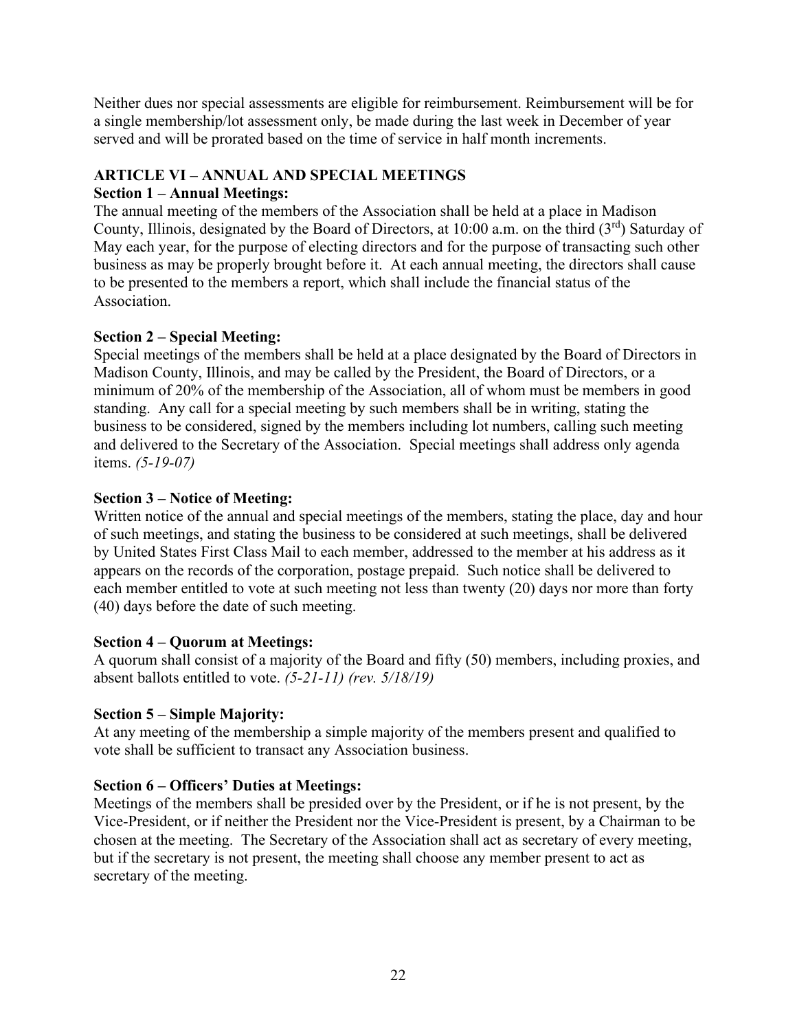Neither dues nor special assessments are eligible for reimbursement. Reimbursement will be for a single membership/lot assessment only, be made during the last week in December of year served and will be prorated based on the time of service in half month increments.

## ARTICLE VI – ANNUAL AND SPECIAL MEETINGS

### Section 1 – Annual Meetings:

The annual meeting of the members of the Association shall be held at a place in Madison County, Illinois, designated by the Board of Directors, at 10:00 a.m. on the third (3rd) Saturday of May each year, for the purpose of electing directors and for the purpose of transacting such other business as may be properly brought before it. At each annual meeting, the directors shall cause to be presented to the members a report, which shall include the financial status of the Association.

### Section 2 – Special Meeting:

Special meetings of the members shall be held at a place designated by the Board of Directors in Madison County, Illinois, and may be called by the President, the Board of Directors, or a minimum of 20% of the membership of the Association, all of whom must be members in good standing. Any call for a special meeting by such members shall be in writing, stating the business to be considered, signed by the members including lot numbers, calling such meeting and delivered to the Secretary of the Association. Special meetings shall address only agenda items. *(5-19-07)*

### Section 3 – Notice of Meeting:

Written notice of the annual and special meetings of the members, stating the place, day and hour of such meetings, and stating the business to be considered at such meetings, shall be delivered by United States First Class Mail to each member, addressed to the member at his address as it appears on the records of the corporation, postage prepaid. Such notice shall be delivered to each member entitled to vote at such meeting not less than twenty (20) days nor more than forty (40) days before the date of such meeting.

### Section 4 – Quorum at Meetings:

A quorum shall consist of a majority of the Board and fifty (50) members, including proxies, and absent ballots entitled to vote. *(5-21-11) (rev. 5/18/19)*

### Section 5 – Simple Majority:

At any meeting of the membership a simple majority of the members present and qualified to vote shall be sufficient to transact any Association business.

### Section 6 – Officers' Duties at Meetings:

Meetings of the members shall be presided over by the President, or if he is not present, by the Vice-President, or if neither the President nor the Vice-President is present, by a Chairman to be chosen at the meeting. The Secretary of the Association shall act as secretary of every meeting, but if the secretary is not present, the meeting shall choose any member present to act as secretary of the meeting.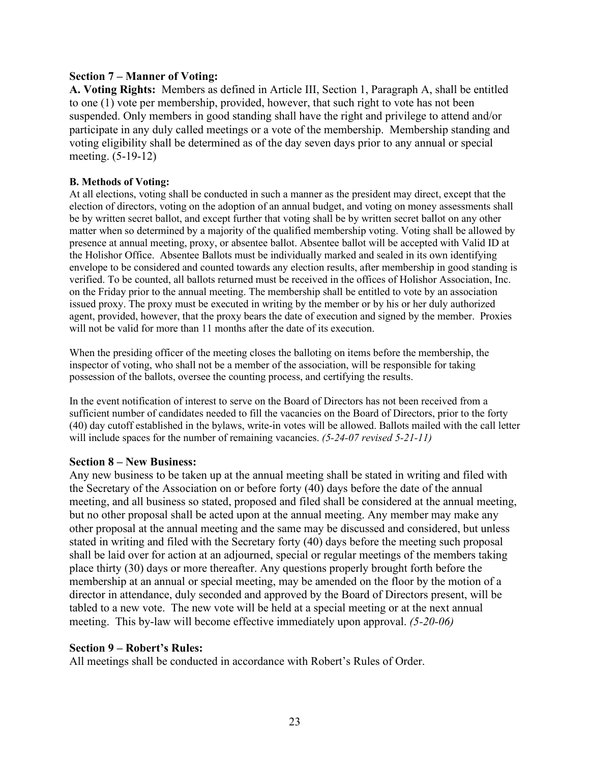### Section 7 – Manner of Voting:

**A. Voting Rights:** Members as defined in Article III, Section 1, Paragraph A, shall be entitled to one (1) vote per membership, provided, however, that such right to vote has not been suspended. Only members in good standing shall have the right and privilege to attend and/or participate in any duly called meetings or a vote of the membership. Membership standing and voting eligibility shall be determined as of the day seven days prior to any annual or special meeting. (5-19-12)

**B. Methods of Voting:**

At all elections, voting shall be conducted in such a manner as the president may direct, except that the election of directors, voting on the adoption of an annual budget, and voting on money assessments shall be by written secret ballot, and except further that voting shall be by written secret ballot on any other matter when so determined by a majority of the qualified membership voting. Voting shall be allowed by presence at annual meeting, proxy, or absentee ballot. Absentee ballot will be accepted with Valid ID at the Holishor Office. Absentee Ballots must be individually marked and sealed in its own identifying envelope to be considered and counted towards any election results, after membership in good standing is verified. To be counted, all ballots returned must be received in the offices of Holishor Association, Inc. on the Friday prior to the annual meeting. The membership shall be entitled to vote by an association issued proxy. The proxy must be executed in writing by the member or by his or her duly authorized agent, provided, however, that the proxy bears the date of execution and signed by the member. Proxies will not be valid for more than 11 months after the date of its execution.

When the presiding officer of the meeting closes the balloting on items before the membership, the inspector of voting, who shall not be a member of the association, will be responsible for taking possession of the ballots, oversee the counting process, and certifying the results.

In the event notification of interest to serve on the Board of Directors has not been received from a sufficient number of candidates needed to fill the vacancies on the Board of Directors, prior to the forty (40) day cutoff established in the bylaws, write-in votes will be allowed. Ballots mailed with the call letter will include spaces for the number of remaining vacancies. *(5-24-07 revised 5-21-11)*

### Section 8 – New Business:

Any new business to be taken up at the annual meeting shall be stated in writing and filed with the Secretary of the Association on or before forty (40) days before the date of the annual meeting, and all business so stated, proposed and filed shall be considered at the annual meeting, but no other proposal shall be acted upon at the annual meeting. Any member may make any other proposal at the annual meeting and the same may be discussed and considered, but unless stated in writing and filed with the Secretary forty (40) days before the meeting such proposal shall be laid over for action at an adjourned, special or regular meetings of the members taking place thirty (30) days or more thereafter. Any questions properly brought forth before the membership at an annual or special meeting, may be amended on the floor by the motion of a director in attendance, duly seconded and approved by the Board of Directors present, will be tabled to a new vote. The new vote will be held at a special meeting or at the next annual meeting. This by-law will become effective immediately upon approval. *(5-20-06)*

### Section 9 – Robert's Rules:

All meetings shall be conducted in accordance with Robert's Rules of Order.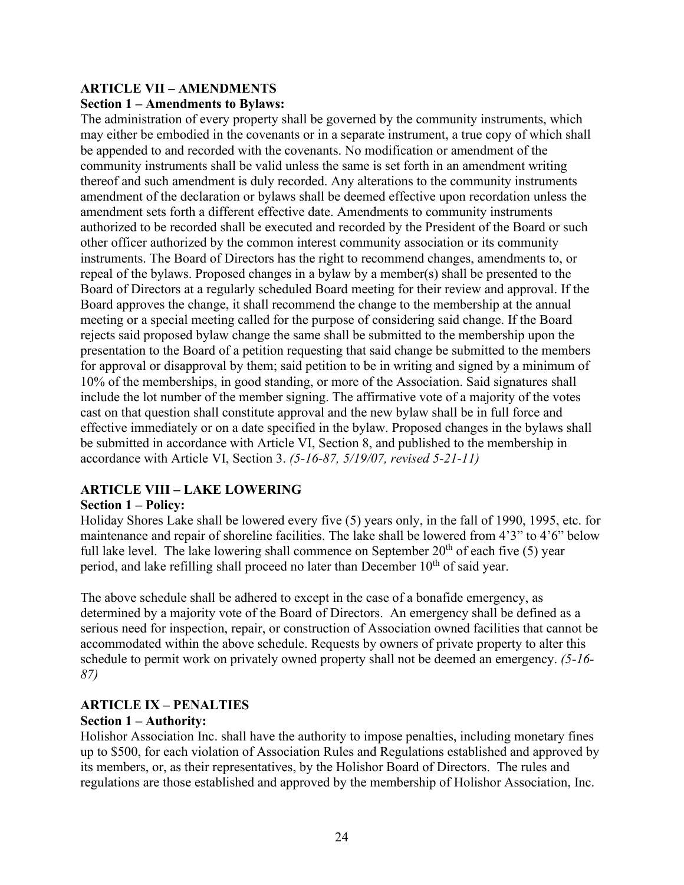## ARTICLE VII – AMENDMENTS

### Section 1 – Amendments to Bylaws:

The administration of every property shall be governed by the community instruments, which may either be embodied in the covenants or in a separate instrument, a true copy of which shall be appended to and recorded with the covenants. No modification or amendment of the community instruments shall be valid unless the same is set forth in an amendment writing thereof and such amendment is duly recorded. Any alterations to the community instruments amendment of the declaration or bylaws shall be deemed effective upon recordation unless the amendment sets forth a different effective date. Amendments to community instruments authorized to be recorded shall be executed and recorded by the President of the Board or such other officer authorized by the common interest community association or its community instruments. The Board of Directors has the right to recommend changes, amendments to, or repeal of the bylaws. Proposed changes in a bylaw by a member(s) shall be presented to the Board of Directors at a regularly scheduled Board meeting for their review and approval. If the Board approves the change, it shall recommend the change to the membership at the annual meeting or a special meeting called for the purpose of considering said change. If the Board rejects said proposed bylaw change the same shall be submitted to the membership upon the presentation to the Board of a petition requesting that said change be submitted to the members for approval or disapproval by them; said petition to be in writing and signed by a minimum of 10% of the memberships, in good standing, or more of the Association. Said signatures shall include the lot number of the member signing. The affirmative vote of a majority of the votes cast on that question shall constitute approval and the new bylaw shall be in full force and effective immediately or on a date specified in the bylaw. Proposed changes in the bylaws shall be submitted in accordance with Article VI, Section 8, and published to the membership in accordance with Article VI, Section 3. *(5-16-87, 5/19/07, revised 5-21-11)*

## ARTICLE VIII – LAKE LOWERING

### Section 1 – Policy:

Holiday Shores Lake shall be lowered every five (5) years only, in the fall of 1990, 1995, etc. for maintenance and repair of shoreline facilities. The lake shall be lowered from 4'3" to 4'6" below full lake level. The lake lowering shall commence on September 20th of each five (5) year period, and lake refilling shall proceed no later than December 10th of said year.

The above schedule shall be adhered to except in the case of a bonafide emergency, as determined by a majority vote of the Board of Directors. An emergency shall be defined as a serious need for inspection, repair, or construction of Association owned facilities that cannot be accommodated within the above schedule. Requests by owners of private property to alter this schedule to permit work on privately owned property shall not be deemed an emergency. *(5-16-87)*

## ARTICLE IX – PENALTIES

### Section 1 – Authority:

Holishor Association Inc. shall have the authority to impose penalties, including monetary fines up to $500, for each violation of Association Rules and Regulations established and approved by its members, or, as their representatives, by the Holishor Board of Directors. The rules and regulations are those established and approved by the membership of Holishor Association, Inc.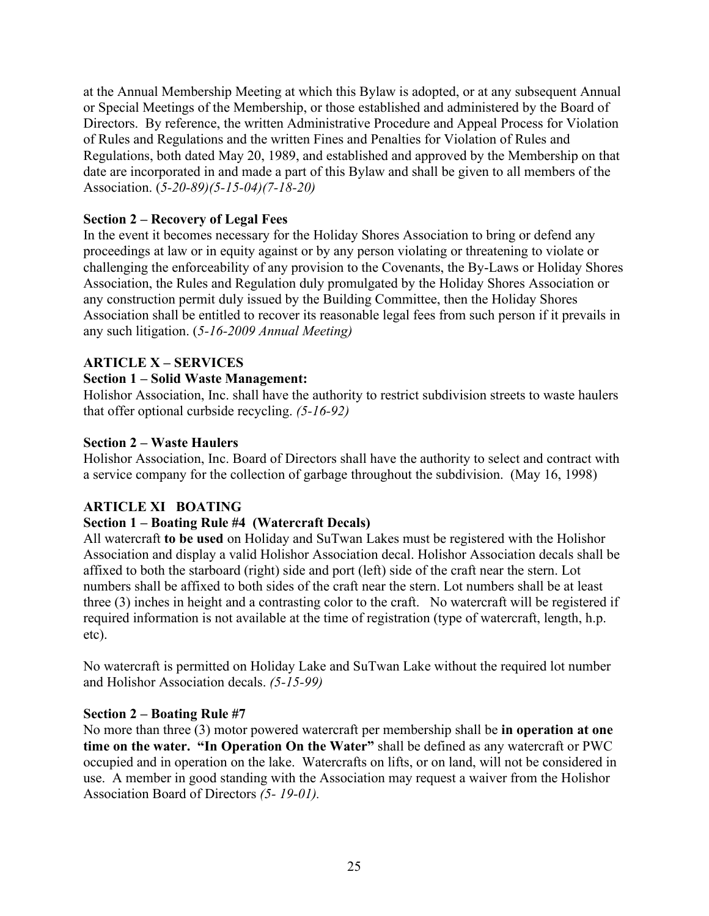at the Annual Membership Meeting at which this Bylaw is adopted, or at any subsequent Annual or Special Meetings of the Membership, or those established and administered by the Board of Directors. By reference, the written Administrative Procedure and Appeal Process for Violation of Rules and Regulations and the written Fines and Penalties for Violation of Rules and Regulations, both dated May 20, 1989, and established and approved by the Membership on that date are incorporated in and made a part of this Bylaw and shall be given to all members of the Association. (*5-20-89)(5-15-04)(7-18-20)*

**Section 2 – Recovery of Legal Fees**

In the event it becomes necessary for the Holiday Shores Association to bring or defend any proceedings at law or in equity against or by any person violating or threatening to violate or challenging the enforceability of any provision to the Covenants, the By-Laws or Holiday Shores Association, the Rules and Regulation duly promulgated by the Holiday Shores Association or any construction permit duly issued by the Building Committee, then the Holiday Shores Association shall be entitled to recover its reasonable legal fees from such person if it prevails in any such litigation. (*5-16-2009 Annual Meeting)*

## ARTICLE X – SERVICES

**Section 1 – Solid Waste Management:**

Holishor Association, Inc. shall have the authority to restrict subdivision streets to waste haulers that offer optional curbside recycling. *(5-16-92)*

**Section 2 – Waste Haulers**

Holishor Association, Inc. Board of Directors shall have the authority to select and contract with a service company for the collection of garbage throughout the subdivision. (May 16, 1998)

## ARTICLE XI BOATING

**Section 1 – Boating Rule #4 (Watercraft Decals)**

All watercraft **to be used** on Holiday and SuTwan Lakes must be registered with the Holishor Association and display a valid Holishor Association decal. Holishor Association decals shall be affixed to both the starboard (right) side and port (left) side of the craft near the stern. Lot numbers shall be affixed to both sides of the craft near the stern. Lot numbers shall be at least three (3) inches in height and a contrasting color to the craft. No watercraft will be registered if required information is not available at the time of registration (type of watercraft, length, h.p. etc).

No watercraft is permitted on Holiday Lake and SuTwan Lake without the required lot number and Holishor Association decals. *(5-15-99)*

**Section 2 – Boating Rule #7**

No more than three (3) motor powered watercraft per membership shall be **in operation at one time on the water. "In Operation On the Water"** shall be defined as any watercraft or PWC occupied and in operation on the lake. Watercrafts on lifts, or on land, will not be considered in use. A member in good standing with the Association may request a waiver from the Holishor Association Board of Directors *(5- 19-01).*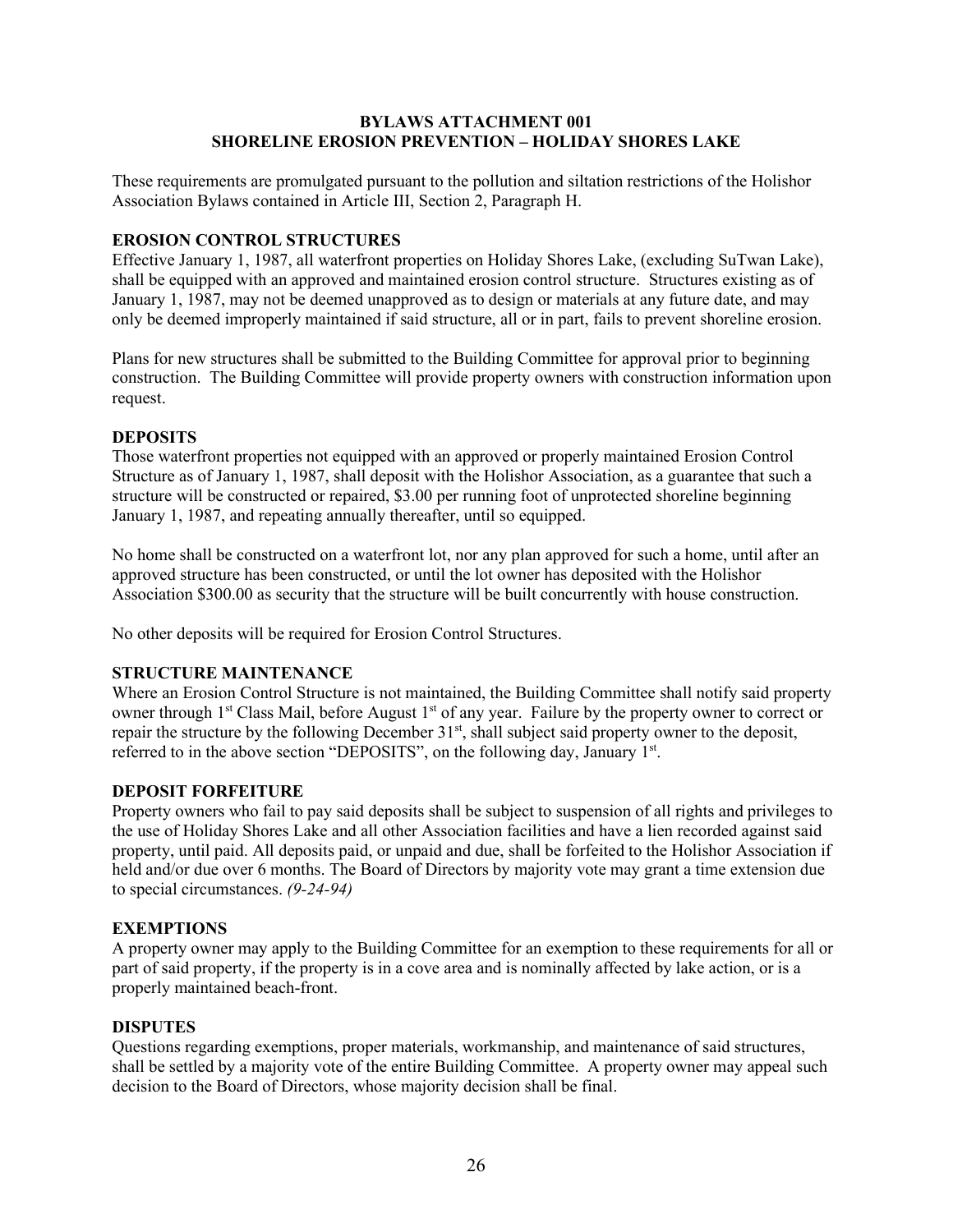# BYLAWS ATTACHMENT 001
# SHORELINE EROSION PREVENTION – HOLIDAY SHORES LAKE

These requirements are promulgated pursuant to the pollution and siltation restrictions of the Holishor Association Bylaws contained in Article III, Section 2, Paragraph H.

## EROSION CONTROL STRUCTURES

Effective January 1, 1987, all waterfront properties on Holiday Shores Lake, (excluding SuTwan Lake), shall be equipped with an approved and maintained erosion control structure. Structures existing as of January 1, 1987, may not be deemed unapproved as to design or materials at any future date, and may only be deemed improperly maintained if said structure, all or in part, fails to prevent shoreline erosion.

Plans for new structures shall be submitted to the Building Committee for approval prior to beginning construction. The Building Committee will provide property owners with construction information upon request.

## DEPOSITS

Those waterfront properties not equipped with an approved or properly maintained Erosion Control Structure as of January 1, 1987, shall deposit with the Holishor Association, as a guarantee that such a structure will be constructed or repaired, $3.00 per running foot of unprotected shoreline beginning January 1, 1987, and repeating annually thereafter, until so equipped.

No home shall be constructed on a waterfront lot, nor any plan approved for such a home, until after an approved structure has been constructed, or until the lot owner has deposited with the Holishor Association $300.00 as security that the structure will be built concurrently with house construction.

No other deposits will be required for Erosion Control Structures.

## STRUCTURE MAINTENANCE

Where an Erosion Control Structure is not maintained, the Building Committee shall notify said property owner through 1st Class Mail, before August 1st of any year. Failure by the property owner to correct or repair the structure by the following December 31st, shall subject said property owner to the deposit, referred to in the above section "DEPOSITS", on the following day, January 1st.

## DEPOSIT FORFEITURE

Property owners who fail to pay said deposits shall be subject to suspension of all rights and privileges to the use of Holiday Shores Lake and all other Association facilities and have a lien recorded against said property, until paid. All deposits paid, or unpaid and due, shall be forfeited to the Holishor Association if held and/or due over 6 months. The Board of Directors by majority vote may grant a time extension due to special circumstances. *(9-24-94)*

## EXEMPTIONS

A property owner may apply to the Building Committee for an exemption to these requirements for all or part of said property, if the property is in a cove area and is nominally affected by lake action, or is a properly maintained beach-front.

## DISPUTES

Questions regarding exemptions, proper materials, workmanship, and maintenance of said structures, shall be settled by a majority vote of the entire Building Committee. A property owner may appeal such decision to the Board of Directors, whose majority decision shall be final.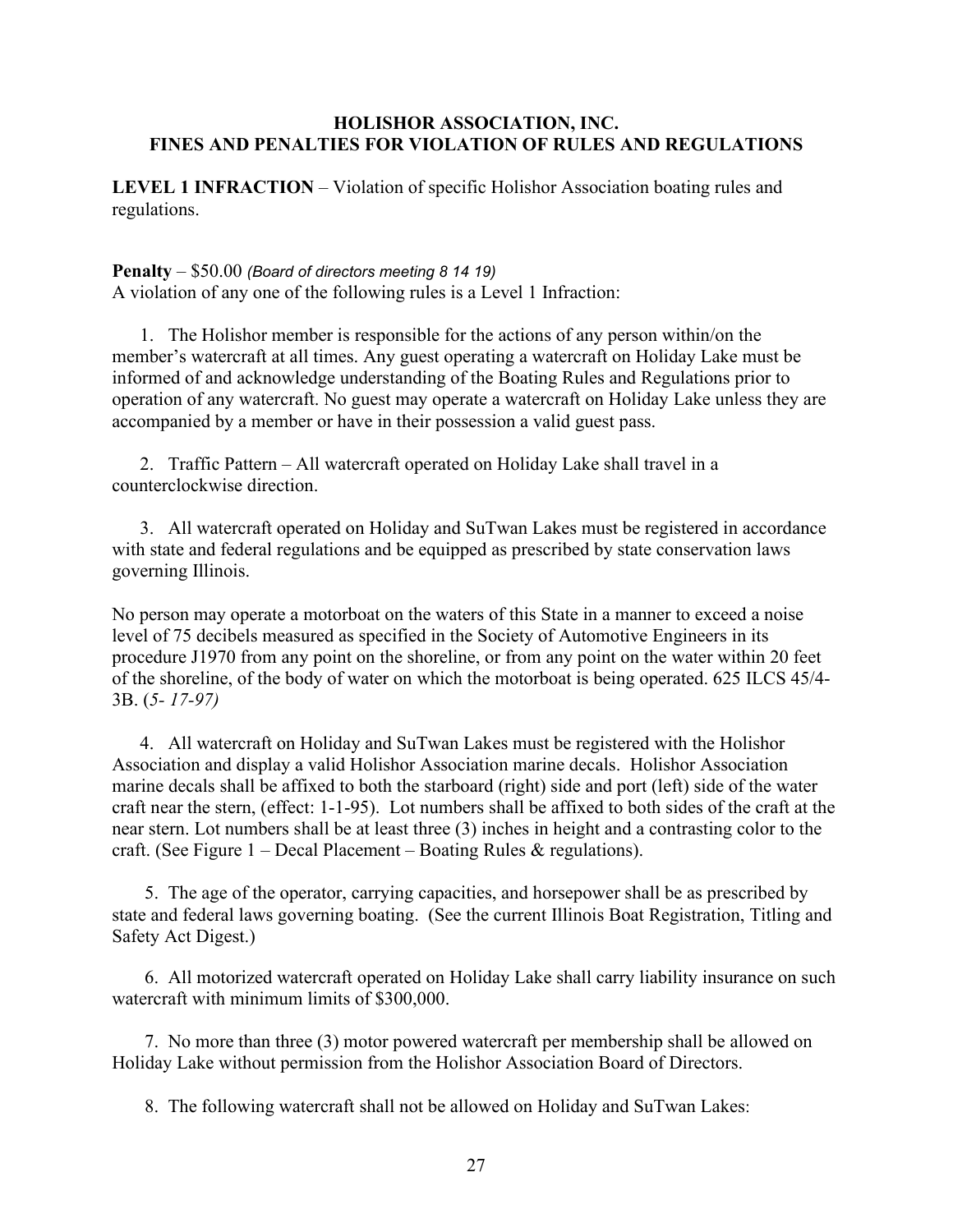## HOLISHOR ASSOCIATION, INC.
## FINES AND PENALTIES FOR VIOLATION OF RULES AND REGULATIONS

**LEVEL 1 INFRACTION** – Violation of specific Holishor Association boating rules and regulations.

**Penalty** – $50.00 *(Board of directors meeting 8 14 19)*
A violation of any one of the following rules is a Level 1 Infraction:

1. The Holishor member is responsible for the actions of any person within/on the member's watercraft at all times. Any guest operating a watercraft on Holiday Lake must be informed of and acknowledge understanding of the Boating Rules and Regulations prior to operation of any watercraft. No guest may operate a watercraft on Holiday Lake unless they are accompanied by a member or have in their possession a valid guest pass.

2. Traffic Pattern – All watercraft operated on Holiday Lake shall travel in a counterclockwise direction.

3. All watercraft operated on Holiday and SuTwan Lakes must be registered in accordance with state and federal regulations and be equipped as prescribed by state conservation laws governing Illinois.

No person may operate a motorboat on the waters of this State in a manner to exceed a noise level of 75 decibels measured as specified in the Society of Automotive Engineers in its procedure J1970 from any point on the shoreline, or from any point on the water within 20 feet of the shoreline, of the body of water on which the motorboat is being operated. 625 ILCS 45/4-3B. (*5- 17-97)*

4. All watercraft on Holiday and SuTwan Lakes must be registered with the Holishor Association and display a valid Holishor Association marine decals. Holishor Association marine decals shall be affixed to both the starboard (right) side and port (left) side of the water craft near the stern, (effect: 1-1-95). Lot numbers shall be affixed to both sides of the craft at the near stern. Lot numbers shall be at least three (3) inches in height and a contrasting color to the craft. (See Figure 1 – Decal Placement – Boating Rules & regulations).

5. The age of the operator, carrying capacities, and horsepower shall be as prescribed by state and federal laws governing boating. (See the current Illinois Boat Registration, Titling and Safety Act Digest.)

6. All motorized watercraft operated on Holiday Lake shall carry liability insurance on such watercraft with minimum limits of $300,000.

7. No more than three (3) motor powered watercraft per membership shall be allowed on Holiday Lake without permission from the Holishor Association Board of Directors.

8. The following watercraft shall not be allowed on Holiday and SuTwan Lakes: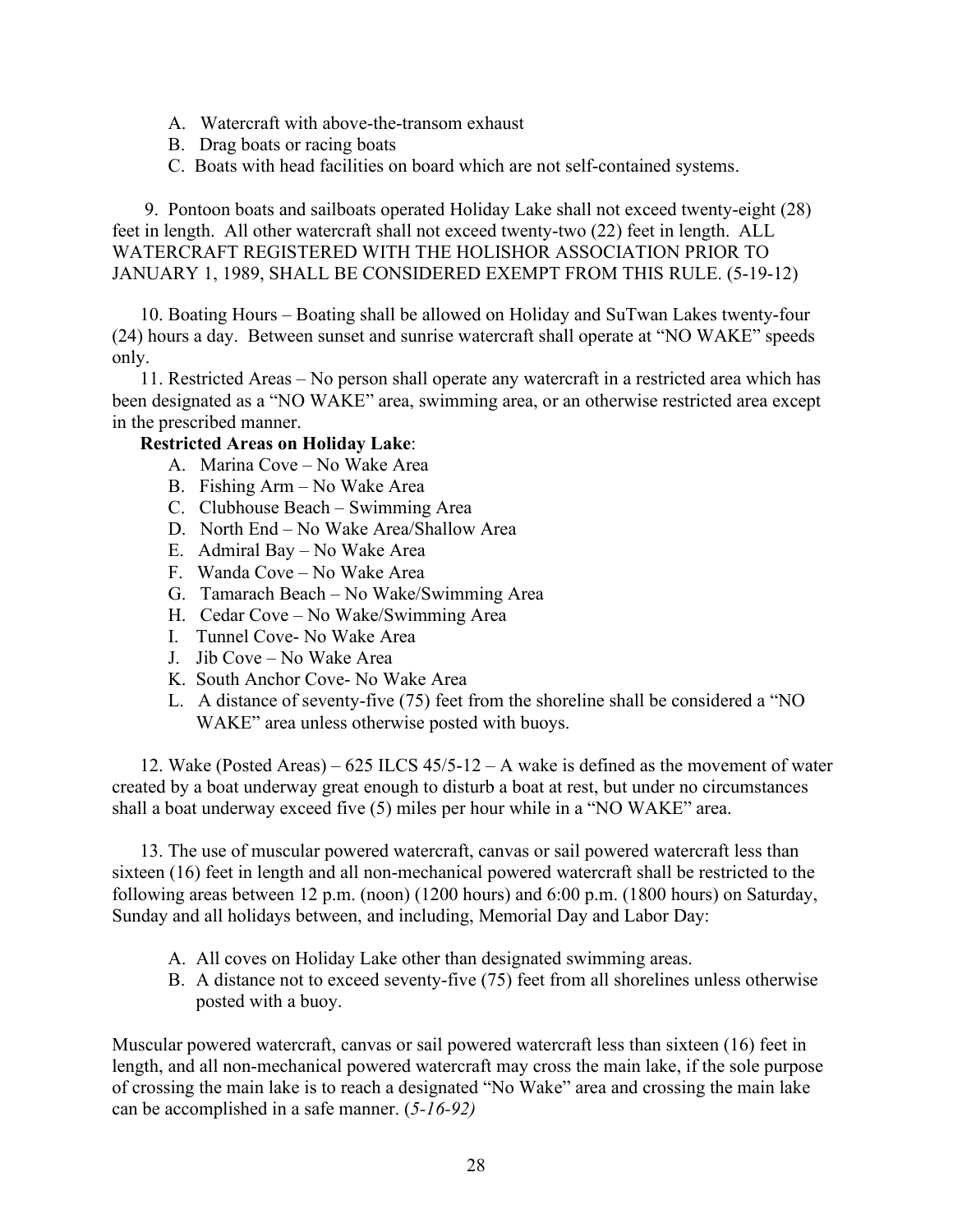A. Watercraft with above-the-transom exhaust
B. Drag boats or racing boats
C. Boats with head facilities on board which are not self-contained systems.

9. Pontoon boats and sailboats operated Holiday Lake shall not exceed twenty-eight (28) feet in length. All other watercraft shall not exceed twenty-two (22) feet in length. ALL WATERCRAFT REGISTERED WITH THE HOLISHOR ASSOCIATION PRIOR TO JANUARY 1, 1989, SHALL BE CONSIDERED EXEMPT FROM THIS RULE. (5-19-12)

10. Boating Hours – Boating shall be allowed on Holiday and SuTwan Lakes twenty-four (24) hours a day. Between sunset and sunrise watercraft shall operate at "NO WAKE" speeds only.

11. Restricted Areas – No person shall operate any watercraft in a restricted area which has been designated as a "NO WAKE" area, swimming area, or an otherwise restricted area except in the prescribed manner.

**Restricted Areas on Holiday Lake**:

A. Marina Cove – No Wake Area
B. Fishing Arm – No Wake Area
C. Clubhouse Beach – Swimming Area
D. North End – No Wake Area/Shallow Area
E. Admiral Bay – No Wake Area
F. Wanda Cove – No Wake Area
G. Tamarach Beach – No Wake/Swimming Area
H. Cedar Cove – No Wake/Swimming Area
I. Tunnel Cove- No Wake Area
J. Jib Cove – No Wake Area
K. South Anchor Cove- No Wake Area
L. A distance of seventy-five (75) feet from the shoreline shall be considered a "NO WAKE" area unless otherwise posted with buoys.

12. Wake (Posted Areas) – 625 ILCS 45/5-12 – A wake is defined as the movement of water created by a boat underway great enough to disturb a boat at rest, but under no circumstances shall a boat underway exceed five (5) miles per hour while in a "NO WAKE" area.

13. The use of muscular powered watercraft, canvas or sail powered watercraft less than sixteen (16) feet in length and all non-mechanical powered watercraft shall be restricted to the following areas between 12 p.m. (noon) (1200 hours) and 6:00 p.m. (1800 hours) on Saturday, Sunday and all holidays between, and including, Memorial Day and Labor Day:

A. All coves on Holiday Lake other than designated swimming areas.
B. A distance not to exceed seventy-five (75) feet from all shorelines unless otherwise posted with a buoy.

Muscular powered watercraft, canvas or sail powered watercraft less than sixteen (16) feet in length, and all non-mechanical powered watercraft may cross the main lake, if the sole purpose of crossing the main lake is to reach a designated "No Wake" area and crossing the main lake can be accomplished in a safe manner. (*5-16-92)*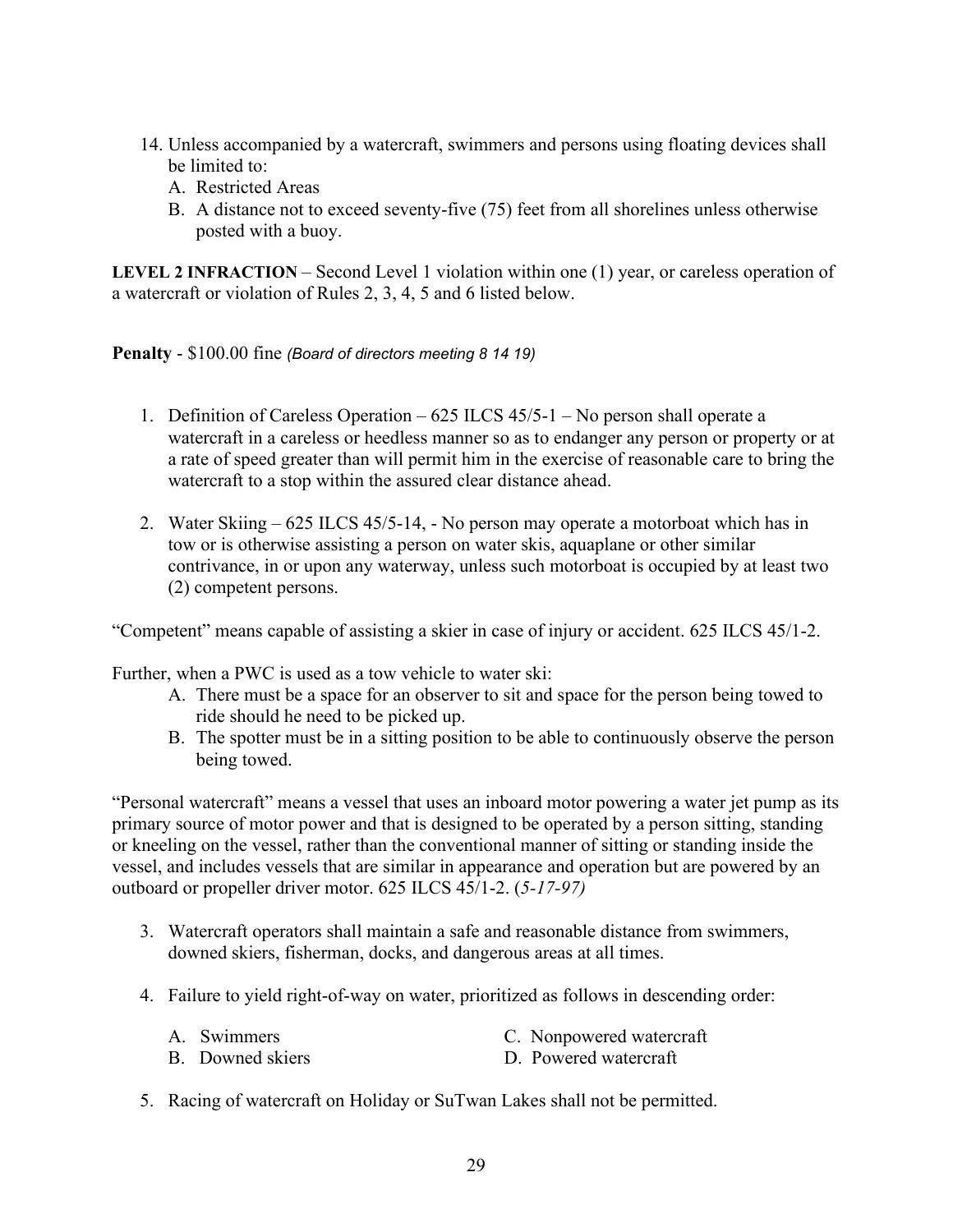14. Unless accompanied by a watercraft, swimmers and persons using floating devices shall be limited to:
    A. Restricted Areas
    B. A distance not to exceed seventy-five (75) feet from all shorelines unless otherwise posted with a buoy.

**LEVEL 2 INFRACTION** – Second Level 1 violation within one (1) year, or careless operation of a watercraft or violation of Rules 2, 3, 4, 5 and 6 listed below.

**Penalty** - $100.00 fine *(Board of directors meeting 8 14 19)*

1. Definition of Careless Operation – 625 ILCS 45/5-1 – No person shall operate a watercraft in a careless or heedless manner so as to endanger any person or property or at a rate of speed greater than will permit him in the exercise of reasonable care to bring the watercraft to a stop within the assured clear distance ahead.

2. Water Skiing – 625 ILCS 45/5-14, - No person may operate a motorboat which has in tow or is otherwise assisting a person on water skis, aquaplane or other similar contrivance, in or upon any waterway, unless such motorboat is occupied by at least two (2) competent persons.

"Competent" means capable of assisting a skier in case of injury or accident. 625 ILCS 45/1-2.

Further, when a PWC is used as a tow vehicle to water ski:

A. There must be a space for an observer to sit and space for the person being towed to ride should he need to be picked up.
B. The spotter must be in a sitting position to be able to continuously observe the person being towed.

"Personal watercraft" means a vessel that uses an inboard motor powering a water jet pump as its primary source of motor power and that is designed to be operated by a person sitting, standing or kneeling on the vessel, rather than the conventional manner of sitting or standing inside the vessel, and includes vessels that are similar in appearance and operation but are powered by an outboard or propeller driver motor. 625 ILCS 45/1-2. (*5-17-97)*

3. Watercraft operators shall maintain a safe and reasonable distance from swimmers, downed skiers, fisherman, docks, and dangerous areas at all times.

4. Failure to yield right-of-way on water, prioritized as follows in descending order:
    A. Swimmers
    B. Downed skiers
    C. Nonpowered watercraft
    D. Powered watercraft

5. Racing of watercraft on Holiday or SuTwan Lakes shall not be permitted.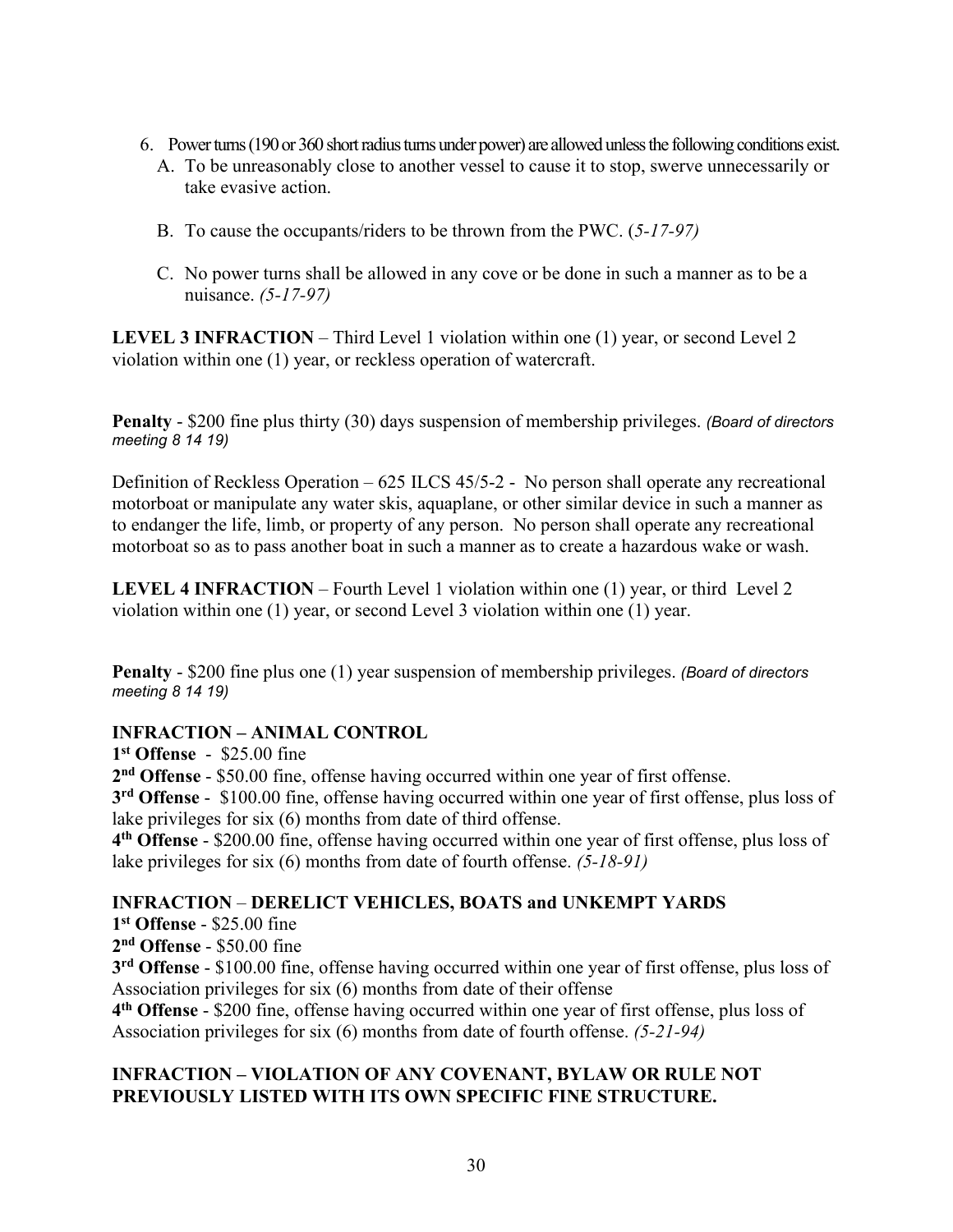6. Power turns (190 or 360 short radius turns under power) are allowed unless the following conditions exist.
   - A. To be unreasonably close to another vessel to cause it to stop, swerve unnecessarily or take evasive action.
   - B. To cause the occupants/riders to be thrown from the PWC. (*5-17-97)*
   - C. No power turns shall be allowed in any cove or be done in such a manner as to be a nuisance. *(5-17-97)*

**LEVEL 3 INFRACTION** – Third Level 1 violation within one (1) year, or second Level 2 violation within one (1) year, or reckless operation of watercraft.

**Penalty** - $200 fine plus thirty (30) days suspension of membership privileges. *(Board of directors meeting 8 14 19)*

Definition of Reckless Operation – 625 ILCS 45/5-2 - No person shall operate any recreational motorboat or manipulate any water skis, aquaplane, or other similar device in such a manner as to endanger the life, limb, or property of any person. No person shall operate any recreational motorboat so as to pass another boat in such a manner as to create a hazardous wake or wash.

**LEVEL 4 INFRACTION** – Fourth Level 1 violation within one (1) year, or third Level 2 violation within one (1) year, or second Level 3 violation within one (1) year.

**Penalty** - $200 fine plus one (1) year suspension of membership privileges. *(Board of directors meeting 8 14 19)*

**INFRACTION – ANIMAL CONTROL**

**1st Offense** - $25.00 fine

**2nd Offense** - $50.00 fine, offense having occurred within one year of first offense.

**3rd Offense** - $100.00 fine, offense having occurred within one year of first offense, plus loss of lake privileges for six (6) months from date of third offense.

**4th Offense** - $200.00 fine, offense having occurred within one year of first offense, plus loss of lake privileges for six (6) months from date of fourth offense. *(5-18-91)*

**INFRACTION – DERELICT VEHICLES, BOATS and UNKEMPT YARDS**

**1st Offense** - $25.00 fine

**2nd Offense** - $50.00 fine

**3rd Offense** - $100.00 fine, offense having occurred within one year of first offense, plus loss of Association privileges for six (6) months from date of their offense

**4th Offense** - $200 fine, offense having occurred within one year of first offense, plus loss of Association privileges for six (6) months from date of fourth offense. *(5-21-94)*

**INFRACTION – VIOLATION OF ANY COVENANT, BYLAW OR RULE NOT PREVIOUSLY LISTED WITH ITS OWN SPECIFIC FINE STRUCTURE.**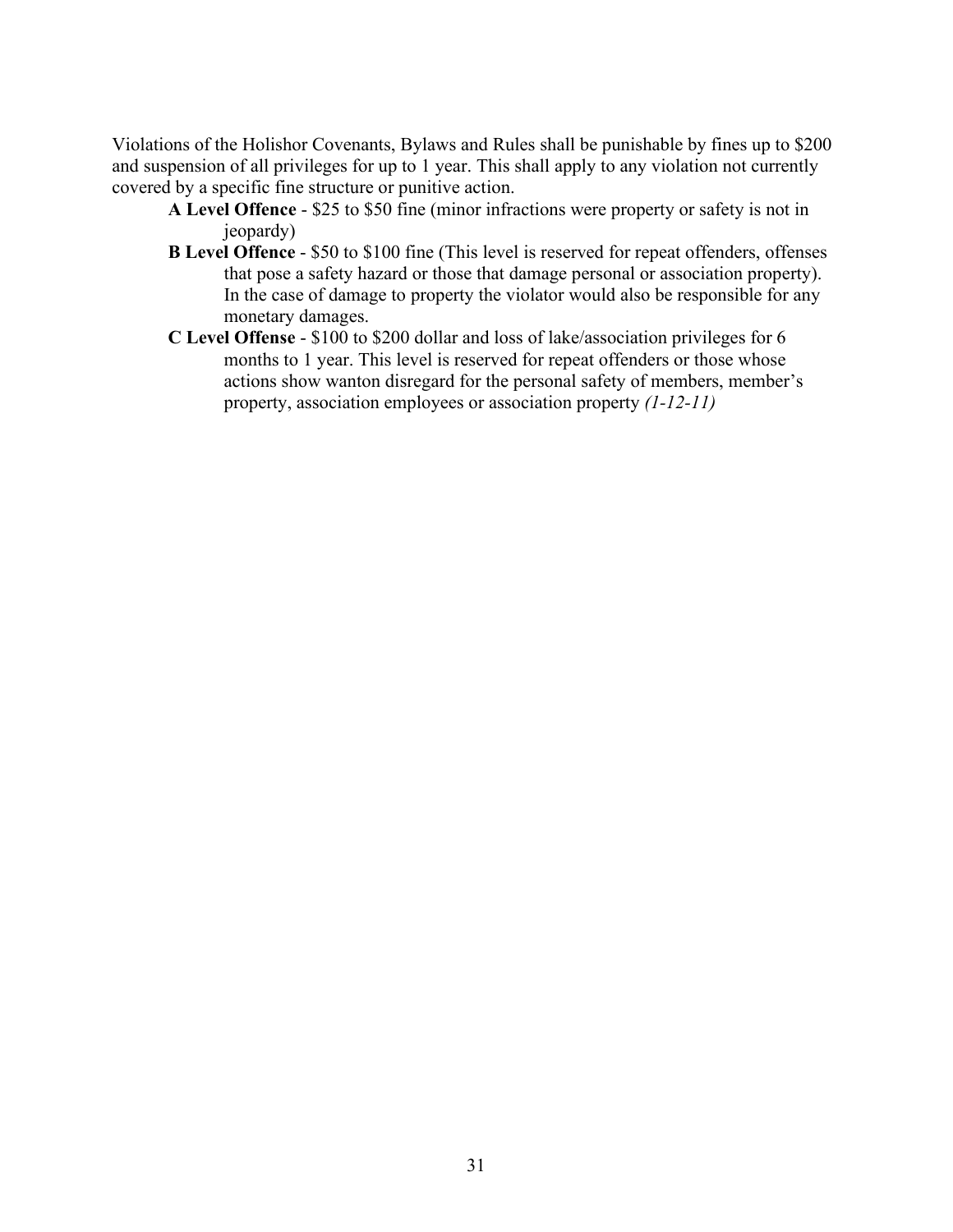Violations of the Holishor Covenants, Bylaws and Rules shall be punishable by fines up to $200 and suspension of all privileges for up to 1 year. This shall apply to any violation not currently covered by a specific fine structure or punitive action.

- **A Level Offence** - $25 to $50 fine (minor infractions were property or safety is not in jeopardy)
- **B Level Offence** - $50 to $100 fine (This level is reserved for repeat offenders, offenses that pose a safety hazard or those that damage personal or association property). In the case of damage to property the violator would also be responsible for any monetary damages.
- **C Level Offense** - $100 to $200 dollar and loss of lake/association privileges for 6 months to 1 year. This level is reserved for repeat offenders or those whose actions show wanton disregard for the personal safety of members, member's property, association employees or association property *(1-12-11)*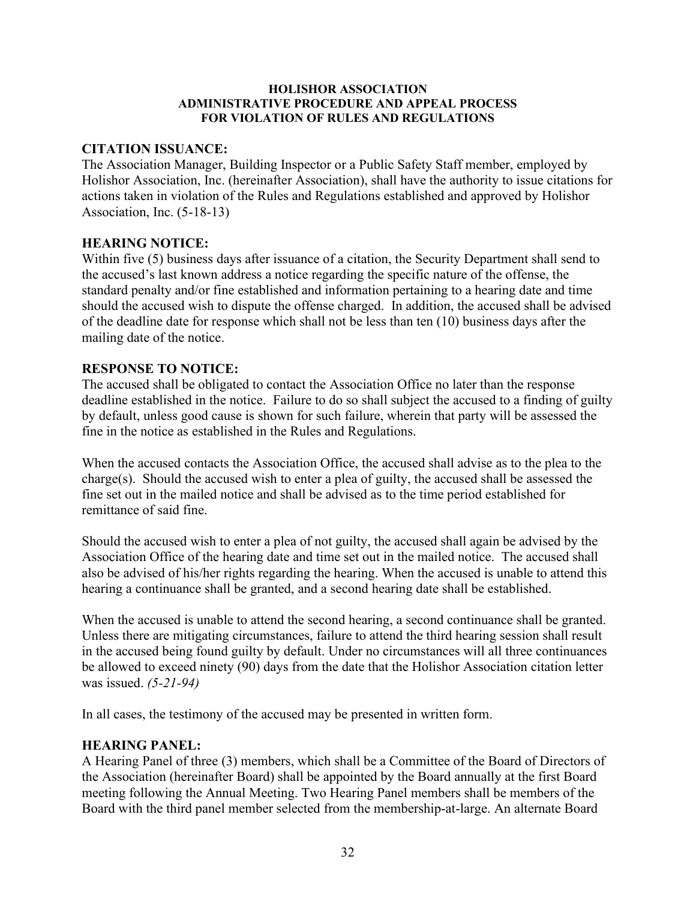**HOLISHOR ASSOCIATION**
**ADMINISTRATIVE PROCEDURE AND APPEAL PROCESS**
**FOR VIOLATION OF RULES AND REGULATIONS**

## CITATION ISSUANCE:

The Association Manager, Building Inspector or a Public Safety Staff member, employed by Holishor Association, Inc. (hereinafter Association), shall have the authority to issue citations for actions taken in violation of the Rules and Regulations established and approved by Holishor Association, Inc. (5-18-13)

## HEARING NOTICE:

Within five (5) business days after issuance of a citation, the Security Department shall send to the accused's last known address a notice regarding the specific nature of the offense, the standard penalty and/or fine established and information pertaining to a hearing date and time should the accused wish to dispute the offense charged. In addition, the accused shall be advised of the deadline date for response which shall not be less than ten (10) business days after the mailing date of the notice.

## RESPONSE TO NOTICE:

The accused shall be obligated to contact the Association Office no later than the response deadline established in the notice. Failure to do so shall subject the accused to a finding of guilty by default, unless good cause is shown for such failure, wherein that party will be assessed the fine in the notice as established in the Rules and Regulations.

When the accused contacts the Association Office, the accused shall advise as to the plea to the charge(s). Should the accused wish to enter a plea of guilty, the accused shall be assessed the fine set out in the mailed notice and shall be advised as to the time period established for remittance of said fine.

Should the accused wish to enter a plea of not guilty, the accused shall again be advised by the Association Office of the hearing date and time set out in the mailed notice. The accused shall also be advised of his/her rights regarding the hearing. When the accused is unable to attend this hearing a continuance shall be granted, and a second hearing date shall be established.

When the accused is unable to attend the second hearing, a second continuance shall be granted. Unless there are mitigating circumstances, failure to attend the third hearing session shall result in the accused being found guilty by default. Under no circumstances will all three continuances be allowed to exceed ninety (90) days from the date that the Holishor Association citation letter was issued. *(5-21-94)*

In all cases, the testimony of the accused may be presented in written form.

## HEARING PANEL:

A Hearing Panel of three (3) members, which shall be a Committee of the Board of Directors of the Association (hereinafter Board) shall be appointed by the Board annually at the first Board meeting following the Annual Meeting. Two Hearing Panel members shall be members of the Board with the third panel member selected from the membership-at-large. An alternate Board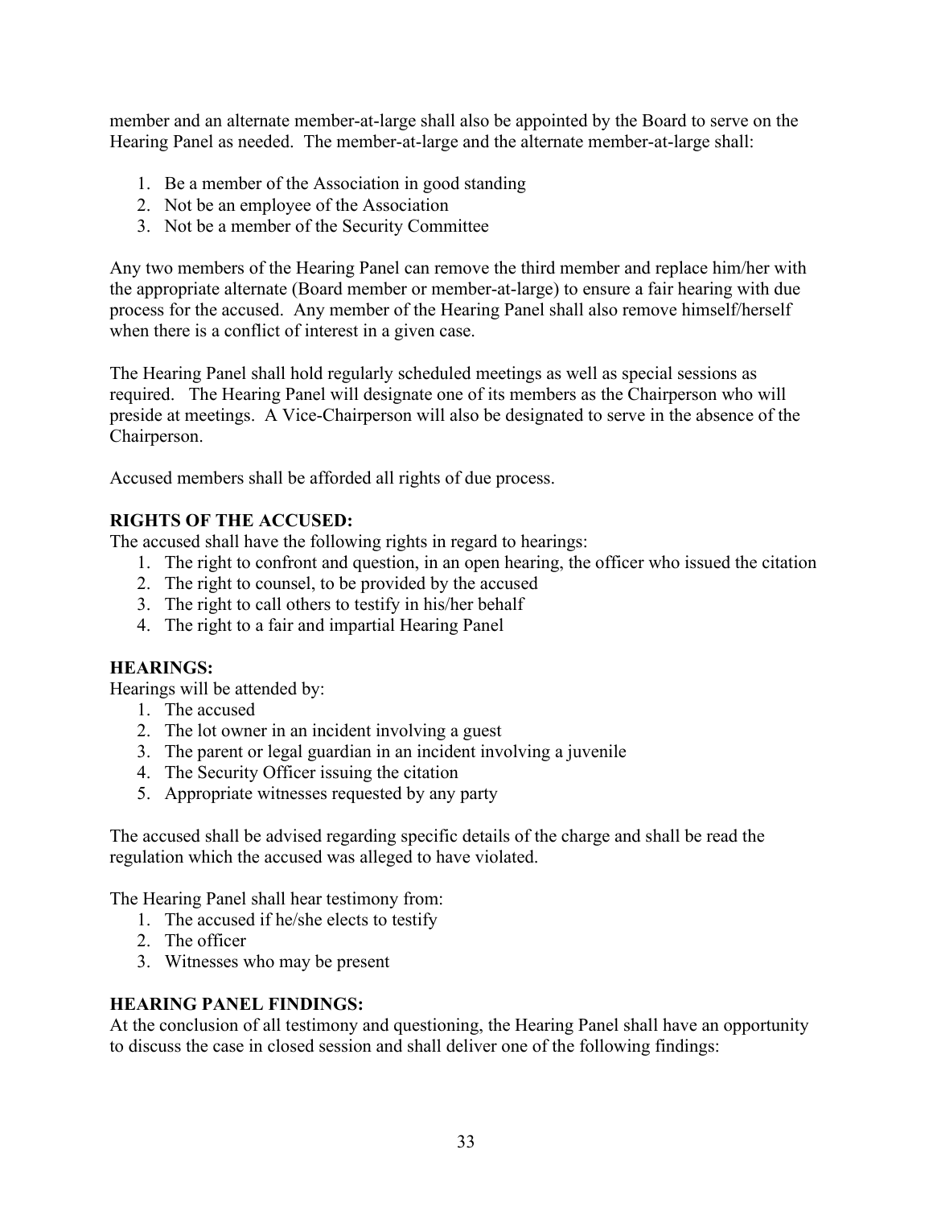member and an alternate member-at-large shall also be appointed by the Board to serve on the Hearing Panel as needed. The member-at-large and the alternate member-at-large shall:

1. Be a member of the Association in good standing
2. Not be an employee of the Association
3. Not be a member of the Security Committee

Any two members of the Hearing Panel can remove the third member and replace him/her with the appropriate alternate (Board member or member-at-large) to ensure a fair hearing with due process for the accused. Any member of the Hearing Panel shall also remove himself/herself when there is a conflict of interest in a given case.

The Hearing Panel shall hold regularly scheduled meetings as well as special sessions as required. The Hearing Panel will designate one of its members as the Chairperson who will preside at meetings. A Vice-Chairperson will also be designated to serve in the absence of the Chairperson.

Accused members shall be afforded all rights of due process.

**RIGHTS OF THE ACCUSED:**

The accused shall have the following rights in regard to hearings:

1. The right to confront and question, in an open hearing, the officer who issued the citation
2. The right to counsel, to be provided by the accused
3. The right to call others to testify in his/her behalf
4. The right to a fair and impartial Hearing Panel

**HEARINGS:**

Hearings will be attended by:

1. The accused
2. The lot owner in an incident involving a guest
3. The parent or legal guardian in an incident involving a juvenile
4. The Security Officer issuing the citation
5. Appropriate witnesses requested by any party

The accused shall be advised regarding specific details of the charge and shall be read the regulation which the accused was alleged to have violated.

The Hearing Panel shall hear testimony from:

1. The accused if he/she elects to testify
2. The officer
3. Witnesses who may be present

**HEARING PANEL FINDINGS:**

At the conclusion of all testimony and questioning, the Hearing Panel shall have an opportunity to discuss the case in closed session and shall deliver one of the following findings: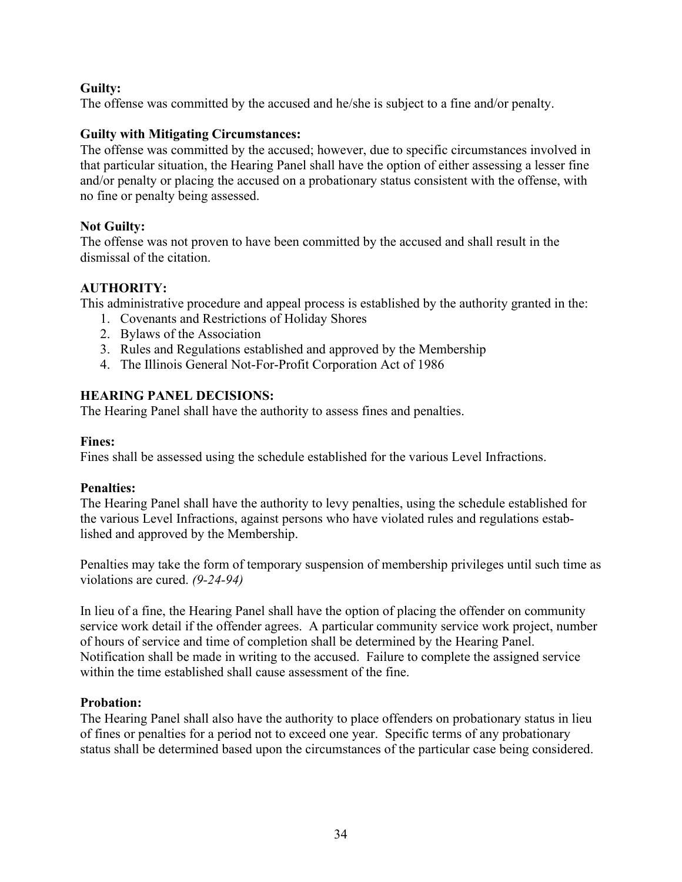**Guilty:**
The offense was committed by the accused and he/she is subject to a fine and/or penalty.

**Guilty with Mitigating Circumstances:**
The offense was committed by the accused; however, due to specific circumstances involved in that particular situation, the Hearing Panel shall have the option of either assessing a lesser fine and/or penalty or placing the accused on a probationary status consistent with the offense, with no fine or penalty being assessed.

**Not Guilty:**
The offense was not proven to have been committed by the accused and shall result in the dismissal of the citation.

## AUTHORITY:

This administrative procedure and appeal process is established by the authority granted in the:

1. Covenants and Restrictions of Holiday Shores
2. Bylaws of the Association
3. Rules and Regulations established and approved by the Membership
4. The Illinois General Not-For-Profit Corporation Act of 1986

## HEARING PANEL DECISIONS:

The Hearing Panel shall have the authority to assess fines and penalties.

**Fines:**
Fines shall be assessed using the schedule established for the various Level Infractions.

**Penalties:**
The Hearing Panel shall have the authority to levy penalties, using the schedule established for the various Level Infractions, against persons who have violated rules and regulations established and approved by the Membership.

Penalties may take the form of temporary suspension of membership privileges until such time as violations are cured. *(9-24-94)*

In lieu of a fine, the Hearing Panel shall have the option of placing the offender on community service work detail if the offender agrees. A particular community service work project, number of hours of service and time of completion shall be determined by the Hearing Panel. Notification shall be made in writing to the accused. Failure to complete the assigned service within the time established shall cause assessment of the fine.

**Probation:**
The Hearing Panel shall also have the authority to place offenders on probationary status in lieu of fines or penalties for a period not to exceed one year. Specific terms of any probationary status shall be determined based upon the circumstances of the particular case being considered.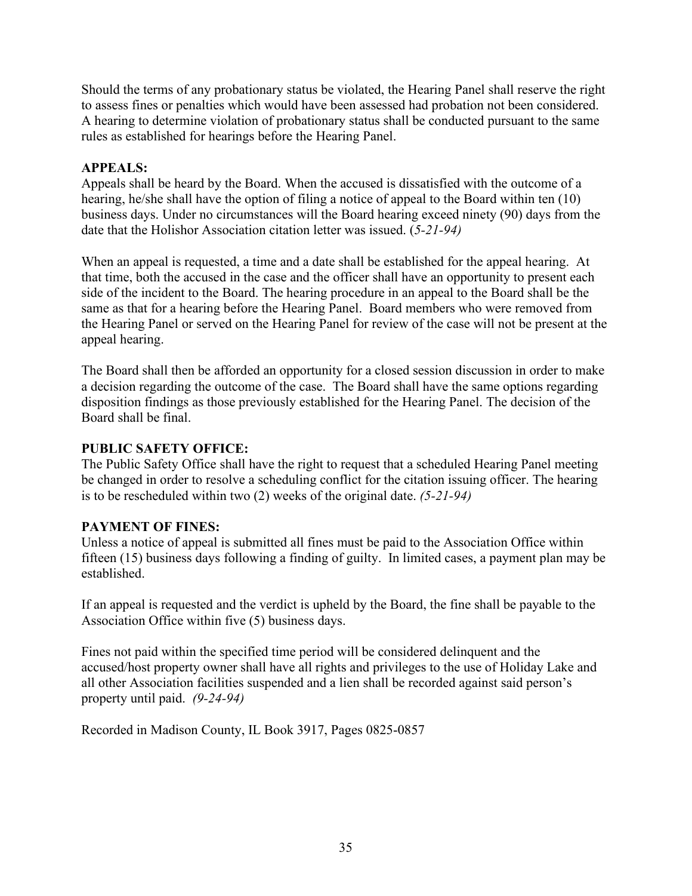Should the terms of any probationary status be violated, the Hearing Panel shall reserve the right to assess fines or penalties which would have been assessed had probation not been considered. A hearing to determine violation of probationary status shall be conducted pursuant to the same rules as established for hearings before the Hearing Panel.

**APPEALS:**
Appeals shall be heard by the Board. When the accused is dissatisfied with the outcome of a hearing, he/she shall have the option of filing a notice of appeal to the Board within ten (10) business days. Under no circumstances will the Board hearing exceed ninety (90) days from the date that the Holishor Association citation letter was issued. (*5-21-94)*

When an appeal is requested, a time and a date shall be established for the appeal hearing. At that time, both the accused in the case and the officer shall have an opportunity to present each side of the incident to the Board. The hearing procedure in an appeal to the Board shall be the same as that for a hearing before the Hearing Panel. Board members who were removed from the Hearing Panel or served on the Hearing Panel for review of the case will not be present at the appeal hearing.

The Board shall then be afforded an opportunity for a closed session discussion in order to make a decision regarding the outcome of the case. The Board shall have the same options regarding disposition findings as those previously established for the Hearing Panel. The decision of the Board shall be final.

**PUBLIC SAFETY OFFICE:**
The Public Safety Office shall have the right to request that a scheduled Hearing Panel meeting be changed in order to resolve a scheduling conflict for the citation issuing officer. The hearing is to be rescheduled within two (2) weeks of the original date. *(5-21-94)*

**PAYMENT OF FINES:**
Unless a notice of appeal is submitted all fines must be paid to the Association Office within fifteen (15) business days following a finding of guilty. In limited cases, a payment plan may be established.

If an appeal is requested and the verdict is upheld by the Board, the fine shall be payable to the Association Office within five (5) business days.

Fines not paid within the specified time period will be considered delinquent and the accused/host property owner shall have all rights and privileges to the use of Holiday Lake and all other Association facilities suspended and a lien shall be recorded against said person's property until paid. *(9-24-94)*

Recorded in Madison County, IL Book 3917, Pages 0825-0857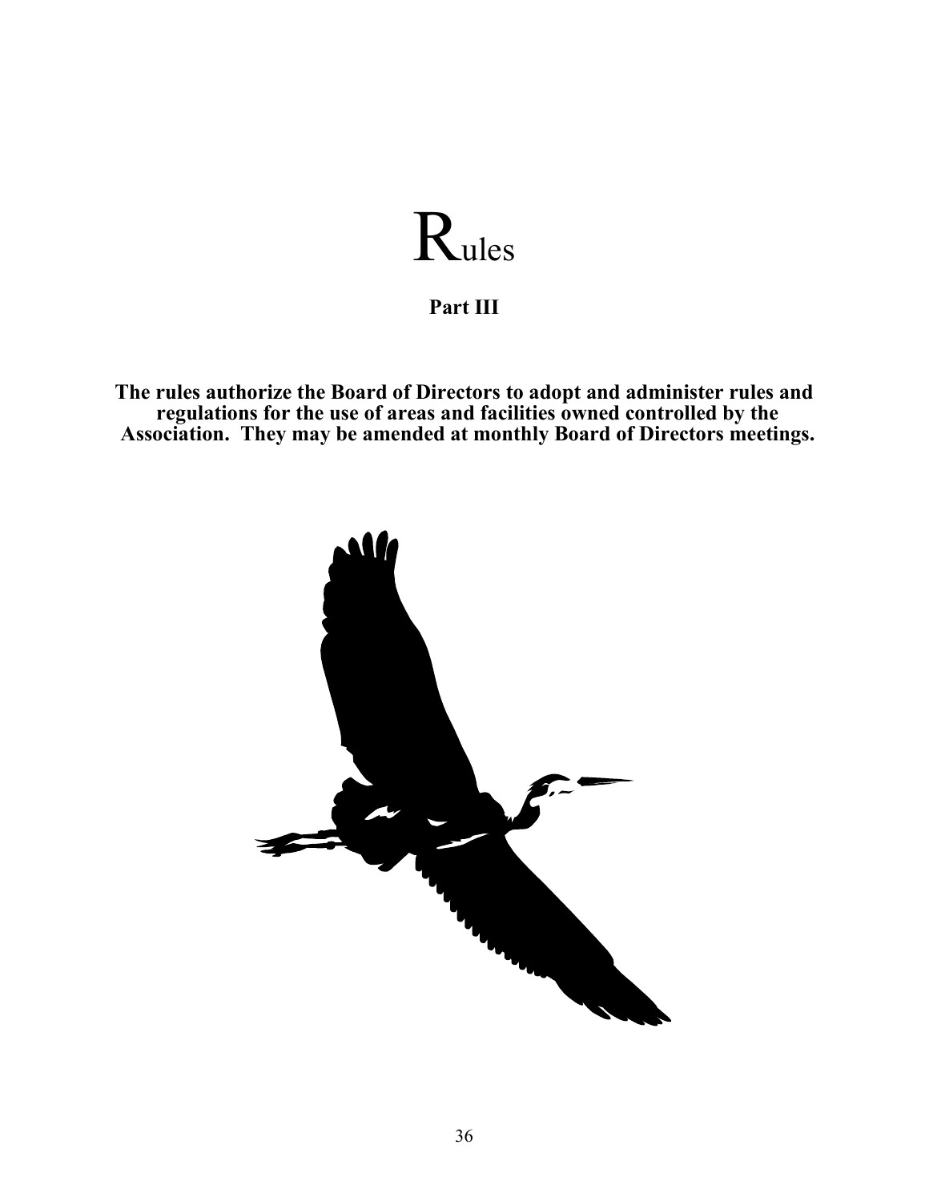# Rules

**Part III**

**The rules authorize the Board of Directors to adopt and administer rules and regulations for the use of areas and facilities owned controlled by the Association. They may be amended at monthly Board of Directors meetings.**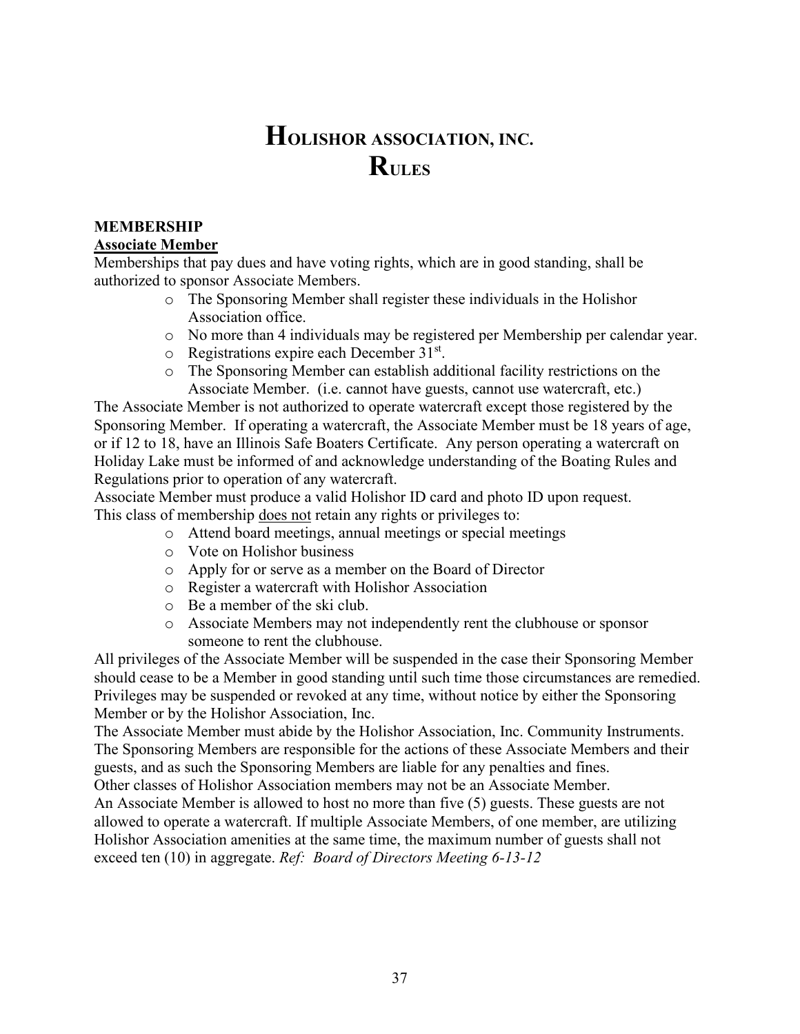# HOLISHOR ASSOCIATION, INC.
# RULES

**MEMBERSHIP**

**<u>Associate Member</u>**

Memberships that pay dues and have voting rights, which are in good standing, shall be authorized to sponsor Associate Members.

- The Sponsoring Member shall register these individuals in the Holishor Association office.
- No more than 4 individuals may be registered per Membership per calendar year.
- Registrations expire each December 31st.
- The Sponsoring Member can establish additional facility restrictions on the Associate Member. (i.e. cannot have guests, cannot use watercraft, etc.)

The Associate Member is not authorized to operate watercraft except those registered by the Sponsoring Member. If operating a watercraft, the Associate Member must be 18 years of age, or if 12 to 18, have an Illinois Safe Boaters Certificate. Any person operating a watercraft on Holiday Lake must be informed of and acknowledge understanding of the Boating Rules and Regulations prior to operation of any watercraft.

Associate Member must produce a valid Holishor ID card and photo ID upon request.

This class of membership <u>does not</u> retain any rights or privileges to:

- Attend board meetings, annual meetings or special meetings
- Vote on Holishor business
- Apply for or serve as a member on the Board of Director
- Register a watercraft with Holishor Association
- Be a member of the ski club.
- Associate Members may not independently rent the clubhouse or sponsor someone to rent the clubhouse.

All privileges of the Associate Member will be suspended in the case their Sponsoring Member should cease to be a Member in good standing until such time those circumstances are remedied.

Privileges may be suspended or revoked at any time, without notice by either the Sponsoring Member or by the Holishor Association, Inc.

The Associate Member must abide by the Holishor Association, Inc. Community Instruments.

The Sponsoring Members are responsible for the actions of these Associate Members and their guests, and as such the Sponsoring Members are liable for any penalties and fines.

Other classes of Holishor Association members may not be an Associate Member.

An Associate Member is allowed to host no more than five (5) guests. These guests are not allowed to operate a watercraft. If multiple Associate Members, of one member, are utilizing Holishor Association amenities at the same time, the maximum number of guests shall not exceed ten (10) in aggregate. *Ref: Board of Directors Meeting 6-13-12*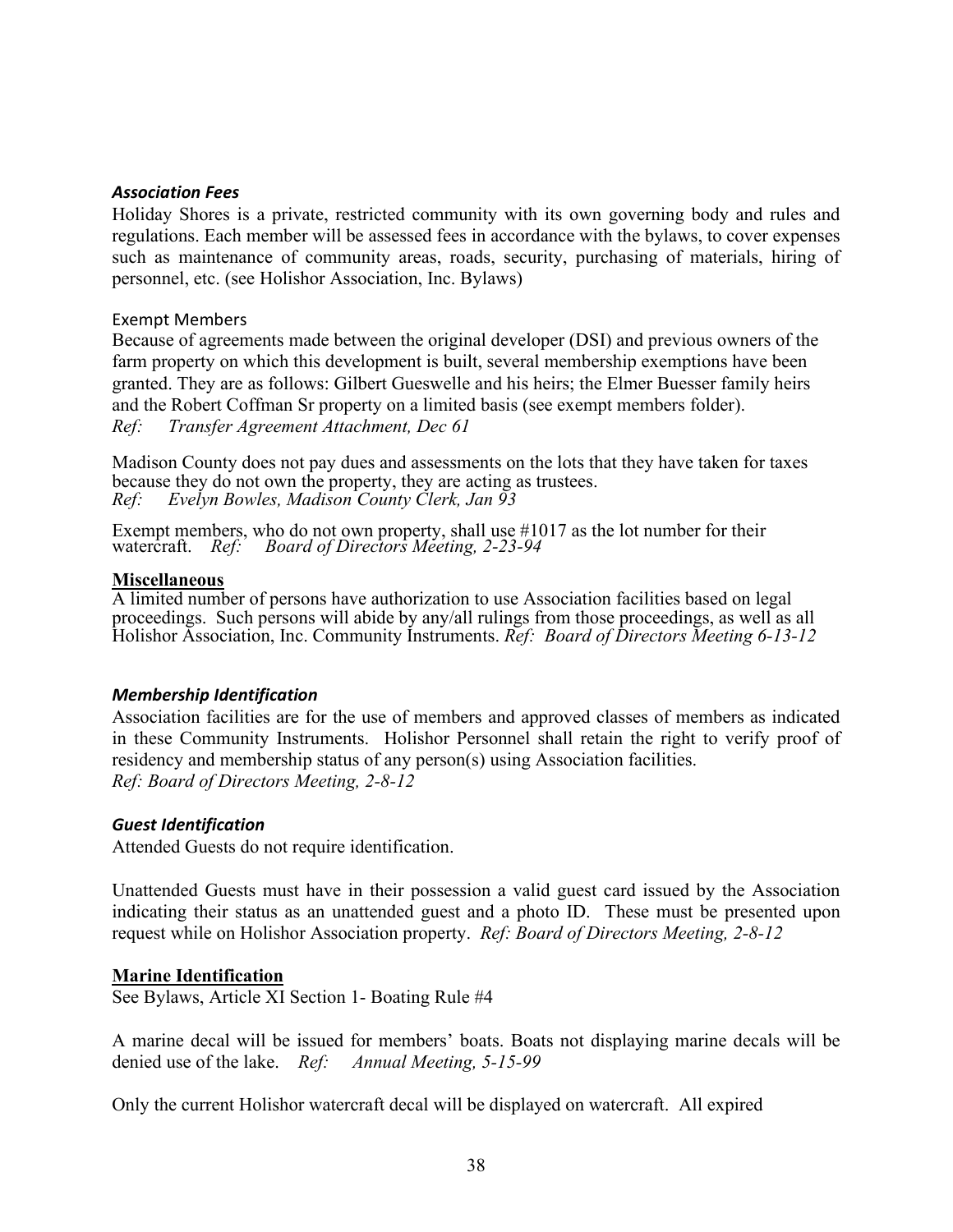### *Association Fees*

Holiday Shores is a private, restricted community with its own governing body and rules and regulations. Each member will be assessed fees in accordance with the bylaws, to cover expenses such as maintenance of community areas, roads, security, purchasing of materials, hiring of personnel, etc. (see Holishor Association, Inc. Bylaws)

#### Exempt Members

Because of agreements made between the original developer (DSI) and previous owners of the farm property on which this development is built, several membership exemptions have been granted. They are as follows: Gilbert Gueswelle and his heirs; the Elmer Buesser family heirs and the Robert Coffman Sr property on a limited basis (see exempt members folder).
*Ref: Transfer Agreement Attachment, Dec 61*

Madison County does not pay dues and assessments on the lots that they have taken for taxes because they do not own the property, they are acting as trustees.
*Ref: Evelyn Bowles, Madison County Clerk, Jan 93*

Exempt members, who do not own property, shall use #1017 as the lot number for their watercraft. *Ref: Board of Directors Meeting, 2-23-94*

**Miscellaneous**

A limited number of persons have authorization to use Association facilities based on legal proceedings. Such persons will abide by any/all rulings from those proceedings, as well as all Holishor Association, Inc. Community Instruments. *Ref: Board of Directors Meeting 6-13-12*

### *Membership Identification*

Association facilities are for the use of members and approved classes of members as indicated in these Community Instruments. Holishor Personnel shall retain the right to verify proof of residency and membership status of any person(s) using Association facilities.
*Ref: Board of Directors Meeting, 2-8-12*

### *Guest Identification*

Attended Guests do not require identification.

Unattended Guests must have in their possession a valid guest card issued by the Association indicating their status as an unattended guest and a photo ID. These must be presented upon request while on Holishor Association property. *Ref: Board of Directors Meeting, 2-8-12*

**Marine Identification**

See Bylaws, Article XI Section 1- Boating Rule #4

A marine decal will be issued for members' boats. Boats not displaying marine decals will be denied use of the lake. *Ref: Annual Meeting, 5-15-99*

Only the current Holishor watercraft decal will be displayed on watercraft. All expired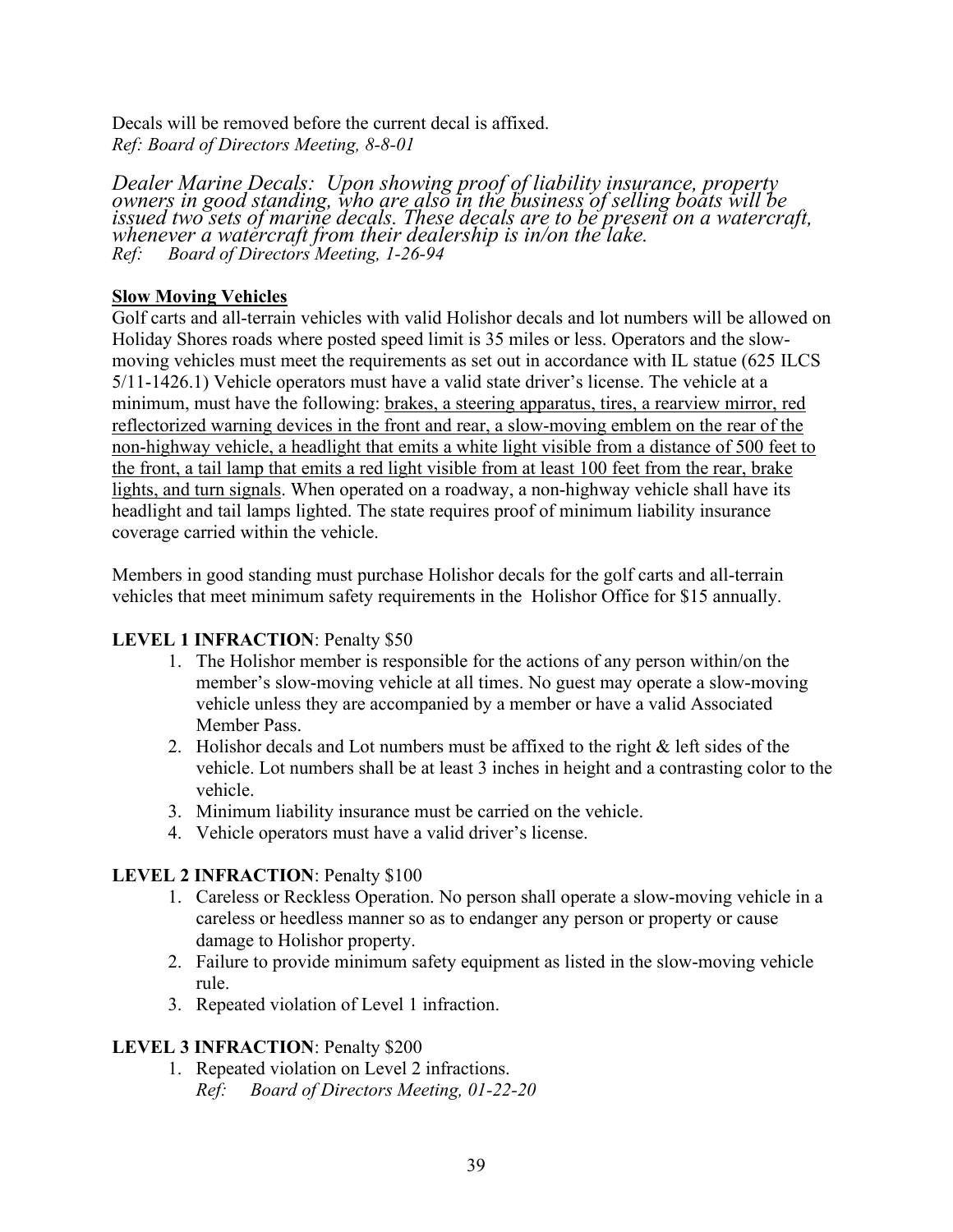Decals will be removed before the current decal is affixed.
*Ref: Board of Directors Meeting, 8-8-01*

*Dealer Marine Decals: Upon showing proof of liability insurance, property owners in good standing, who are also in the business of selling boats will be issued two sets of marine decals. These decals are to be present on a watercraft, whenever a watercraft from their dealership is in/on the lake.*
*Ref: Board of Directors Meeting, 1-26-94*

**Slow Moving Vehicles**

Golf carts and all-terrain vehicles with valid Holishor decals and lot numbers will be allowed on Holiday Shores roads where posted speed limit is 35 miles or less. Operators and the slow-moving vehicles must meet the requirements as set out in accordance with IL statue (625 ILCS 5/11-1426.1) Vehicle operators must have a valid state driver's license. The vehicle at a minimum, must have the following: brakes, a steering apparatus, tires, a rearview mirror, red reflectorized warning devices in the front and rear, a slow-moving emblem on the rear of the non-highway vehicle, a headlight that emits a white light visible from a distance of 500 feet to the front, a tail lamp that emits a red light visible from at least 100 feet from the rear, brake lights, and turn signals. When operated on a roadway, a non-highway vehicle shall have its headlight and tail lamps lighted. The state requires proof of minimum liability insurance coverage carried within the vehicle.

Members in good standing must purchase Holishor decals for the golf carts and all-terrain vehicles that meet minimum safety requirements in the Holishor Office for $15 annually.

**LEVEL 1 INFRACTION**: Penalty $50

1. The Holishor member is responsible for the actions of any person within/on the member's slow-moving vehicle at all times. No guest may operate a slow-moving vehicle unless they are accompanied by a member or have a valid Associated Member Pass.
2. Holishor decals and Lot numbers must be affixed to the right & left sides of the vehicle. Lot numbers shall be at least 3 inches in height and a contrasting color to the vehicle.
3. Minimum liability insurance must be carried on the vehicle.
4. Vehicle operators must have a valid driver's license.

**LEVEL 2 INFRACTION**: Penalty $100

1. Careless or Reckless Operation. No person shall operate a slow-moving vehicle in a careless or heedless manner so as to endanger any person or property or cause damage to Holishor property.
2. Failure to provide minimum safety equipment as listed in the slow-moving vehicle rule.
3. Repeated violation of Level 1 infraction.

**LEVEL 3 INFRACTION**: Penalty $200

1. Repeated violation on Level 2 infractions.
   *Ref: Board of Directors Meeting, 01-22-20*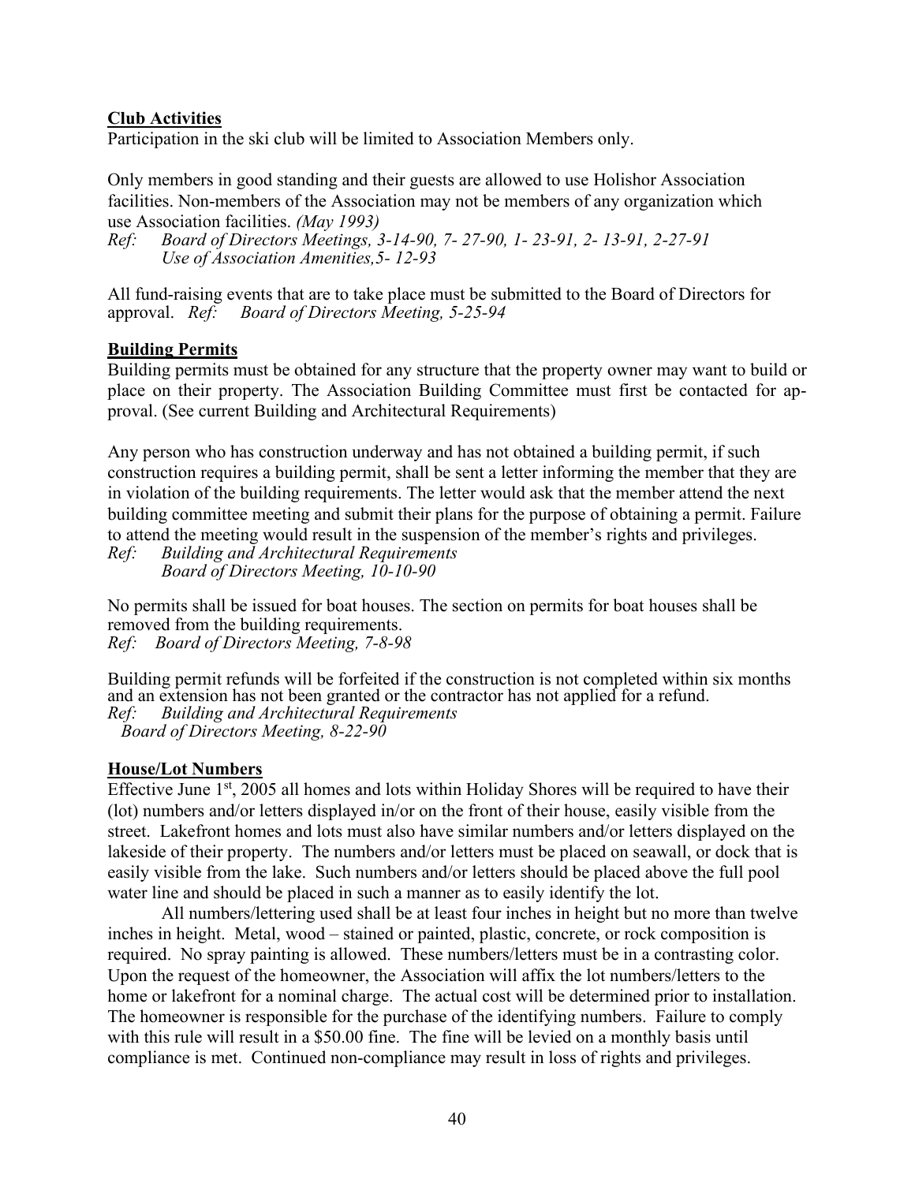**Club Activities**

Participation in the ski club will be limited to Association Members only.

Only members in good standing and their guests are allowed to use Holishor Association facilities. Non-members of the Association may not be members of any organization which use Association facilities. *(May 1993)*

*Ref: Board of Directors Meetings, 3-14-90, 7- 27-90, 1- 23-91, 2- 13-91, 2-27-91*
*Use of Association Amenities,5- 12-93*

All fund-raising events that are to take place must be submitted to the Board of Directors for approval. *Ref: Board of Directors Meeting, 5-25-94*

**Building Permits**

Building permits must be obtained for any structure that the property owner may want to build or place on their property. The Association Building Committee must first be contacted for approval. (See current Building and Architectural Requirements)

Any person who has construction underway and has not obtained a building permit, if such construction requires a building permit, shall be sent a letter informing the member that they are in violation of the building requirements. The letter would ask that the member attend the next building committee meeting and submit their plans for the purpose of obtaining a permit. Failure to attend the meeting would result in the suspension of the member's rights and privileges.

*Ref: Building and Architectural Requirements*
*Board of Directors Meeting, 10-10-90*

No permits shall be issued for boat houses. The section on permits for boat houses shall be removed from the building requirements.

*Ref: Board of Directors Meeting, 7-8-98*

Building permit refunds will be forfeited if the construction is not completed within six months and an extension has not been granted or the contractor has not applied for a refund.

*Ref: Building and Architectural Requirements*
*Board of Directors Meeting, 8-22-90*

**House/Lot Numbers**

Effective June 1st, 2005 all homes and lots within Holiday Shores will be required to have their (lot) numbers and/or letters displayed in/or on the front of their house, easily visible from the street. Lakefront homes and lots must also have similar numbers and/or letters displayed on the lakeside of their property. The numbers and/or letters must be placed on seawall, or dock that is easily visible from the lake. Such numbers and/or letters should be placed above the full pool water line and should be placed in such a manner as to easily identify the lot.

All numbers/lettering used shall be at least four inches in height but no more than twelve inches in height. Metal, wood – stained or painted, plastic, concrete, or rock composition is required. No spray painting is allowed. These numbers/letters must be in a contrasting color. Upon the request of the homeowner, the Association will affix the lot numbers/letters to the home or lakefront for a nominal charge. The actual cost will be determined prior to installation. The homeowner is responsible for the purchase of the identifying numbers. Failure to comply with this rule will result in a $50.00 fine. The fine will be levied on a monthly basis until compliance is met. Continued non-compliance may result in loss of rights and privileges.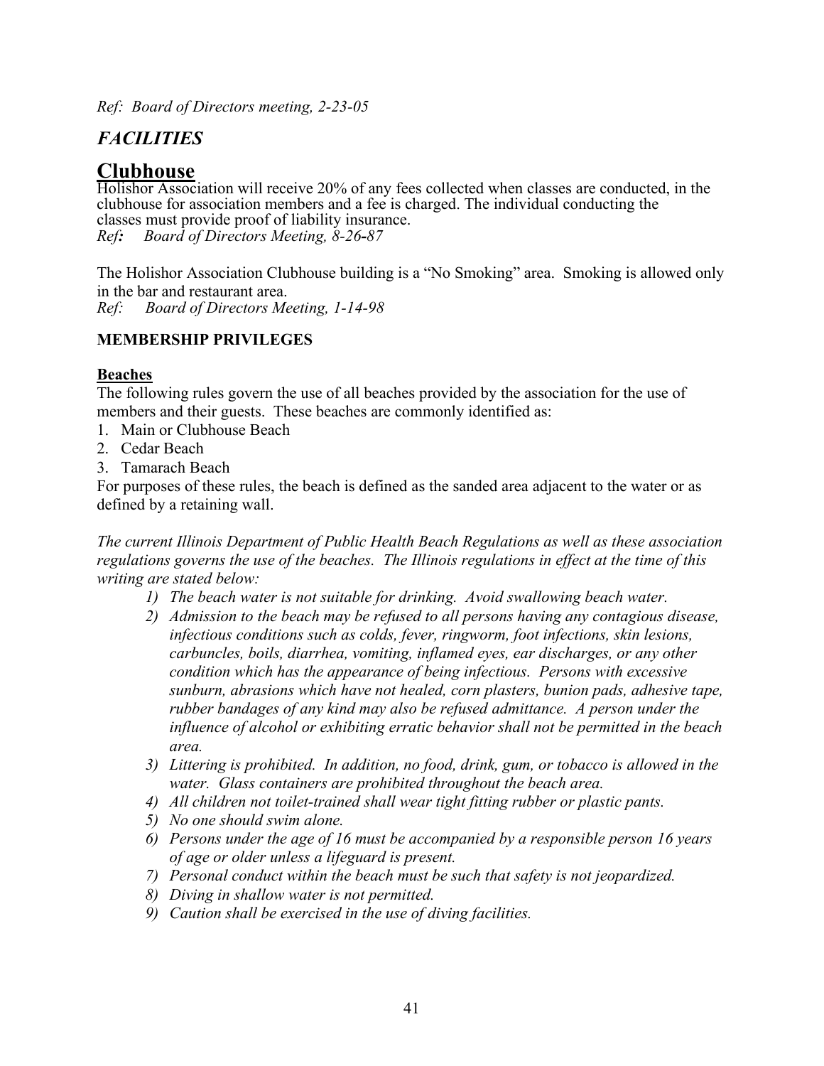*Ref: Board of Directors meeting, 2-23-05*

## *FACILITIES*

## Clubhouse

Holishor Association will receive 20% of any fees collected when classes are conducted, in the clubhouse for association members and a fee is charged. The individual conducting the classes must provide proof of liability insurance.
*Ref**:** Board of Directors Meeting, 8-26-87*

The Holishor Association Clubhouse building is a "No Smoking" area. Smoking is allowed only in the bar and restaurant area.
*Ref: Board of Directors Meeting, 1-14-98*

### MEMBERSHIP PRIVILEGES

**Beaches**

The following rules govern the use of all beaches provided by the association for the use of members and their guests. These beaches are commonly identified as:

1. Main or Clubhouse Beach
2. Cedar Beach
3. Tamarach Beach

For purposes of these rules, the beach is defined as the sanded area adjacent to the water or as defined by a retaining wall.

*The current Illinois Department of Public Health Beach Regulations as well as these association regulations governs the use of the beaches. The Illinois regulations in effect at the time of this writing are stated below:*

*1) The beach water is not suitable for drinking. Avoid swallowing beach water.*

*2) Admission to the beach may be refused to all persons having any contagious disease, infectious conditions such as colds, fever, ringworm, foot infections, skin lesions, carbuncles, boils, diarrhea, vomiting, inflamed eyes, ear discharges, or any other condition which has the appearance of being infectious. Persons with excessive sunburn, abrasions which have not healed, corn plasters, bunion pads, adhesive tape, rubber bandages of any kind may also be refused admittance. A person under the influence of alcohol or exhibiting erratic behavior shall not be permitted in the beach area.*

*3) Littering is prohibited. In addition, no food, drink, gum, or tobacco is allowed in the water. Glass containers are prohibited throughout the beach area.*

*4) All children not toilet-trained shall wear tight fitting rubber or plastic pants.*

*5) No one should swim alone.*

*6) Persons under the age of 16 must be accompanied by a responsible person 16 years of age or older unless a lifeguard is present.*

*7) Personal conduct within the beach must be such that safety is not jeopardized.*

*8) Diving in shallow water is not permitted.*

*9) Caution shall be exercised in the use of diving facilities.*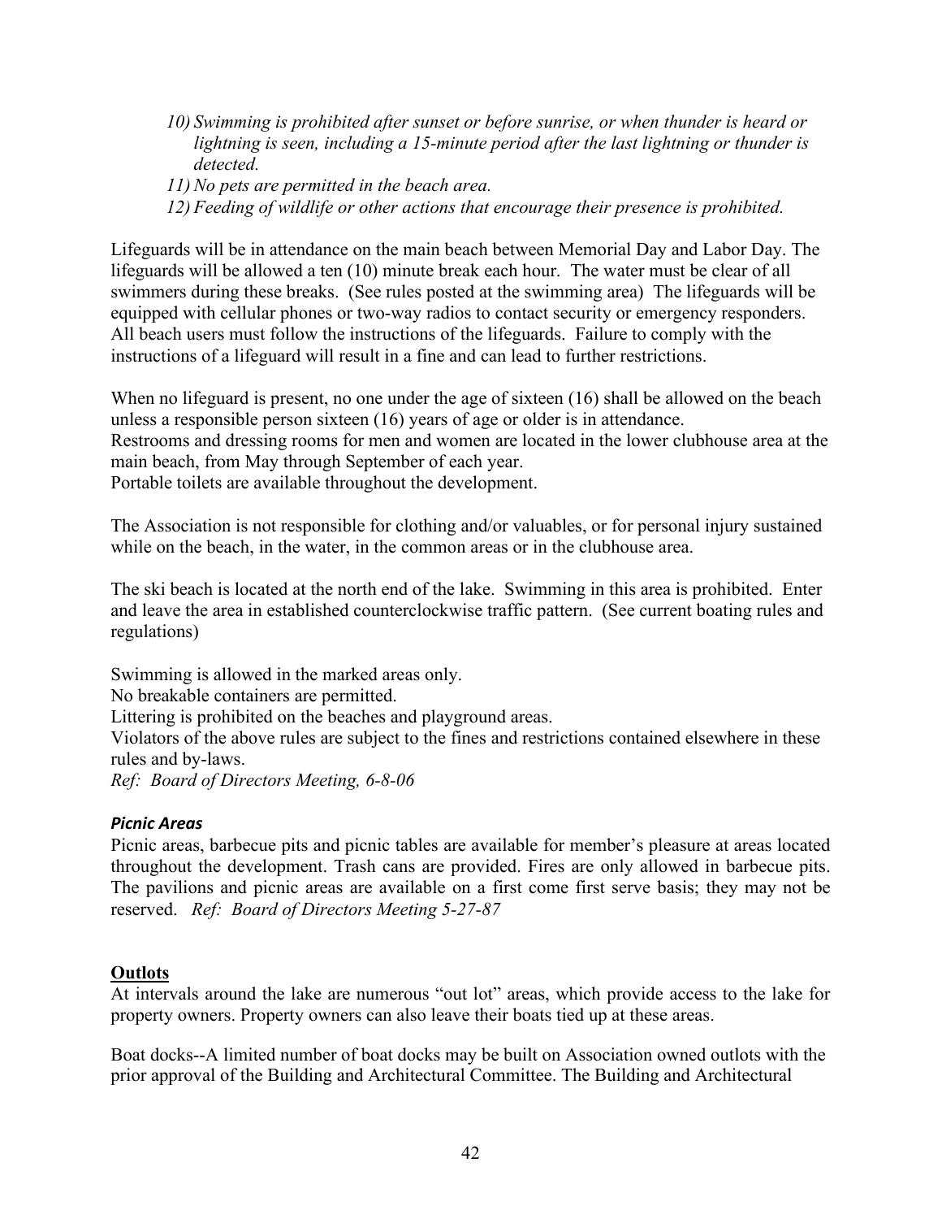10) *Swimming is prohibited after sunset or before sunrise, or when thunder is heard or lightning is seen, including a 15-minute period after the last lightning or thunder is detected.*
11) *No pets are permitted in the beach area.*
12) *Feeding of wildlife or other actions that encourage their presence is prohibited.*

Lifeguards will be in attendance on the main beach between Memorial Day and Labor Day. The lifeguards will be allowed a ten (10) minute break each hour. The water must be clear of all swimmers during these breaks. (See rules posted at the swimming area) The lifeguards will be equipped with cellular phones or two-way radios to contact security or emergency responders. All beach users must follow the instructions of the lifeguards. Failure to comply with the instructions of a lifeguard will result in a fine and can lead to further restrictions.

When no lifeguard is present, no one under the age of sixteen (16) shall be allowed on the beach unless a responsible person sixteen (16) years of age or older is in attendance.
Restrooms and dressing rooms for men and women are located in the lower clubhouse area at the main beach, from May through September of each year.
Portable toilets are available throughout the development.

The Association is not responsible for clothing and/or valuables, or for personal injury sustained while on the beach, in the water, in the common areas or in the clubhouse area.

The ski beach is located at the north end of the lake. Swimming in this area is prohibited. Enter and leave the area in established counterclockwise traffic pattern. (See current boating rules and regulations)

Swimming is allowed in the marked areas only.
No breakable containers are permitted.
Littering is prohibited on the beaches and playground areas.
Violators of the above rules are subject to the fines and restrictions contained elsewhere in these rules and by-laws.
*Ref: Board of Directors Meeting, 6-8-06*

### *Picnic Areas*

Picnic areas, barbecue pits and picnic tables are available for member's pleasure at areas located throughout the development. Trash cans are provided. Fires are only allowed in barbecue pits. The pavilions and picnic areas are available on a first come first serve basis; they may not be reserved. *Ref: Board of Directors Meeting 5-27-87*

## **Outlots**

At intervals around the lake are numerous "out lot" areas, which provide access to the lake for property owners. Property owners can also leave their boats tied up at these areas.

Boat docks--A limited number of boat docks may be built on Association owned outlots with the prior approval of the Building and Architectural Committee. The Building and Architectural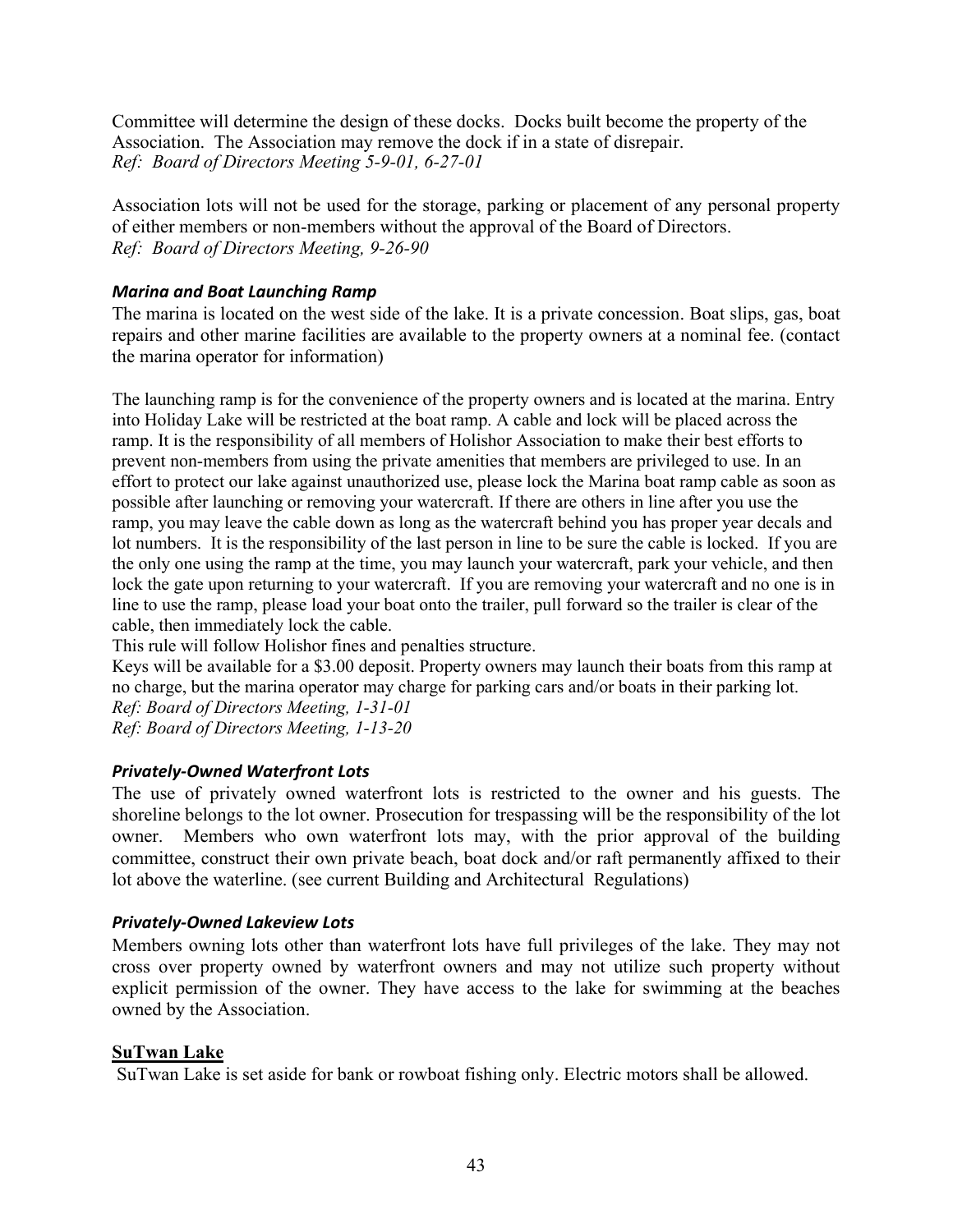Committee will determine the design of these docks. Docks built become the property of the Association. The Association may remove the dock if in a state of disrepair.
*Ref: Board of Directors Meeting 5-9-01, 6-27-01*

Association lots will not be used for the storage, parking or placement of any personal property of either members or non-members without the approval of the Board of Directors.
*Ref: Board of Directors Meeting, 9-26-90*

### *Marina and Boat Launching Ramp*

The marina is located on the west side of the lake. It is a private concession. Boat slips, gas, boat repairs and other marine facilities are available to the property owners at a nominal fee. (contact the marina operator for information)

The launching ramp is for the convenience of the property owners and is located at the marina. Entry into Holiday Lake will be restricted at the boat ramp. A cable and lock will be placed across the ramp. It is the responsibility of all members of Holishor Association to make their best efforts to prevent non-members from using the private amenities that members are privileged to use. In an effort to protect our lake against unauthorized use, please lock the Marina boat ramp cable as soon as possible after launching or removing your watercraft. If there are others in line after you use the ramp, you may leave the cable down as long as the watercraft behind you has proper year decals and lot numbers. It is the responsibility of the last person in line to be sure the cable is locked. If you are the only one using the ramp at the time, you may launch your watercraft, park your vehicle, and then lock the gate upon returning to your watercraft. If you are removing your watercraft and no one is in line to use the ramp, please load your boat onto the trailer, pull forward so the trailer is clear of the cable, then immediately lock the cable.
This rule will follow Holishor fines and penalties structure.
Keys will be available for a $3.00 deposit. Property owners may launch their boats from this ramp at no charge, but the marina operator may charge for parking cars and/or boats in their parking lot.
*Ref: Board of Directors Meeting, 1-31-01*
*Ref: Board of Directors Meeting, 1-13-20*

### *Privately-Owned Waterfront Lots*

The use of privately owned waterfront lots is restricted to the owner and his guests. The shoreline belongs to the lot owner. Prosecution for trespassing will be the responsibility of the lot owner. Members who own waterfront lots may, with the prior approval of the building committee, construct their own private beach, boat dock and/or raft permanently affixed to their lot above the waterline. (see current Building and Architectural Regulations)

### *Privately-Owned Lakeview Lots*

Members owning lots other than waterfront lots have full privileges of the lake. They may not cross over property owned by waterfront owners and may not utilize such property without explicit permission of the owner. They have access to the lake for swimming at the beaches owned by the Association.

## **SuTwan Lake**

SuTwan Lake is set aside for bank or rowboat fishing only. Electric motors shall be allowed.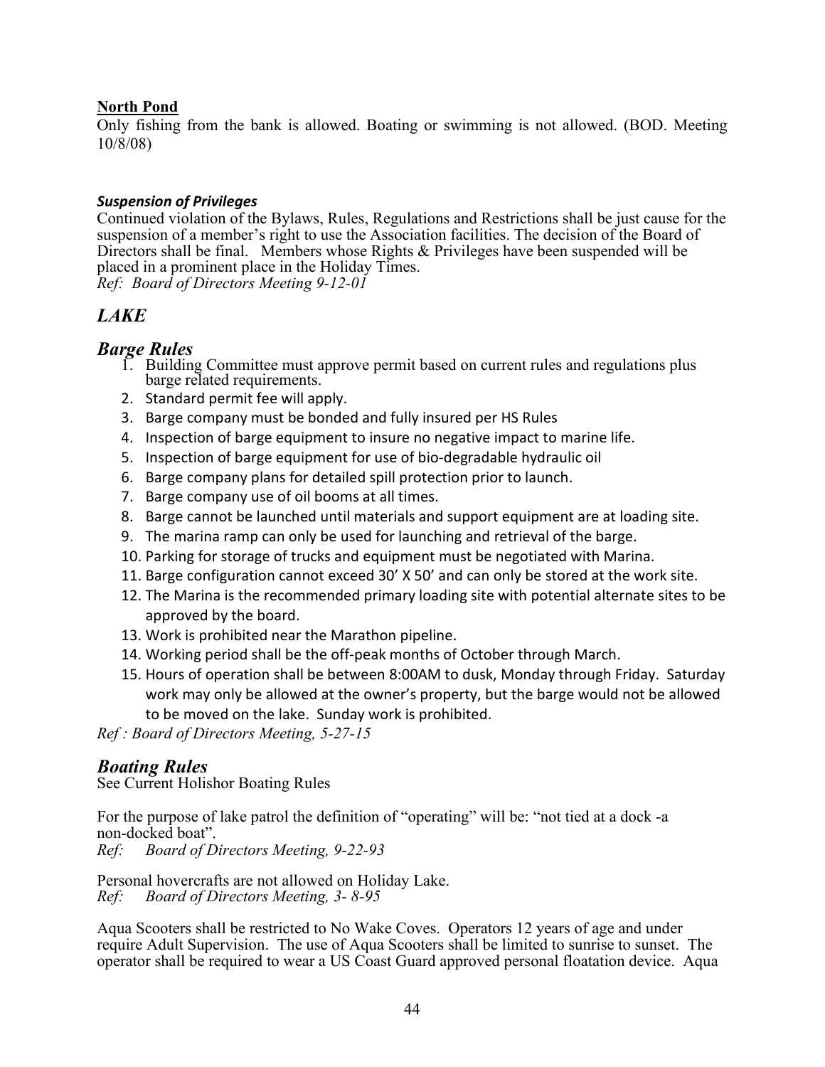**North Pond**

Only fishing from the bank is allowed. Boating or swimming is not allowed. (BOD. Meeting 10/8/08)

***Suspension of Privileges***

Continued violation of the Bylaws, Rules, Regulations and Restrictions shall be just cause for the suspension of a member's right to use the Association facilities. The decision of the Board of Directors shall be final. Members whose Rights & Privileges have been suspended will be placed in a prominent place in the Holiday Times.

*Ref: Board of Directors Meeting 9-12-01*

## *LAKE*

### *Barge Rules*

1. Building Committee must approve permit based on current rules and regulations plus barge related requirements.
2. Standard permit fee will apply.
3. Barge company must be bonded and fully insured per HS Rules
4. Inspection of barge equipment to insure no negative impact to marine life.
5. Inspection of barge equipment for use of bio-degradable hydraulic oil
6. Barge company plans for detailed spill protection prior to launch.
7. Barge company use of oil booms at all times.
8. Barge cannot be launched until materials and support equipment are at loading site.
9. The marina ramp can only be used for launching and retrieval of the barge.
10. Parking for storage of trucks and equipment must be negotiated with Marina.
11. Barge configuration cannot exceed 30' X 50' and can only be stored at the work site.
12. The Marina is the recommended primary loading site with potential alternate sites to be approved by the board.
13. Work is prohibited near the Marathon pipeline.
14. Working period shall be the off-peak months of October through March.
15. Hours of operation shall be between 8:00AM to dusk, Monday through Friday. Saturday work may only be allowed at the owner's property, but the barge would not be allowed to be moved on the lake. Sunday work is prohibited.

*Ref : Board of Directors Meeting, 5-27-15*

### *Boating Rules*

See Current Holishor Boating Rules

For the purpose of lake patrol the definition of "operating" will be: "not tied at a dock -a non-docked boat".

*Ref: Board of Directors Meeting, 9-22-93*

Personal hovercrafts are not allowed on Holiday Lake.

*Ref: Board of Directors Meeting, 3- 8-95*

Aqua Scooters shall be restricted to No Wake Coves. Operators 12 years of age and under require Adult Supervision. The use of Aqua Scooters shall be limited to sunrise to sunset. The operator shall be required to wear a US Coast Guard approved personal floatation device. Aqua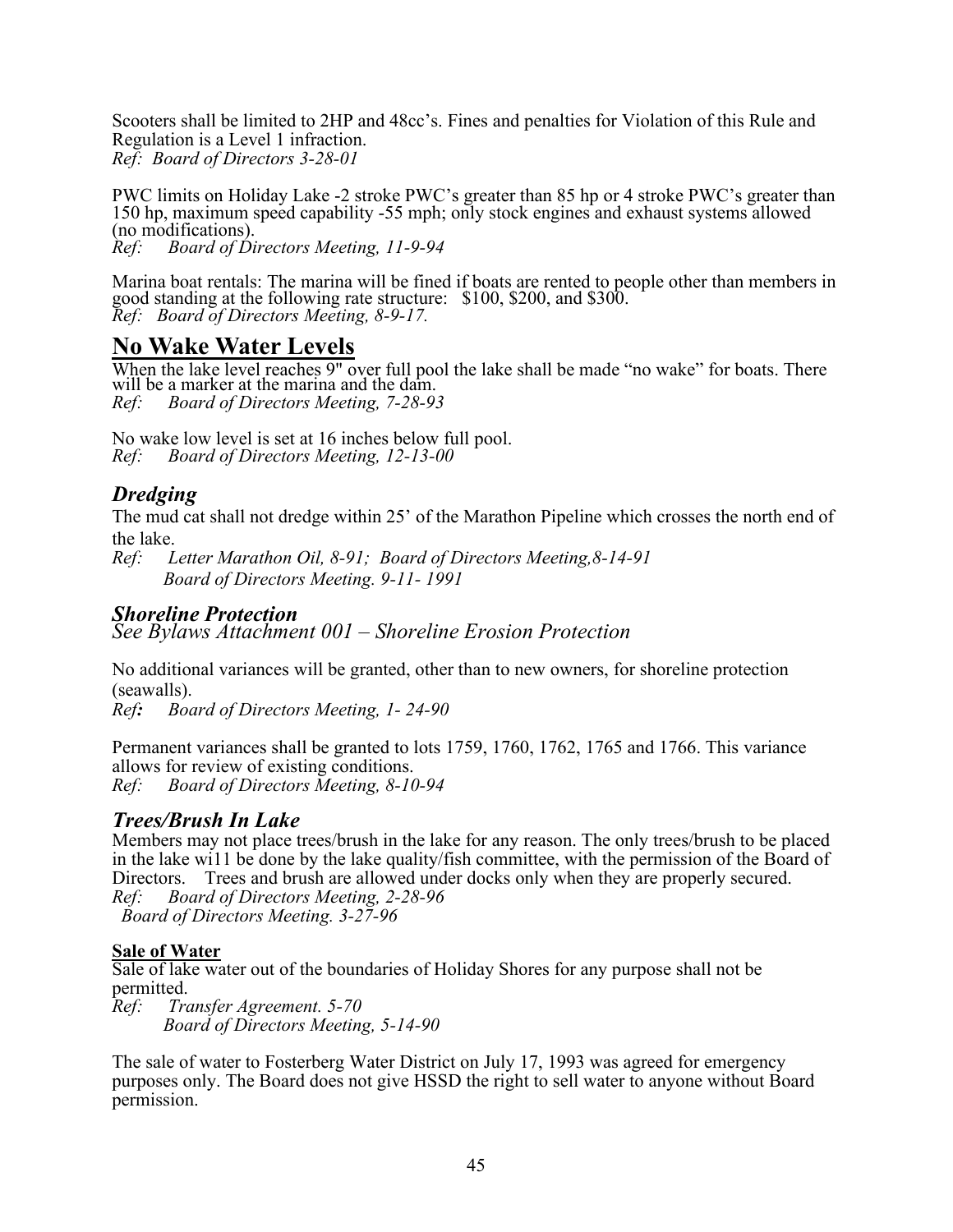Scooters shall be limited to 2HP and 48cc's. Fines and penalties for Violation of this Rule and Regulation is a Level 1 infraction.
*Ref: Board of Directors 3-28-01*

PWC limits on Holiday Lake -2 stroke PWC's greater than 85 hp or 4 stroke PWC's greater than 150 hp, maximum speed capability -55 mph; only stock engines and exhaust systems allowed (no modifications).
*Ref: Board of Directors Meeting, 11-9-94*

Marina boat rentals: The marina will be fined if boats are rented to people other than members in good standing at the following rate structure: $100, $200, and $300.
*Ref: Board of Directors Meeting, 8-9-17.*

## No Wake Water Levels

When the lake level reaches 9" over full pool the lake shall be made "no wake" for boats. There will be a marker at the marina and the dam.
*Ref: Board of Directors Meeting, 7-28-93*

No wake low level is set at 16 inches below full pool.
*Ref: Board of Directors Meeting, 12-13-00*

### *Dredging*

The mud cat shall not dredge within 25' of the Marathon Pipeline which crosses the north end of the lake.
*Ref: Letter Marathon Oil, 8-91; Board of Directors Meeting,8-14-91*
*Board of Directors Meeting. 9-11- 1991*

### *Shoreline Protection*

*See Bylaws Attachment 001 – Shoreline Erosion Protection*

No additional variances will be granted, other than to new owners, for shoreline protection (seawalls).
*Ref: Board of Directors Meeting, 1- 24-90*

Permanent variances shall be granted to lots 1759, 1760, 1762, 1765 and 1766. This variance allows for review of existing conditions.
*Ref: Board of Directors Meeting, 8-10-94*

### *Trees/Brush In Lake*

Members may not place trees/brush in the lake for any reason. The only trees/brush to be placed in the lake wi11 be done by the lake quality/fish committee, with the permission of the Board of Directors. Trees and brush are allowed under docks only when they are properly secured.
*Ref: Board of Directors Meeting, 2-28-96*
*Board of Directors Meeting. 3-27-96*

**Sale of Water**

Sale of lake water out of the boundaries of Holiday Shores for any purpose shall not be permitted.
*Ref: Transfer Agreement. 5-70*
*Board of Directors Meeting, 5-14-90*

The sale of water to Fosterberg Water District on July 17, 1993 was agreed for emergency purposes only. The Board does not give HSSD the right to sell water to anyone without Board permission.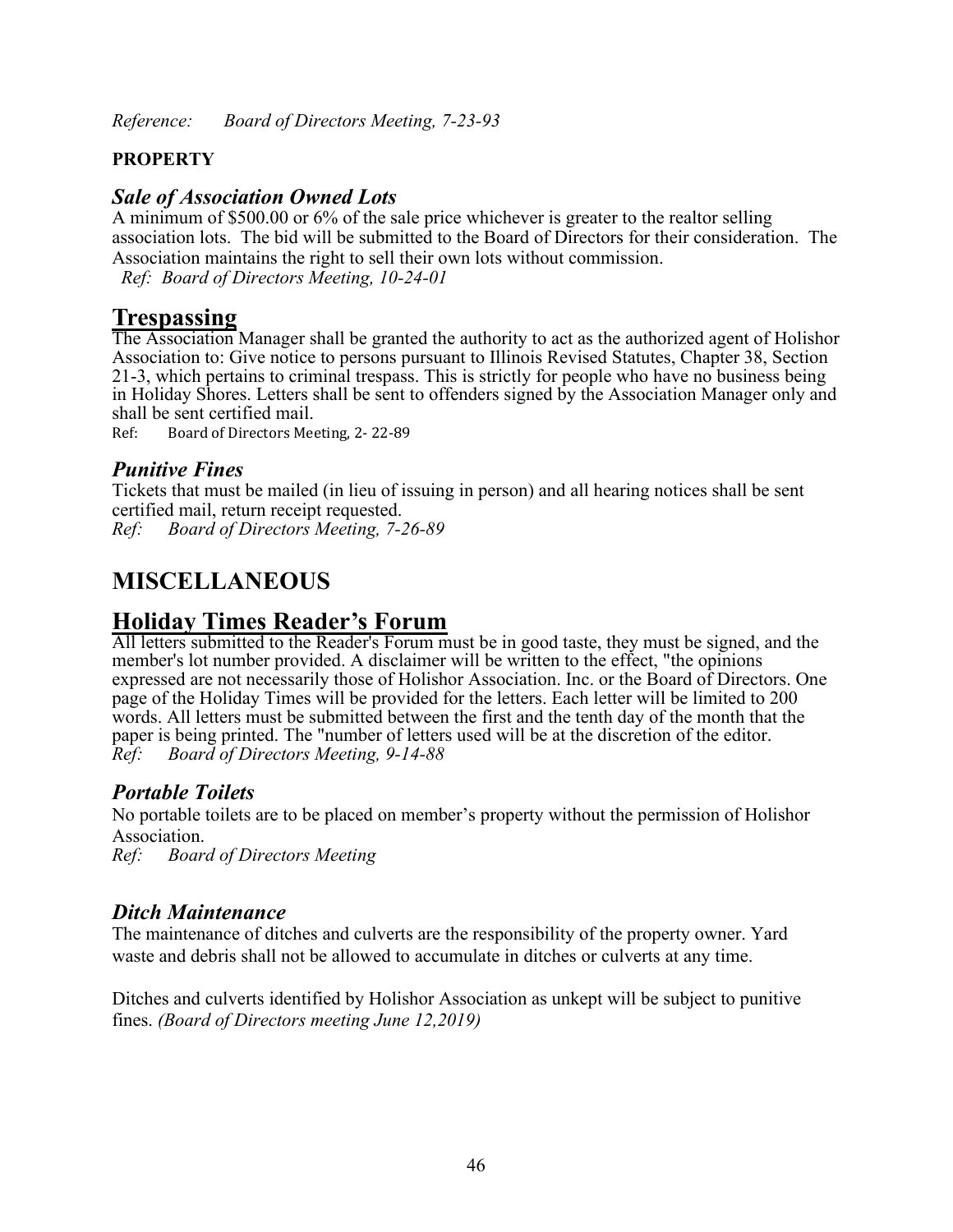*Reference: Board of Directors Meeting, 7-23-93*

**PROPERTY**

### *Sale of Association Owned Lots*

A minimum of $500.00 or 6% of the sale price whichever is greater to the realtor selling association lots. The bid will be submitted to the Board of Directors for their consideration. The Association maintains the right to sell their own lots without commission.

*Ref: Board of Directors Meeting, 10-24-01*

## Trespassing

The Association Manager shall be granted the authority to act as the authorized agent of Holishor Association to: Give notice to persons pursuant to Illinois Revised Statutes, Chapter 38, Section 21-3, which pertains to criminal trespass. This is strictly for people who have no business being in Holiday Shores. Letters shall be sent to offenders signed by the Association Manager only and shall be sent certified mail.

Ref: Board of Directors Meeting, 2- 22-89

### *Punitive Fines*

Tickets that must be mailed (in lieu of issuing in person) and all hearing notices shall be sent certified mail, return receipt requested.

*Ref: Board of Directors Meeting, 7-26-89*

# MISCELLANEOUS

## Holiday Times Reader's Forum

All letters submitted to the Reader's Forum must be in good taste, they must be signed, and the member's lot number provided. A disclaimer will be written to the effect, "the opinions expressed are not necessarily those of Holishor Association. Inc. or the Board of Directors. One page of the Holiday Times will be provided for the letters. Each letter will be limited to 200 words. All letters must be submitted between the first and the tenth day of the month that the paper is being printed. The "number of letters used will be at the discretion of the editor.

*Ref: Board of Directors Meeting, 9-14-88*

### *Portable Toilets*

No portable toilets are to be placed on member's property without the permission of Holishor Association.

*Ref: Board of Directors Meeting*

### *Ditch Maintenance*

The maintenance of ditches and culverts are the responsibility of the property owner. Yard waste and debris shall not be allowed to accumulate in ditches or culverts at any time.

Ditches and culverts identified by Holishor Association as unkept will be subject to punitive fines. *(Board of Directors meeting June 12,2019)*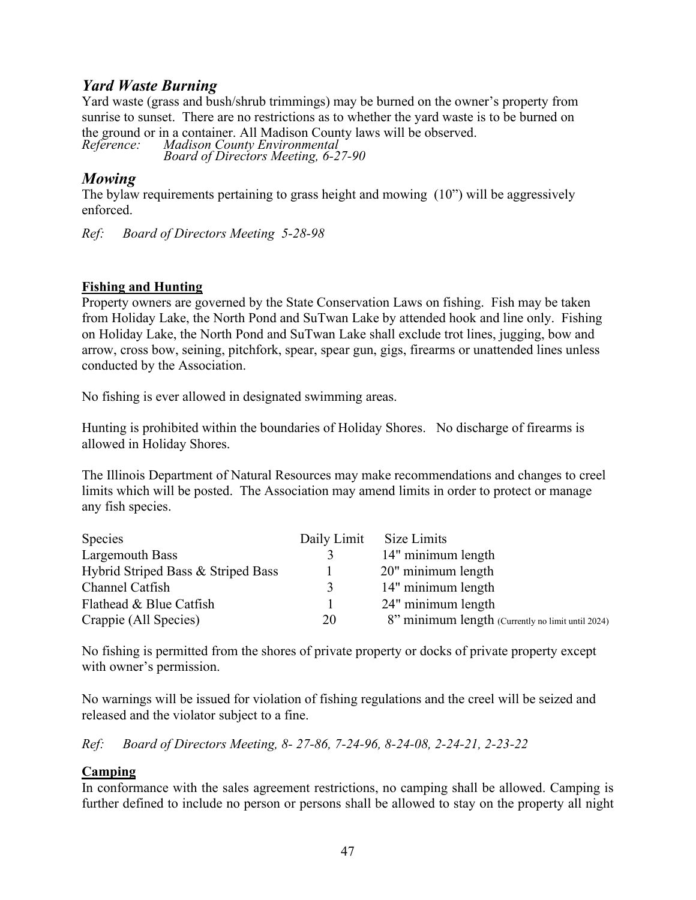## *Yard Waste Burning*

Yard waste (grass and bush/shrub trimmings) may be burned on the owner's property from sunrise to sunset. There are no restrictions as to whether the yard waste is to be burned on the ground or in a container. All Madison County laws will be observed.

*Reference: Madison County Environmental*
*Board of Directors Meeting, 6-27-90*

## *Mowing*

The bylaw requirements pertaining to grass height and mowing (10") will be aggressively enforced.

*Ref: Board of Directors Meeting 5-28-98*

**Fishing and Hunting**

Property owners are governed by the State Conservation Laws on fishing. Fish may be taken from Holiday Lake, the North Pond and SuTwan Lake by attended hook and line only. Fishing on Holiday Lake, the North Pond and SuTwan Lake shall exclude trot lines, jugging, bow and arrow, cross bow, seining, pitchfork, spear, spear gun, gigs, firearms or unattended lines unless conducted by the Association.

No fishing is ever allowed in designated swimming areas.

Hunting is prohibited within the boundaries of Holiday Shores. No discharge of firearms is allowed in Holiday Shores.

The Illinois Department of Natural Resources may make recommendations and changes to creel limits which will be posted. The Association may amend limits in order to protect or manage any fish species.

| Species | Daily Limit | Size Limits |
|---|---|---|
| Largemouth Bass | 3 | 14" minimum length |
| Hybrid Striped Bass & Striped Bass | 1 | 20" minimum length |
| Channel Catfish | 3 | 14" minimum length |
| Flathead & Blue Catfish | 1 | 24" minimum length |
| Crappie (All Species) | 20 | 8" minimum length (Currently no limit until 2024) |

No fishing is permitted from the shores of private property or docks of private property except with owner's permission.

No warnings will be issued for violation of fishing regulations and the creel will be seized and released and the violator subject to a fine.

*Ref: Board of Directors Meeting, 8- 27-86, 7-24-96, 8-24-08, 2-24-21, 2-23-22*

**Camping**

In conformance with the sales agreement restrictions, no camping shall be allowed. Camping is further defined to include no person or persons shall be allowed to stay on the property all night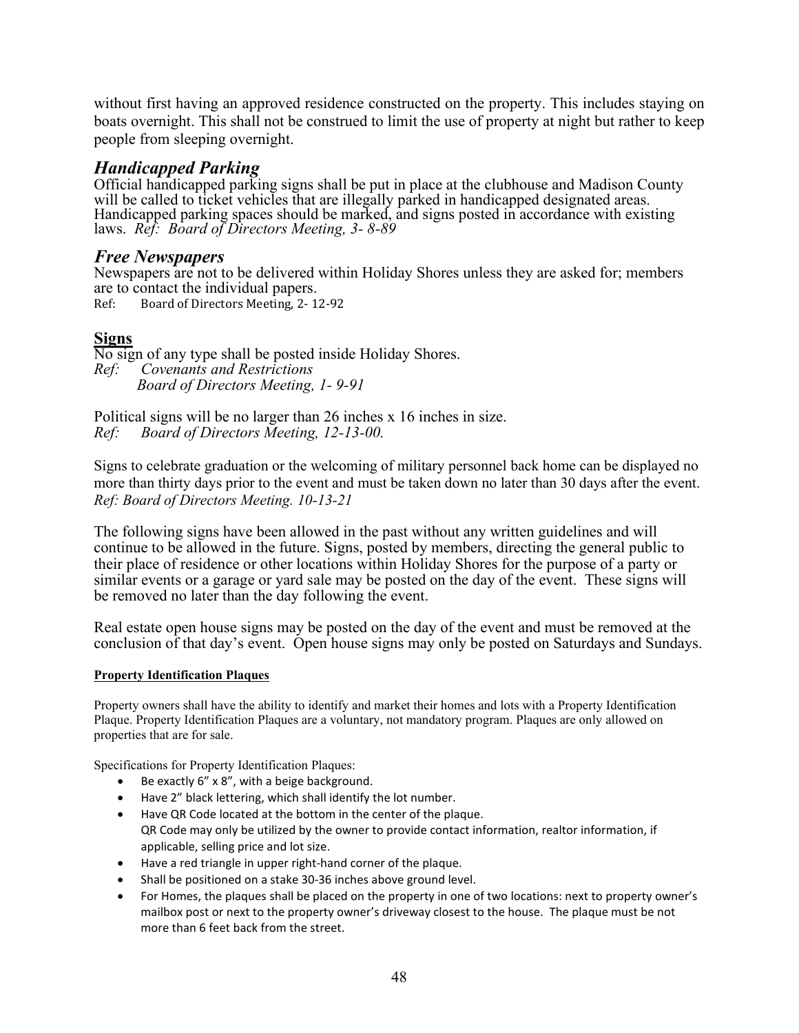without first having an approved residence constructed on the property. This includes staying on boats overnight. This shall not be construed to limit the use of property at night but rather to keep people from sleeping overnight.

## *Handicapped Parking*

Official handicapped parking signs shall be put in place at the clubhouse and Madison County will be called to ticket vehicles that are illegally parked in handicapped designated areas. Handicapped parking spaces should be marked, and signs posted in accordance with existing laws. *Ref: Board of Directors Meeting, 3- 8-89*

## *Free Newspapers*

Newspapers are not to be delivered within Holiday Shores unless they are asked for; members are to contact the individual papers.
Ref: Board of Directors Meeting, 2- 12-92

## **Signs**

No sign of any type shall be posted inside Holiday Shores.
*Ref: Covenants and Restrictions*
*Board of Directors Meeting, 1- 9-91*

Political signs will be no larger than 26 inches x 16 inches in size.
*Ref: Board of Directors Meeting, 12-13-00.*

Signs to celebrate graduation or the welcoming of military personnel back home can be displayed no more than thirty days prior to the event and must be taken down no later than 30 days after the event.
*Ref: Board of Directors Meeting. 10-13-21*

The following signs have been allowed in the past without any written guidelines and will continue to be allowed in the future. Signs, posted by members, directing the general public to their place of residence or other locations within Holiday Shores for the purpose of a party or similar events or a garage or yard sale may be posted on the day of the event. These signs will be removed no later than the day following the event.

Real estate open house signs may be posted on the day of the event and must be removed at the conclusion of that day's event. Open house signs may only be posted on Saturdays and Sundays.

### **Property Identification Plaques**

Property owners shall have the ability to identify and market their homes and lots with a Property Identification Plaque. Property Identification Plaques are a voluntary, not mandatory program. Plaques are only allowed on properties that are for sale.

Specifications for Property Identification Plaques:

- Be exactly 6" x 8", with a beige background.
- Have 2" black lettering, which shall identify the lot number.
- Have QR Code located at the bottom in the center of the plaque.
  QR Code may only be utilized by the owner to provide contact information, realtor information, if applicable, selling price and lot size.
- Have a red triangle in upper right-hand corner of the plaque.
- Shall be positioned on a stake 30-36 inches above ground level.
- For Homes, the plaques shall be placed on the property in one of two locations: next to property owner's mailbox post or next to the property owner's driveway closest to the house. The plaque must be not more than 6 feet back from the street.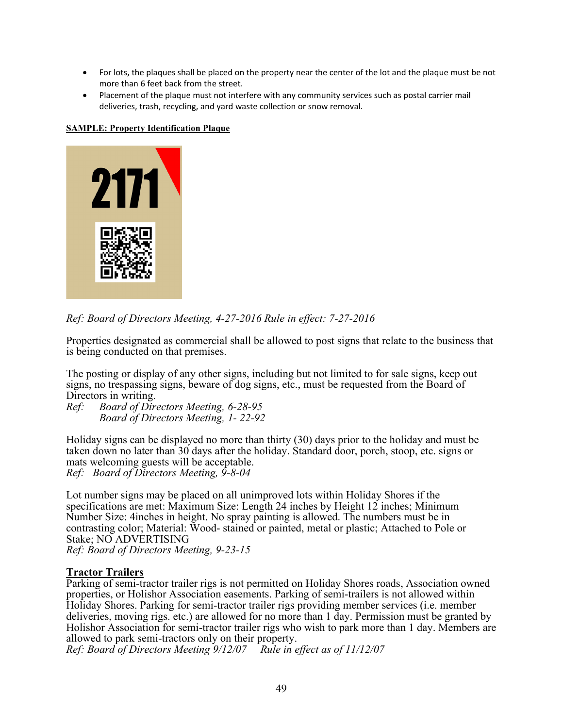- For lots, the plaques shall be placed on the property near the center of the lot and the plaque must be not more than 6 feet back from the street.
- Placement of the plaque must not interfere with any community services such as postal carrier mail deliveries, trash, recycling, and yard waste collection or snow removal.

**SAMPLE: Property Identification Plaque**

*Ref: Board of Directors Meeting, 4-27-2016 Rule in effect: 7-27-2016*

Properties designated as commercial shall be allowed to post signs that relate to the business that is being conducted on that premises.

The posting or display of any other signs, including but not limited to for sale signs, keep out signs, no trespassing signs, beware of dog signs, etc., must be requested from the Board of Directors in writing.

*Ref: Board of Directors Meeting, 6-28-95*
*Board of Directors Meeting, 1- 22-92*

Holiday signs can be displayed no more than thirty (30) days prior to the holiday and must be taken down no later than 30 days after the holiday. Standard door, porch, stoop, etc. signs or mats welcoming guests will be acceptable.

*Ref: Board of Directors Meeting, 9-8-04*

Lot number signs may be placed on all unimproved lots within Holiday Shores if the specifications are met: Maximum Size: Length 24 inches by Height 12 inches; Minimum Number Size: 4inches in height. No spray painting is allowed. The numbers must be in contrasting color; Material: Wood- stained or painted, metal or plastic; Attached to Pole or Stake; NO ADVERTISING

*Ref: Board of Directors Meeting, 9-23-15*

**Tractor Trailers**

Parking of semi-tractor trailer rigs is not permitted on Holiday Shores roads, Association owned properties, or Holishor Association easements. Parking of semi-trailers is not allowed within Holiday Shores. Parking for semi-tractor trailer rigs providing member services (i.e. member deliveries, moving rigs. etc.) are allowed for no more than 1 day. Permission must be granted by Holishor Association for semi-tractor trailer rigs who wish to park more than 1 day. Members are allowed to park semi-tractors only on their property.

*Ref: Board of Directors Meeting 9/12/07 Rule in effect as of 11/12/07*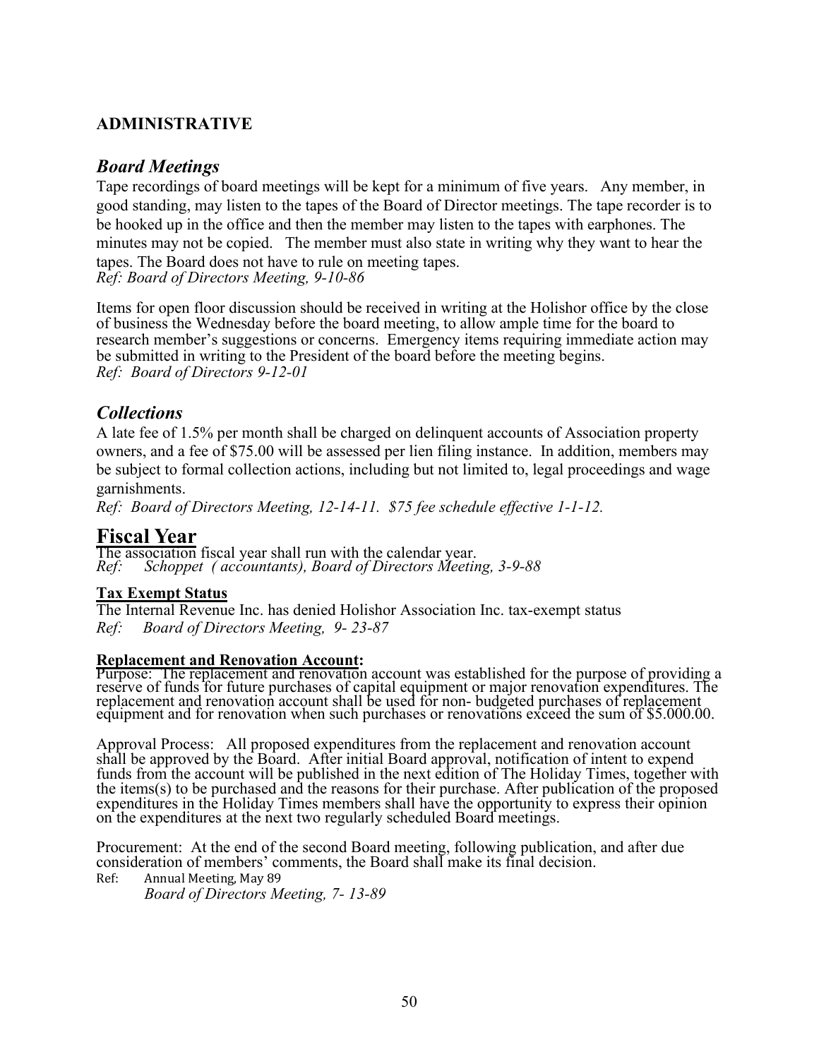## ADMINISTRATIVE

### *Board Meetings*

Tape recordings of board meetings will be kept for a minimum of five years. Any member, in good standing, may listen to the tapes of the Board of Director meetings. The tape recorder is to be hooked up in the office and then the member may listen to the tapes with earphones. The minutes may not be copied. The member must also state in writing why they want to hear the tapes. The Board does not have to rule on meeting tapes.
*Ref: Board of Directors Meeting, 9-10-86*

Items for open floor discussion should be received in writing at the Holishor office by the close of business the Wednesday before the board meeting, to allow ample time for the board to research member's suggestions or concerns. Emergency items requiring immediate action may be submitted in writing to the President of the board before the meeting begins.
*Ref: Board of Directors 9-12-01*

### *Collections*

A late fee of 1.5% per month shall be charged on delinquent accounts of Association property owners, and a fee of $75.00 will be assessed per lien filing instance. In addition, members may be subject to formal collection actions, including but not limited to, legal proceedings and wage garnishments.
*Ref: Board of Directors Meeting, 12-14-11. $75 fee schedule effective 1-1-12.*

## Fiscal Year

The association fiscal year shall run with the calendar year.
*Ref: Schoppet ( accountants), Board of Directors Meeting, 3-9-88*

**Tax Exempt Status**

The Internal Revenue Inc. has denied Holishor Association Inc. tax-exempt status
*Ref: Board of Directors Meeting, 9- 23-87*

**Replacement and Renovation Account:**

Purpose: The replacement and renovation account was established for the purpose of providing a reserve of funds for future purchases of capital equipment or major renovation expenditures. The replacement and renovation account shall be used for non- budgeted purchases of replacement equipment and for renovation when such purchases or renovations exceed the sum of $5.000.00.

Approval Process: All proposed expenditures from the replacement and renovation account shall be approved by the Board. After initial Board approval, notification of intent to expend funds from the account will be published in the next edition of The Holiday Times, together with the items(s) to be purchased and the reasons for their purchase. After publication of the proposed expenditures in the Holiday Times members shall have the opportunity to express their opinion on the expenditures at the next two regularly scheduled Board meetings.

Procurement: At the end of the second Board meeting, following publication, and after due consideration of members' comments, the Board shall make its final decision.

Ref: Annual Meeting, May 89
*Board of Directors Meeting, 7- 13-89*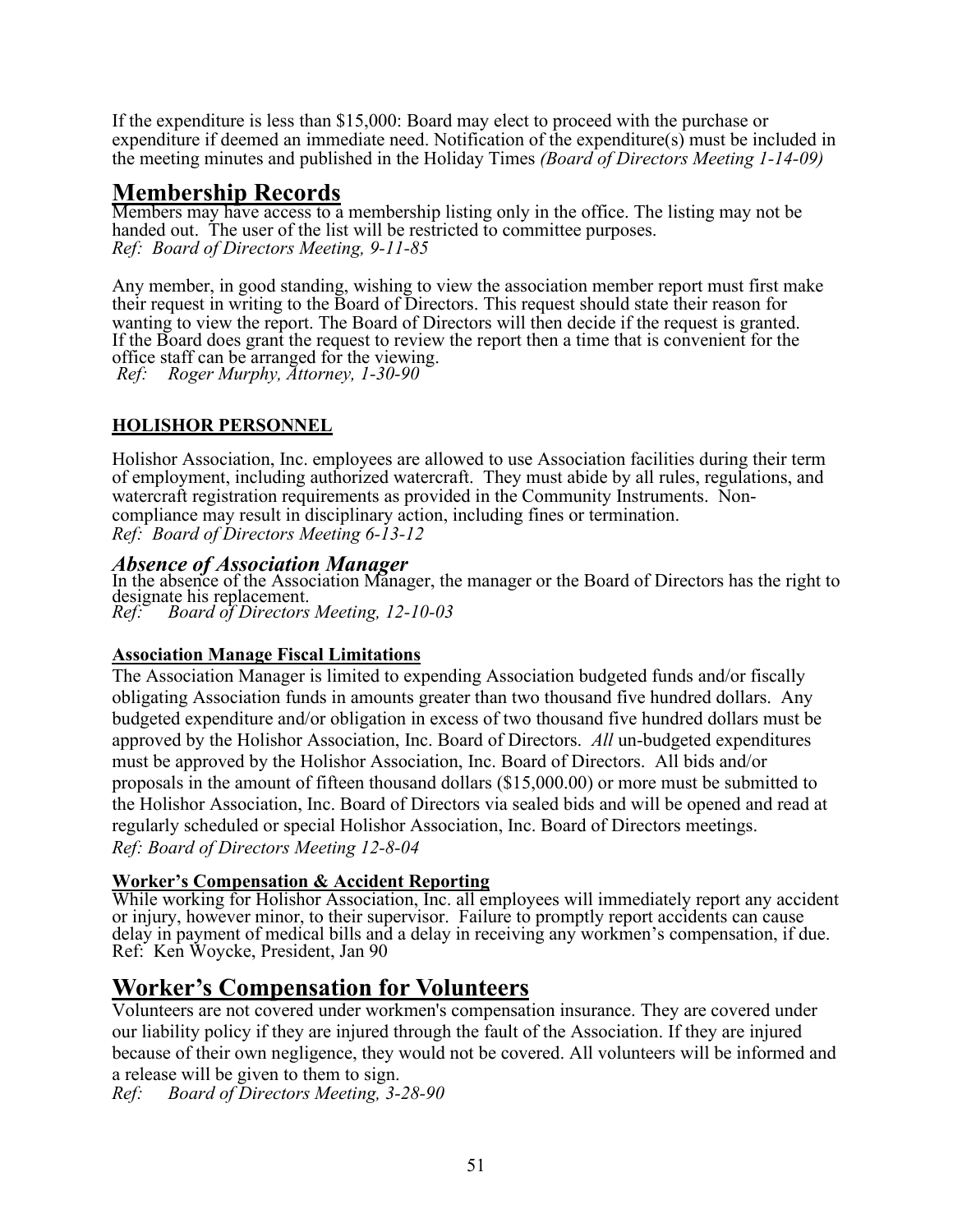If the expenditure is less than $15,000: Board may elect to proceed with the purchase or expenditure if deemed an immediate need. Notification of the expenditure(s) must be included in the meeting minutes and published in the Holiday Times *(Board of Directors Meeting 1-14-09)*

## Membership Records

Members may have access to a membership listing only in the office. The listing may not be handed out. The user of the list will be restricted to committee purposes.
*Ref: Board of Directors Meeting, 9-11-85*

Any member, in good standing, wishing to view the association member report must first make their request in writing to the Board of Directors. This request should state their reason for wanting to view the report. The Board of Directors will then decide if the request is granted. If the Board does grant the request to review the report then a time that is convenient for the office staff can be arranged for the viewing.
*Ref: Roger Murphy, Attorney, 1-30-90*

### HOLISHOR PERSONNEL

Holishor Association, Inc. employees are allowed to use Association facilities during their term of employment, including authorized watercraft. They must abide by all rules, regulations, and watercraft registration requirements as provided in the Community Instruments. Non-compliance may result in disciplinary action, including fines or termination.
*Ref: Board of Directors Meeting 6-13-12*

### *Absence of Association Manager*

In the absence of the Association Manager, the manager or the Board of Directors has the right to designate his replacement.
*Ref: Board of Directors Meeting, 12-10-03*

### Association Manage Fiscal Limitations

The Association Manager is limited to expending Association budgeted funds and/or fiscally obligating Association funds in amounts greater than two thousand five hundred dollars. Any budgeted expenditure and/or obligation in excess of two thousand five hundred dollars must be approved by the Holishor Association, Inc. Board of Directors. *All* un-budgeted expenditures must be approved by the Holishor Association, Inc. Board of Directors. All bids and/or proposals in the amount of fifteen thousand dollars ($15,000.00) or more must be submitted to the Holishor Association, Inc. Board of Directors via sealed bids and will be opened and read at regularly scheduled or special Holishor Association, Inc. Board of Directors meetings.
*Ref: Board of Directors Meeting 12-8-04*

### Worker's Compensation & Accident Reporting

While working for Holishor Association, Inc. all employees will immediately report any accident or injury, however minor, to their supervisor. Failure to promptly report accidents can cause delay in payment of medical bills and a delay in receiving any workmen's compensation, if due.
Ref: Ken Woycke, President, Jan 90

## Worker's Compensation for Volunteers

Volunteers are not covered under workmen's compensation insurance. They are covered under our liability policy if they are injured through the fault of the Association. If they are injured because of their own negligence, they would not be covered. All volunteers will be informed and a release will be given to them to sign.
*Ref: Board of Directors Meeting, 3-28-90*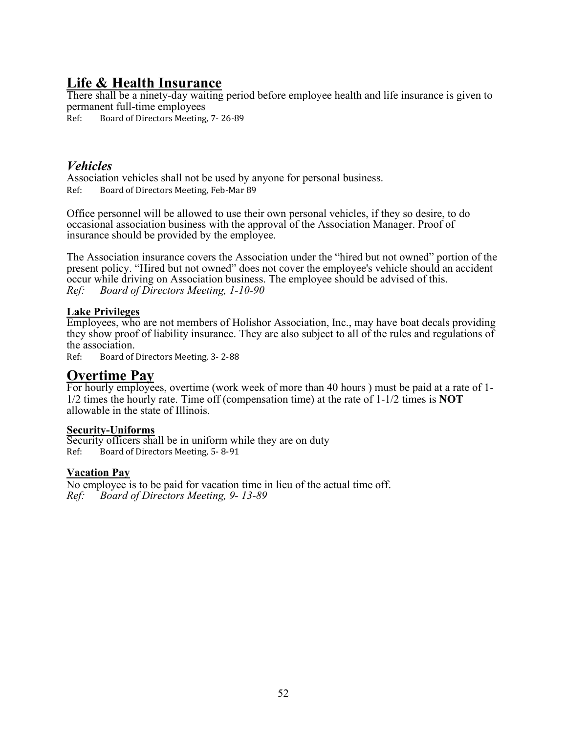## Life & Health Insurance

There shall be a ninety-day waiting period before employee health and life insurance is given to permanent full-time employees

Ref: Board of Directors Meeting, 7- 26-89

### *Vehicles*

Association vehicles shall not be used by anyone for personal business.

Ref: Board of Directors Meeting, Feb-Mar 89

Office personnel will be allowed to use their own personal vehicles, if they so desire, to do occasional association business with the approval of the Association Manager. Proof of insurance should be provided by the employee.

The Association insurance covers the Association under the "hired but not owned" portion of the present policy. "Hired but not owned" does not cover the employee's vehicle should an accident occur while driving on Association business. The employee should be advised of this.

*Ref: Board of Directors Meeting, 1-10-90*

**Lake Privileges**

Employees, who are not members of Holishor Association, Inc., may have boat decals providing they show proof of liability insurance. They are also subject to all of the rules and regulations of the association.

Ref: Board of Directors Meeting, 3- 2-88

## Overtime Pay

For hourly employees, overtime (work week of more than 40 hours ) must be paid at a rate of 1-1/2 times the hourly rate. Time off (compensation time) at the rate of 1-1/2 times is **NOT** allowable in the state of Illinois.

**Security-Uniforms**

Security officers shall be in uniform while they are on duty

Ref: Board of Directors Meeting, 5- 8-91

**Vacation Pay**

No employee is to be paid for vacation time in lieu of the actual time off.

*Ref: Board of Directors Meeting, 9- 13-89*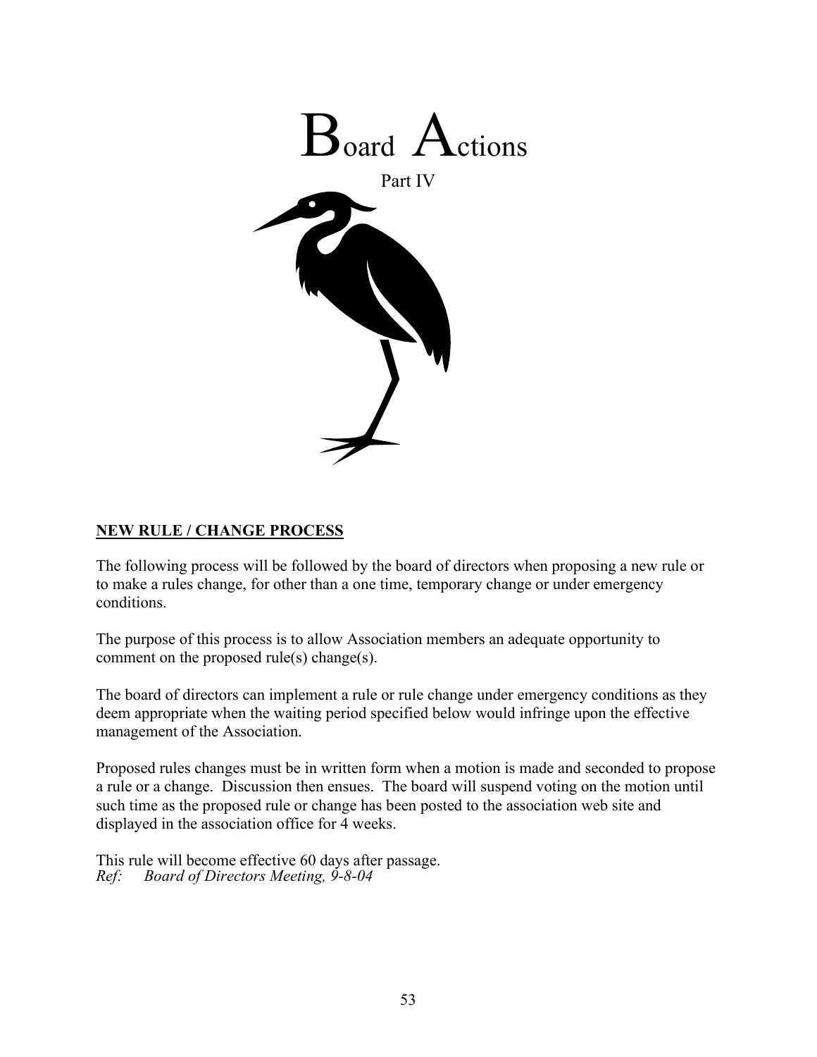# Board Actions

Part IV

**NEW RULE / CHANGE PROCESS**

The following process will be followed by the board of directors when proposing a new rule or to make a rules change, for other than a one time, temporary change or under emergency conditions.

The purpose of this process is to allow Association members an adequate opportunity to comment on the proposed rule(s) change(s).

The board of directors can implement a rule or rule change under emergency conditions as they deem appropriate when the waiting period specified below would infringe upon the effective management of the Association.

Proposed rules changes must be in written form when a motion is made and seconded to propose a rule or a change. Discussion then ensues. The board will suspend voting on the motion until such time as the proposed rule or change has been posted to the association web site and displayed in the association office for 4 weeks.

This rule will become effective 60 days after passage.
*Ref: Board of Directors Meeting, 9-8-04*